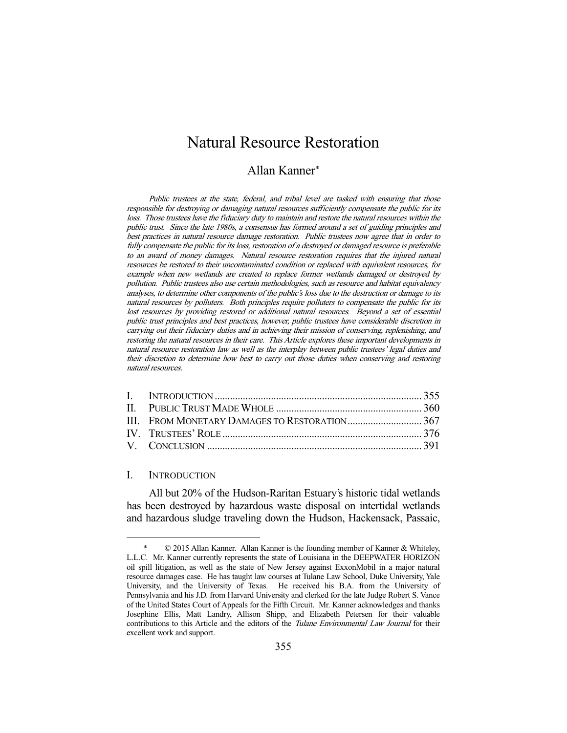# Natural Resource Restoration

## Allan Kanner*

*Public trustees at the state, federal, and tribal level are tasked with ensuring that those responsible for destroying or damaging natural resources sufficiently compensate the public for its loss. Those trustees have the fiduciary duty to maintain and restore the natural resources within the public trust. Since the late 1980s, a consensus has formed around a set of guiding principles and best practices in natural resource damage restoration. Public trustees now agree that in order to fully compensate the public for its loss, restoration of a destroyed or damaged resource is preferable to an award of money damages. Natural resource restoration requires that the injured natural resources be restored to their uncontaminated condition or replaced with equivalent resources, for example when new wetlands are created to replace former wetlands damaged or destroyed by pollution. Public trustees also use certain methodologies, such as resource and habitat equivalency analyses, to determine other components of the public's loss due to the destruction or damage to its natural resources by polluters. Both principles require polluters to compensate the public for its lost resources by providing restored or additional natural resources. Beyond a set of essential public trust principles and best practices, however, public trustees have considerable discretion in carrying out their fiduciary duties and in achieving their mission of conserving, replenishing, and restoring the natural resources in their care. This Article explores these important developments in natural resource restoration law as well as the interplay between public trustees' legal duties and their discretion to determine how best to carry out those duties when conserving and restoring natural resources.*

| | | |
|---|---|---|
| I. | INTRODUCTION | 355 |
| II. | PUBLIC TRUST MADE WHOLE | 360 |
| III. | FROM MONETARY DAMAGES TO RESTORATION | 367 |
| IV. | TRUSTEES' ROLE | 376 |
| V. | CONCLUSION | 391 |

## I. INTRODUCTION

All but 20% of the Hudson-Raritan Estuary's historic tidal wetlands has been destroyed by hazardous waste disposal on intertidal wetlands and hazardous sludge traveling down the Hudson, Hackensack, Passaic,

---

\* © 2015 Allan Kanner. Allan Kanner is the founding member of Kanner & Whiteley, L.L.C. Mr. Kanner currently represents the state of Louisiana in the DEEPWATER HORIZON oil spill litigation, as well as the state of New Jersey against ExxonMobil in a major natural resource damages case. He has taught law courses at Tulane Law School, Duke University, Yale University, and the University of Texas. He received his B.A. from the University of Pennsylvania and his J.D. from Harvard University and clerked for the late Judge Robert S. Vance of the United States Court of Appeals for the Fifth Circuit. Mr. Kanner acknowledges and thanks Josephine Ellis, Matt Landry, Allison Shipp, and Elizabeth Petersen for their valuable contributions to this Article and the editors of the *Tulane Environmental Law Journal* for their excellent work and support.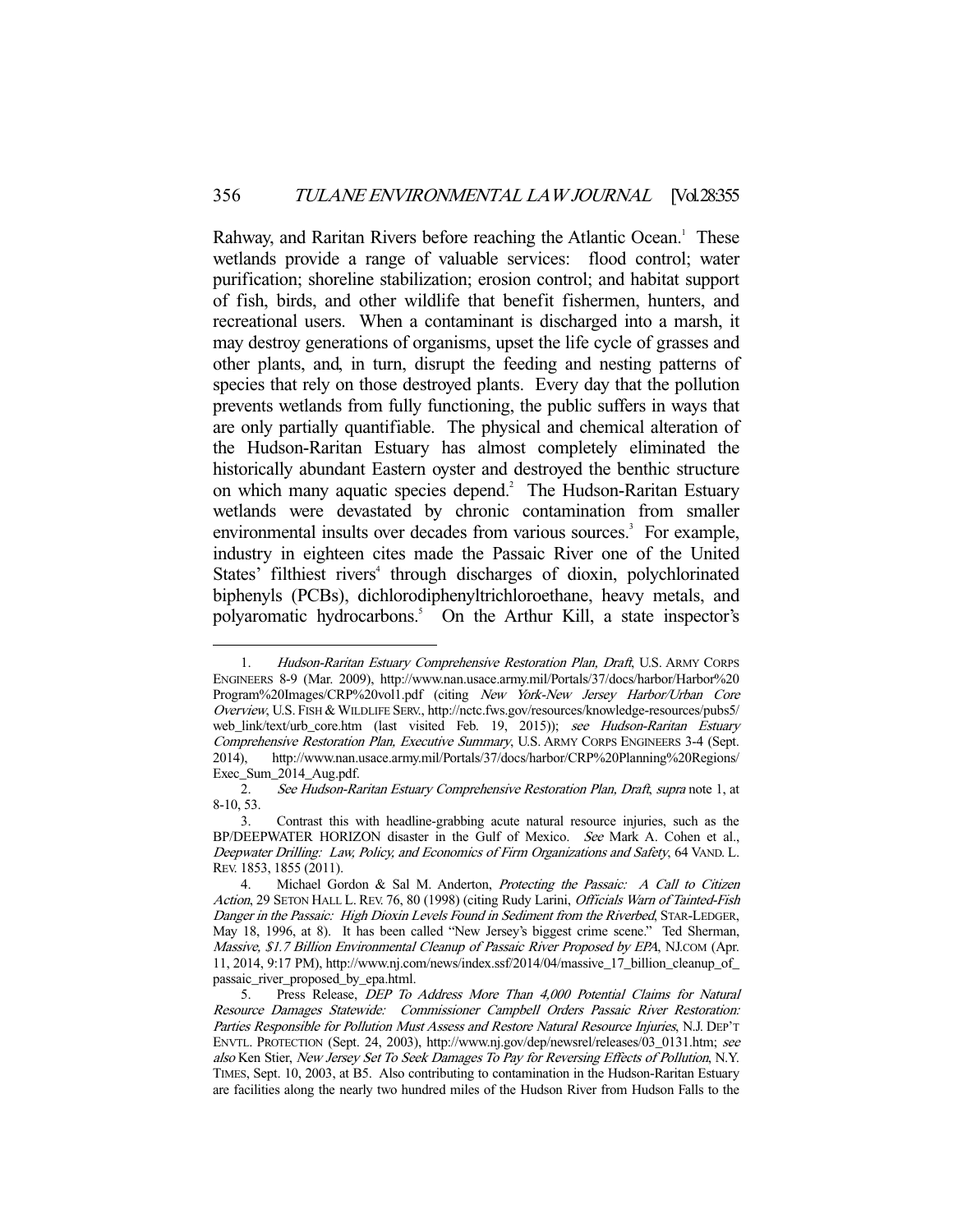Rahway, and Raritan Rivers before reaching the Atlantic Ocean.[1] These wetlands provide a range of valuable services: flood control; water purification; shoreline stabilization; erosion control; and habitat support of fish, birds, and other wildlife that benefit fishermen, hunters, and recreational users. When a contaminant is discharged into a marsh, it may destroy generations of organisms, upset the life cycle of grasses and other plants, and, in turn, disrupt the feeding and nesting patterns of species that rely on those destroyed plants. Every day that the pollution prevents wetlands from fully functioning, the public suffers in ways that are only partially quantifiable. The physical and chemical alteration of the Hudson-Raritan Estuary has almost completely eliminated the historically abundant Eastern oyster and destroyed the benthic structure on which many aquatic species depend.[2] The Hudson-Raritan Estuary wetlands were devastated by chronic contamination from smaller environmental insults over decades from various sources.[3] For example, industry in eighteen cites made the Passaic River one of the United States' filthiest rivers[4] through discharges of dioxin, polychlorinated biphenyls (PCBs), dichlorodiphenyltrichloroethane, heavy metals, and polyaromatic hydrocarbons.[5] On the Arthur Kill, a state inspector's

---

1. *Hudson-Raritan Estuary Comprehensive Restoration Plan, Draft*, U.S. ARMY CORPS ENGINEERS 8-9 (Mar. 2009), http://www.nan.usace.army.mil/Portals/37/docs/harbor/Harbor%20 Program%20Images/CRP%20vol1.pdf (citing *New York-New Jersey Harbor/Urban Core Overview*, U.S. FISH & WILDLIFE SERV., http://nctc.fws.gov/resources/knowledge-resources/pubs5/ web_link/text/urb_core.htm (last visited Feb. 19, 2015)); *see Hudson-Raritan Estuary Comprehensive Restoration Plan, Executive Summary*, U.S. ARMY CORPS ENGINEERS 3-4 (Sept. 2014), http://www.nan.usace.army.mil/Portals/37/docs/harbor/CRP%20Planning%20Regions/ Exec_Sum_2014_Aug.pdf.

2. *See Hudson-Raritan Estuary Comprehensive Restoration Plan, Draft*, *supra* note 1, at 8-10, 53.

3. Contrast this with headline-grabbing acute natural resource injuries, such as the BP/DEEPWATER HORIZON disaster in the Gulf of Mexico. *See* Mark A. Cohen et al., *Deepwater Drilling: Law, Policy, and Economics of Firm Organizations and Safety*, 64 VAND. L. REV. 1853, 1855 (2011).

4. Michael Gordon & Sal M. Anderton, *Protecting the Passaic: A Call to Citizen Action*, 29 SETON HALL L. REV. 76, 80 (1998) (citing Rudy Larini, *Officials Warn of Tainted-Fish Danger in the Passaic: High Dioxin Levels Found in Sediment from the Riverbed*, STAR-LEDGER, May 18, 1996, at 8). It has been called "New Jersey's biggest crime scene." Ted Sherman, *Massive, $1.7 Billion Environmental Cleanup of Passaic River Proposed by EPA*, NJ.COM (Apr. 11, 2014, 9:17 PM), http://www.nj.com/news/index.ssf/2014/04/massive_17_billion_cleanup_of_ passaic_river_proposed_by_epa.html.

5. Press Release, *DEP To Address More Than 4,000 Potential Claims for Natural Resource Damages Statewide: Commissioner Campbell Orders Passaic River Restoration: Parties Responsible for Pollution Must Assess and Restore Natural Resource Injuries*, N.J. DEP'T ENVTL. PROTECTION (Sept. 24, 2003), http://www.nj.gov/dep/newsrel/releases/03_0131.htm; *see also* Ken Stier, *New Jersey Set To Seek Damages To Pay for Reversing Effects of Pollution*, N.Y. TIMES, Sept. 10, 2003, at B5. Also contributing to contamination in the Hudson-Raritan Estuary are facilities along the nearly two hundred miles of the Hudson River from Hudson Falls to the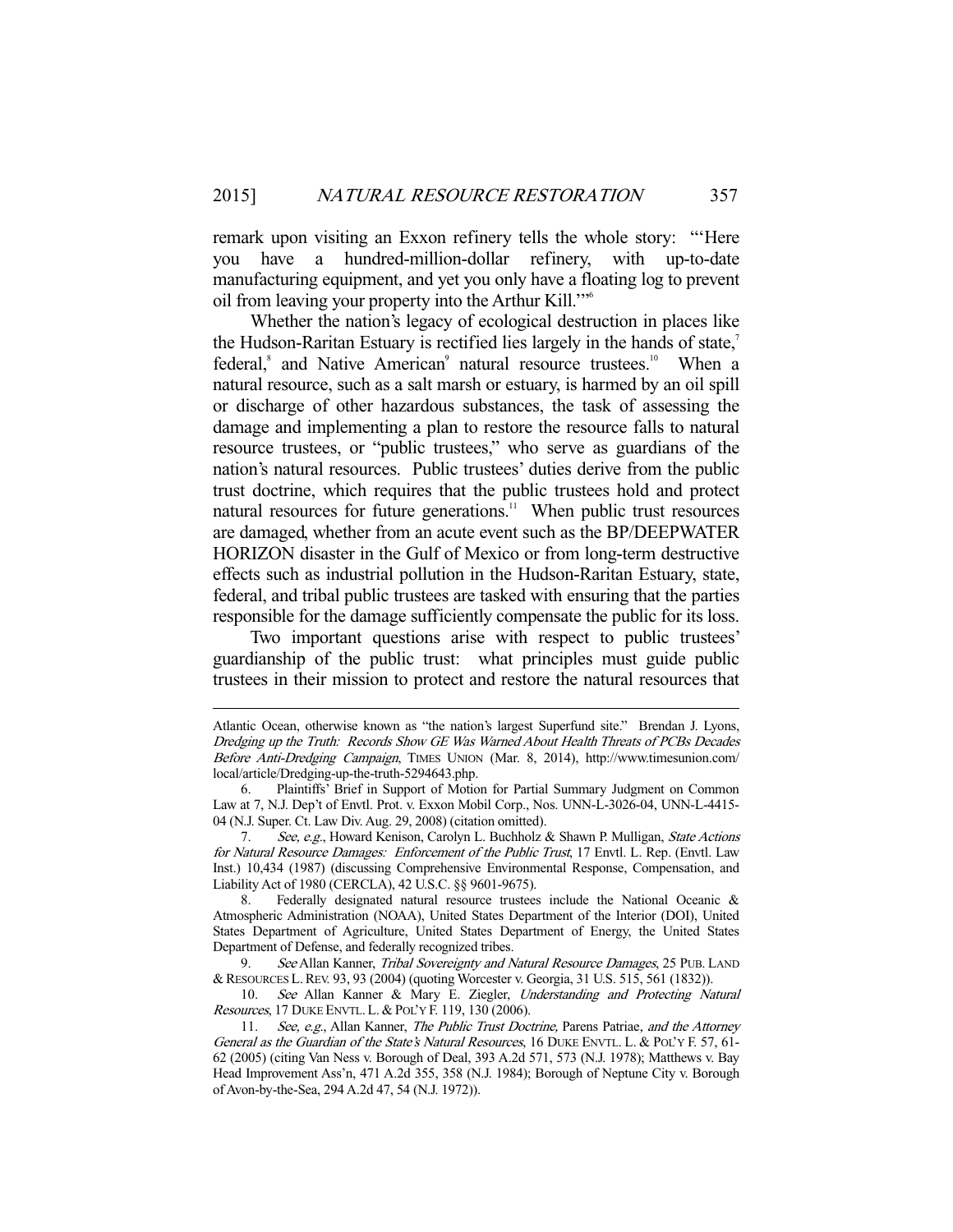remark upon visiting an Exxon refinery tells the whole story: "'Here you have a hundred-million-dollar refinery, with up-to-date manufacturing equipment, and yet you only have a floating log to prevent oil from leaving your property into the Arthur Kill.'"[6]

Whether the nation's legacy of ecological destruction in places like the Hudson-Raritan Estuary is rectified lies largely in the hands of state,[7] federal,[8] and Native American[9] natural resource trustees.[10] When a natural resource, such as a salt marsh or estuary, is harmed by an oil spill or discharge of other hazardous substances, the task of assessing the damage and implementing a plan to restore the resource falls to natural resource trustees, or "public trustees," who serve as guardians of the nation's natural resources. Public trustees' duties derive from the public trust doctrine, which requires that the public trustees hold and protect natural resources for future generations.[11] When public trust resources are damaged, whether from an acute event such as the BP/DEEPWATER HORIZON disaster in the Gulf of Mexico or from long-term destructive effects such as industrial pollution in the Hudson-Raritan Estuary, state, federal, and tribal public trustees are tasked with ensuring that the parties responsible for the damage sufficiently compensate the public for its loss.

Two important questions arise with respect to public trustees' guardianship of the public trust: what principles must guide public trustees in their mission to protect and restore the natural resources that

---

Atlantic Ocean, otherwise known as "the nation's largest Superfund site." Brendan J. Lyons, *Dredging up the Truth: Records Show GE Was Warned About Health Threats of PCBs Decades Before Anti-Dredging Campaign*, TIMES UNION (Mar. 8, 2014), http://www.timesunion.com/local/article/Dredging-up-the-truth-5294643.php.

6. Plaintiffs' Brief in Support of Motion for Partial Summary Judgment on Common Law at 7, N.J. Dep't of Envtl. Prot. v. Exxon Mobil Corp., Nos. UNN-L-3026-04, UNN-L-4415-04 (N.J. Super. Ct. Law Div. Aug. 29, 2008) (citation omitted).

7. *See, e.g.*, Howard Kenison, Carolyn L. Buchholz & Shawn P. Mulligan, *State Actions for Natural Resource Damages: Enforcement of the Public Trust*, 17 Envtl. L. Rep. (Envtl. Law Inst.) 10,434 (1987) (discussing Comprehensive Environmental Response, Compensation, and Liability Act of 1980 (CERCLA), 42 U.S.C. §§ 9601-9675).

8. Federally designated natural resource trustees include the National Oceanic & Atmospheric Administration (NOAA), United States Department of the Interior (DOI), United States Department of Agriculture, United States Department of Energy, the United States Department of Defense, and federally recognized tribes.

9. *See* Allan Kanner, *Tribal Sovereignty and Natural Resource Damages*, 25 PUB. LAND & RESOURCES L. REV. 93, 93 (2004) (quoting Worcester v. Georgia, 31 U.S. 515, 561 (1832)).

10. *See* Allan Kanner & Mary E. Ziegler, *Understanding and Protecting Natural Resources*, 17 DUKE ENVTL. L. & POL'Y F. 119, 130 (2006).

11. *See, e.g.*, Allan Kanner, *The Public Trust Doctrine,* Parens Patriae*, and the Attorney General as the Guardian of the State's Natural Resources*, 16 DUKE ENVTL. L. & POL'Y F. 57, 61-62 (2005) (citing Van Ness v. Borough of Deal, 393 A.2d 571, 573 (N.J. 1978); Matthews v. Bay Head Improvement Ass'n, 471 A.2d 355, 358 (N.J. 1984); Borough of Neptune City v. Borough of Avon-by-the-Sea, 294 A.2d 47, 54 (N.J. 1972)).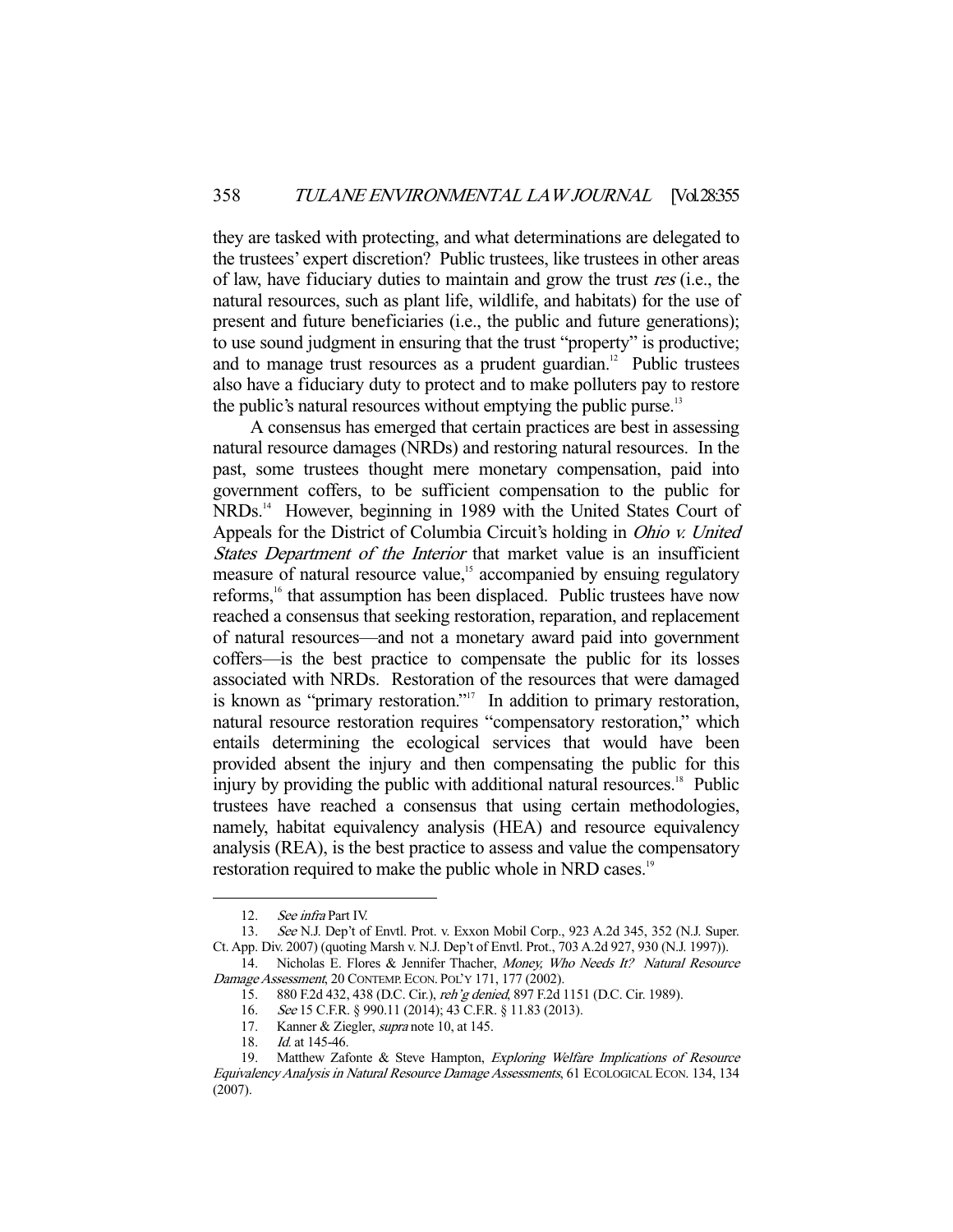they are tasked with protecting, and what determinations are delegated to the trustees' expert discretion? Public trustees, like trustees in other areas of law, have fiduciary duties to maintain and grow the trust *res* (i.e., the natural resources, such as plant life, wildlife, and habitats) for the use of present and future beneficiaries (i.e., the public and future generations); to use sound judgment in ensuring that the trust "property" is productive; and to manage trust resources as a prudent guardian.[12] Public trustees also have a fiduciary duty to protect and to make polluters pay to restore the public's natural resources without emptying the public purse.[13]

A consensus has emerged that certain practices are best in assessing natural resource damages (NRDs) and restoring natural resources. In the past, some trustees thought mere monetary compensation, paid into government coffers, to be sufficient compensation to the public for NRDs.[14] However, beginning in 1989 with the United States Court of Appeals for the District of Columbia Circuit's holding in *Ohio v. United States Department of the Interior* that market value is an insufficient measure of natural resource value,[15] accompanied by ensuing regulatory reforms,[16] that assumption has been displaced. Public trustees have now reached a consensus that seeking restoration, reparation, and replacement of natural resources—and not a monetary award paid into government coffers—is the best practice to compensate the public for its losses associated with NRDs. Restoration of the resources that were damaged is known as "primary restoration."[17] In addition to primary restoration, natural resource restoration requires "compensatory restoration," which entails determining the ecological services that would have been provided absent the injury and then compensating the public for this injury by providing the public with additional natural resources.[18] Public trustees have reached a consensus that using certain methodologies, namely, habitat equivalency analysis (HEA) and resource equivalency analysis (REA), is the best practice to assess and value the compensatory restoration required to make the public whole in NRD cases.[19]

---

12. *See infra* Part IV.
13. *See* N.J. Dep't of Envtl. Prot. v. Exxon Mobil Corp., 923 A.2d 345, 352 (N.J. Super. Ct. App. Div. 2007) (quoting Marsh v. N.J. Dep't of Envtl. Prot., 703 A.2d 927, 930 (N.J. 1997)).
14. Nicholas E. Flores & Jennifer Thacher, *Money, Who Needs It? Natural Resource Damage Assessment*, 20 CONTEMP. ECON. POL'Y 171, 177 (2002).
15. 880 F.2d 432, 438 (D.C. Cir.), *reh'g denied*, 897 F.2d 1151 (D.C. Cir. 1989).
16. *See* 15 C.F.R. § 990.11 (2014); 43 C.F.R. § 11.83 (2013).
17. Kanner & Ziegler, *supra* note 10, at 145.
18. *Id.* at 145-46.
19. Matthew Zafonte & Steve Hampton, *Exploring Welfare Implications of Resource Equivalency Analysis in Natural Resource Damage Assessments*, 61 ECOLOGICAL ECON. 134, 134 (2007).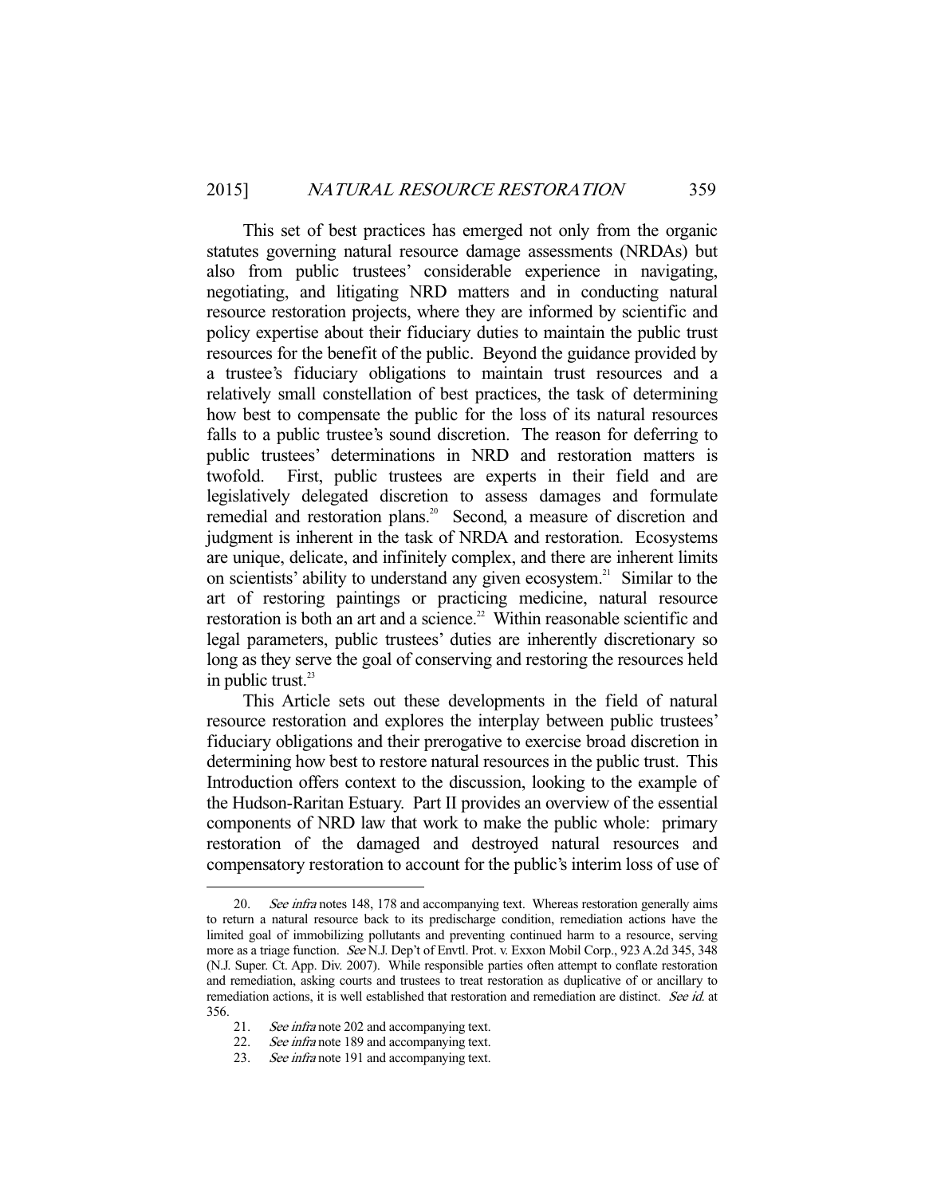This set of best practices has emerged not only from the organic statutes governing natural resource damage assessments (NRDAs) but also from public trustees' considerable experience in navigating, negotiating, and litigating NRD matters and in conducting natural resource restoration projects, where they are informed by scientific and policy expertise about their fiduciary duties to maintain the public trust resources for the benefit of the public. Beyond the guidance provided by a trustee's fiduciary obligations to maintain trust resources and a relatively small constellation of best practices, the task of determining how best to compensate the public for the loss of its natural resources falls to a public trustee's sound discretion. The reason for deferring to public trustees' determinations in NRD and restoration matters is twofold. First, public trustees are experts in their field and are legislatively delegated discretion to assess damages and formulate remedial and restoration plans.[20] Second, a measure of discretion and judgment is inherent in the task of NRDA and restoration. Ecosystems are unique, delicate, and infinitely complex, and there are inherent limits on scientists' ability to understand any given ecosystem.[21] Similar to the art of restoring paintings or practicing medicine, natural resource restoration is both an art and a science.[22] Within reasonable scientific and legal parameters, public trustees' duties are inherently discretionary so long as they serve the goal of conserving and restoring the resources held in public trust.[23]

This Article sets out these developments in the field of natural resource restoration and explores the interplay between public trustees' fiduciary obligations and their prerogative to exercise broad discretion in determining how best to restore natural resources in the public trust. This Introduction offers context to the discussion, looking to the example of the Hudson-Raritan Estuary. Part II provides an overview of the essential components of NRD law that work to make the public whole: primary restoration of the damaged and destroyed natural resources and compensatory restoration to account for the public's interim loss of use of

---

20. *See infra* notes 148, 178 and accompanying text. Whereas restoration generally aims to return a natural resource back to its predischarge condition, remediation actions have the limited goal of immobilizing pollutants and preventing continued harm to a resource, serving more as a triage function. *See* N.J. Dep't of Envtl. Prot. v. Exxon Mobil Corp., 923 A.2d 345, 348 (N.J. Super. Ct. App. Div. 2007). While responsible parties often attempt to conflate restoration and remediation, asking courts and trustees to treat restoration as duplicative of or ancillary to remediation actions, it is well established that restoration and remediation are distinct. *See id.* at 356.

21. *See infra* note 202 and accompanying text.

22. *See infra* note 189 and accompanying text.

23. *See infra* note 191 and accompanying text.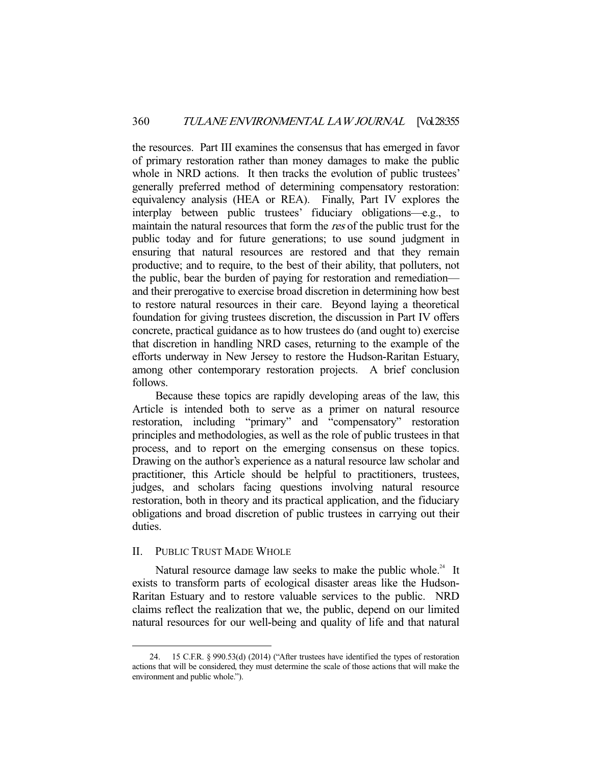the resources. Part III examines the consensus that has emerged in favor of primary restoration rather than money damages to make the public whole in NRD actions. It then tracks the evolution of public trustees' generally preferred method of determining compensatory restoration: equivalency analysis (HEA or REA). Finally, Part IV explores the interplay between public trustees' fiduciary obligations—e.g., to maintain the natural resources that form the *res* of the public trust for the public today and for future generations; to use sound judgment in ensuring that natural resources are restored and that they remain productive; and to require, to the best of their ability, that polluters, not the public, bear the burden of paying for restoration and remediation—and their prerogative to exercise broad discretion in determining how best to restore natural resources in their care. Beyond laying a theoretical foundation for giving trustees discretion, the discussion in Part IV offers concrete, practical guidance as to how trustees do (and ought to) exercise that discretion in handling NRD cases, returning to the example of the efforts underway in New Jersey to restore the Hudson-Raritan Estuary, among other contemporary restoration projects. A brief conclusion follows.

Because these topics are rapidly developing areas of the law, this Article is intended both to serve as a primer on natural resource restoration, including "primary" and "compensatory" restoration principles and methodologies, as well as the role of public trustees in that process, and to report on the emerging consensus on these topics. Drawing on the author's experience as a natural resource law scholar and practitioner, this Article should be helpful to practitioners, trustees, judges, and scholars facing questions involving natural resource restoration, both in theory and its practical application, and the fiduciary obligations and broad discretion of public trustees in carrying out their duties.

## II. Public Trust Made Whole

Natural resource damage law seeks to make the public whole.[24] It exists to transform parts of ecological disaster areas like the Hudson-Raritan Estuary and to restore valuable services to the public. NRD claims reflect the realization that we, the public, depend on our limited natural resources for our well-being and quality of life and that natural

---

24. 15 C.F.R. § 990.53(d) (2014) ("After trustees have identified the types of restoration actions that will be considered, they must determine the scale of those actions that will make the environment and public whole.").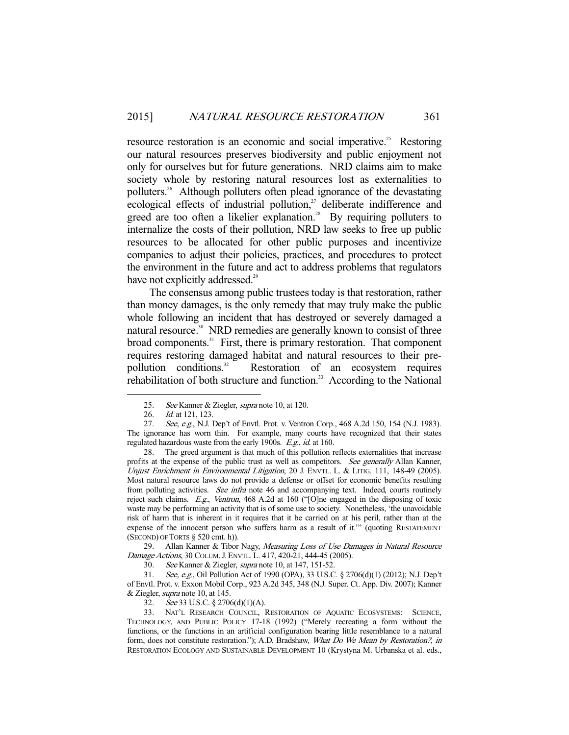resource restoration is an economic and social imperative.[25] Restoring our natural resources preserves biodiversity and public enjoyment not only for ourselves but for future generations. NRD claims aim to make society whole by restoring natural resources lost as externalities to polluters.[26] Although polluters often plead ignorance of the devastating ecological effects of industrial pollution,[27] deliberate indifference and greed are too often a likelier explanation.[28] By requiring polluters to internalize the costs of their pollution, NRD law seeks to free up public resources to be allocated for other public purposes and incentivize companies to adjust their policies, practices, and procedures to protect the environment in the future and act to address problems that regulators have not explicitly addressed.[29]

The consensus among public trustees today is that restoration, rather than money damages, is the only remedy that may truly make the public whole following an incident that has destroyed or severely damaged a natural resource.[30] NRD remedies are generally known to consist of three broad components.[31] First, there is primary restoration. That component requires restoring damaged habitat and natural resources to their pre-pollution conditions.[32] Restoration of an ecosystem requires rehabilitation of both structure and function.[33] According to the National

---

25. *See* Kanner & Ziegler, *supra* note 10, at 120.

26. *Id.* at 121, 123.

27. *See, e.g.*, N.J. Dep't of Envtl. Prot. v. Ventron Corp., 468 A.2d 150, 154 (N.J. 1983). The ignorance has worn thin. For example, many courts have recognized that their states regulated hazardous waste from the early 1900s. *E.g.*, *id.* at 160.

28. The greed argument is that much of this pollution reflects externalities that increase profits at the expense of the public trust as well as competitors. *See generally* Allan Kanner, *Unjust Enrichment in Environmental Litigation*, 20 J. ENVTL. L. & LITIG. 111, 148-49 (2005). Most natural resource laws do not provide a defense or offset for economic benefits resulting from polluting activities. *See infra* note 46 and accompanying text. Indeed, courts routinely reject such claims. *E.g.*, *Ventron*, 468 A.2d at 160 ("[O]ne engaged in the disposing of toxic waste may be performing an activity that is of some use to society. Nonetheless, 'the unavoidable risk of harm that is inherent in it requires that it be carried on at his peril, rather than at the expense of the innocent person who suffers harm as a result of it.'" (quoting RESTATEMENT (SECOND) OF TORTS § 520 cmt. h)).

29. Allan Kanner & Tibor Nagy, *Measuring Loss of Use Damages in Natural Resource Damage Actions*, 30 COLUM. J. ENVTL. L. 417, 420-21, 444-45 (2005).

30. *See* Kanner & Ziegler, *supra* note 10, at 147, 151-52.

31. *See, e.g.*, Oil Pollution Act of 1990 (OPA), 33 U.S.C. § 2706(d)(1) (2012); N.J. Dep't of Envtl. Prot. v. Exxon Mobil Corp., 923 A.2d 345, 348 (N.J. Super. Ct. App. Div. 2007); Kanner & Ziegler, *supra* note 10, at 145.

32. *See* 33 U.S.C. § 2706(d)(1)(A).

33. NAT'L RESEARCH COUNCIL, RESTORATION OF AQUATIC ECOSYSTEMS: SCIENCE, TECHNOLOGY, AND PUBLIC POLICY 17-18 (1992) ("Merely recreating a form without the functions, or the functions in an artificial configuration bearing little resemblance to a natural form, does not constitute restoration."); A.D. Bradshaw, *What Do We Mean by Restoration?*, *in* RESTORATION ECOLOGY AND SUSTAINABLE DEVELOPMENT 10 (Krystyna M. Urbanska et al. eds.,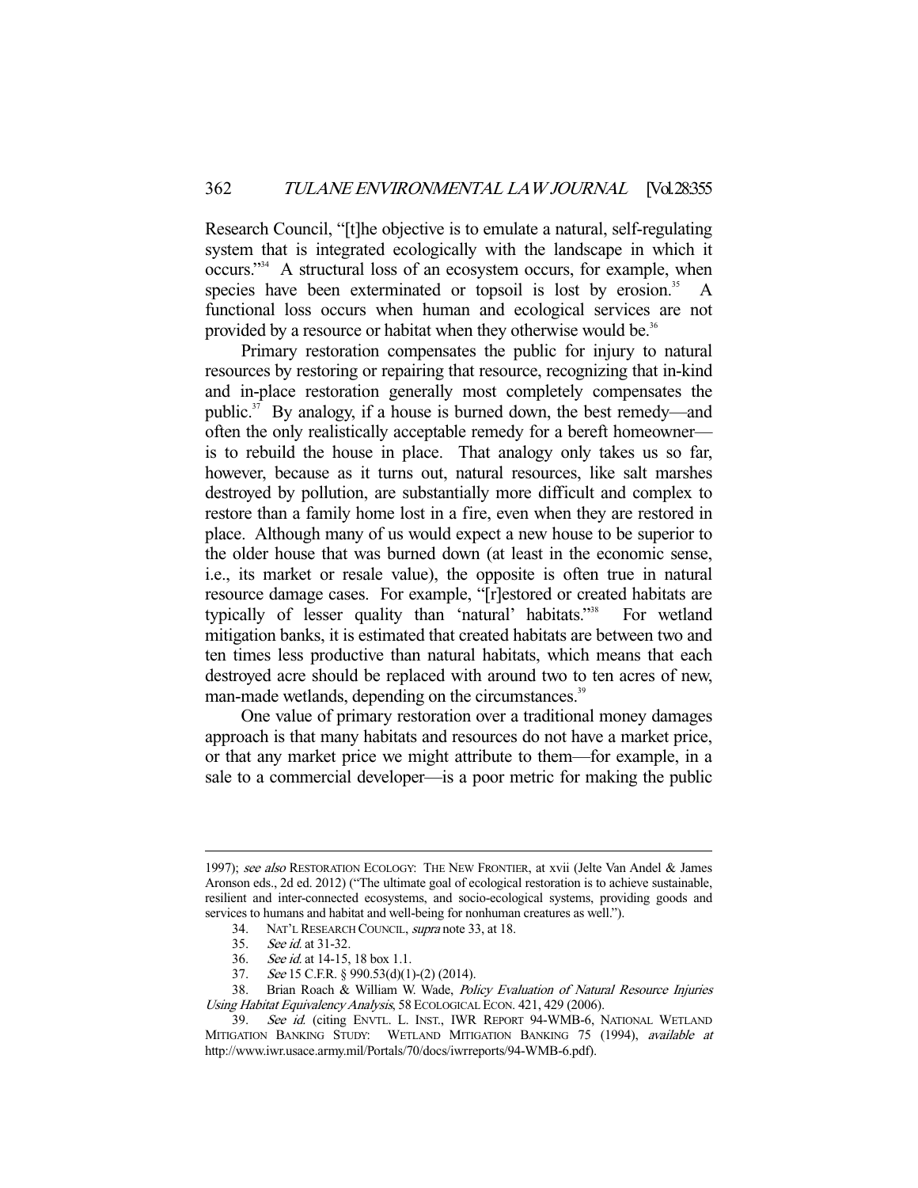Research Council, "[t]he objective is to emulate a natural, self-regulating system that is integrated ecologically with the landscape in which it occurs."[34] A structural loss of an ecosystem occurs, for example, when species have been exterminated or topsoil is lost by erosion.[35] A functional loss occurs when human and ecological services are not provided by a resource or habitat when they otherwise would be.[36]

Primary restoration compensates the public for injury to natural resources by restoring or repairing that resource, recognizing that in-kind and in-place restoration generally most completely compensates the public.[37] By analogy, if a house is burned down, the best remedy—and often the only realistically acceptable remedy for a bereft homeowner—is to rebuild the house in place. That analogy only takes us so far, however, because as it turns out, natural resources, like salt marshes destroyed by pollution, are substantially more difficult and complex to restore than a family home lost in a fire, even when they are restored in place. Although many of us would expect a new house to be superior to the older house that was burned down (at least in the economic sense, i.e., its market or resale value), the opposite is often true in natural resource damage cases. For example, "[r]estored or created habitats are typically of lesser quality than 'natural' habitats."[38] For wetland mitigation banks, it is estimated that created habitats are between two and ten times less productive than natural habitats, which means that each destroyed acre should be replaced with around two to ten acres of new, man-made wetlands, depending on the circumstances.[39]

One value of primary restoration over a traditional money damages approach is that many habitats and resources do not have a market price, or that any market price we might attribute to them—for example, in a sale to a commercial developer—is a poor metric for making the public

---

1997); *see also* RESTORATION ECOLOGY: THE NEW FRONTIER, at xvii (Jelte Van Andel & James Aronson eds., 2d ed. 2012) ("The ultimate goal of ecological restoration is to achieve sustainable, resilient and inter-connected ecosystems, and socio-ecological systems, providing goods and services to humans and habitat and well-being for nonhuman creatures as well.").

34. NAT'L RESEARCH COUNCIL, *supra* note 33, at 18.

35. *See id.* at 31-32.

36. *See id.* at 14-15, 18 box 1.1.

37. *See* 15 C.F.R. § 990.53(d)(1)-(2) (2014).

38. Brian Roach & William W. Wade, *Policy Evaluation of Natural Resource Injuries Using Habitat Equivalency Analysis*, 58 ECOLOGICAL ECON. 421, 429 (2006).

39. *See id.* (citing ENVTL. L. INST., IWR REPORT 94-WMB-6, NATIONAL WETLAND MITIGATION BANKING STUDY: WETLAND MITIGATION BANKING 75 (1994), *available at* http://www.iwr.usace.army.mil/Portals/70/docs/iwrreports/94-WMB-6.pdf).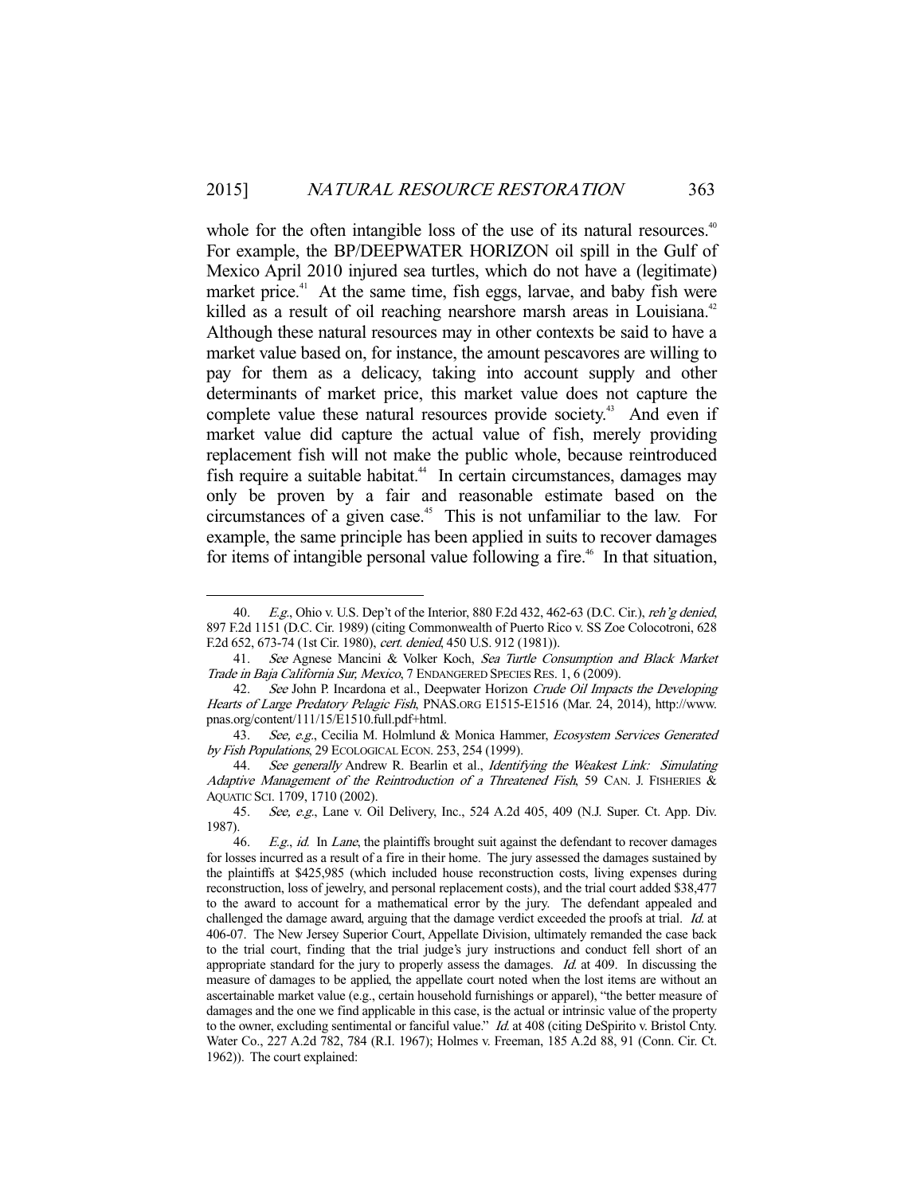whole for the often intangible loss of the use of its natural resources.[40] For example, the BP/DEEPWATER HORIZON oil spill in the Gulf of Mexico April 2010 injured sea turtles, which do not have a (legitimate) market price.[41] At the same time, fish eggs, larvae, and baby fish were killed as a result of oil reaching nearshore marsh areas in Louisiana.[42] Although these natural resources may in other contexts be said to have a market value based on, for instance, the amount pescavores are willing to pay for them as a delicacy, taking into account supply and other determinants of market price, this market value does not capture the complete value these natural resources provide society.[43] And even if market value did capture the actual value of fish, merely providing replacement fish will not make the public whole, because reintroduced fish require a suitable habitat.[44] In certain circumstances, damages may only be proven by a fair and reasonable estimate based on the circumstances of a given case.[45] This is not unfamiliar to the law. For example, the same principle has been applied in suits to recover damages for items of intangible personal value following a fire.[46] In that situation,

---

40. *E.g.*, Ohio v. U.S. Dep't of the Interior, 880 F.2d 432, 462-63 (D.C. Cir.), *reh'g denied*, 897 F.2d 1151 (D.C. Cir. 1989) (citing Commonwealth of Puerto Rico v. SS Zoe Colocotroni, 628 F.2d 652, 673-74 (1st Cir. 1980), *cert. denied*, 450 U.S. 912 (1981)).

41. *See* Agnese Mancini & Volker Koch, *Sea Turtle Consumption and Black Market Trade in Baja California Sur, Mexico*, 7 ENDANGERED SPECIES RES. 1, 6 (2009).

42. *See* John P. Incardona et al., Deepwater Horizon *Crude Oil Impacts the Developing Hearts of Large Predatory Pelagic Fish*, PNAS.ORG E1515-E1516 (Mar. 24, 2014), http://www.pnas.org/content/111/15/E1510.full.pdf+html.

43. *See, e.g.*, Cecilia M. Holmlund & Monica Hammer, *Ecosystem Services Generated by Fish Populations*, 29 ECOLOGICAL ECON. 253, 254 (1999).

44. *See generally* Andrew R. Bearlin et al., *Identifying the Weakest Link: Simulating Adaptive Management of the Reintroduction of a Threatened Fish*, 59 CAN. J. FISHERIES & AQUATIC SCI. 1709, 1710 (2002).

45. *See, e.g.*, Lane v. Oil Delivery, Inc., 524 A.2d 405, 409 (N.J. Super. Ct. App. Div. 1987).

46. *E.g.*, *id.* In *Lane*, the plaintiffs brought suit against the defendant to recover damages for losses incurred as a result of a fire in their home. The jury assessed the damages sustained by the plaintiffs at $425,985 (which included house reconstruction costs, living expenses during reconstruction, loss of jewelry, and personal replacement costs), and the trial court added $38,477 to the award to account for a mathematical error by the jury. The defendant appealed and challenged the damage award, arguing that the damage verdict exceeded the proofs at trial. *Id.* at 406-07. The New Jersey Superior Court, Appellate Division, ultimately remanded the case back to the trial court, finding that the trial judge's jury instructions and conduct fell short of an appropriate standard for the jury to properly assess the damages. *Id.* at 409. In discussing the measure of damages to be applied, the appellate court noted when the lost items are without an ascertainable market value (e.g., certain household furnishings or apparel), "the better measure of damages and the one we find applicable in this case, is the actual or intrinsic value of the property to the owner, excluding sentimental or fanciful value." *Id.* at 408 (citing DeSpirito v. Bristol Cnty. Water Co., 227 A.2d 782, 784 (R.I. 1967); Holmes v. Freeman, 185 A.2d 88, 91 (Conn. Cir. Ct. 1962)). The court explained: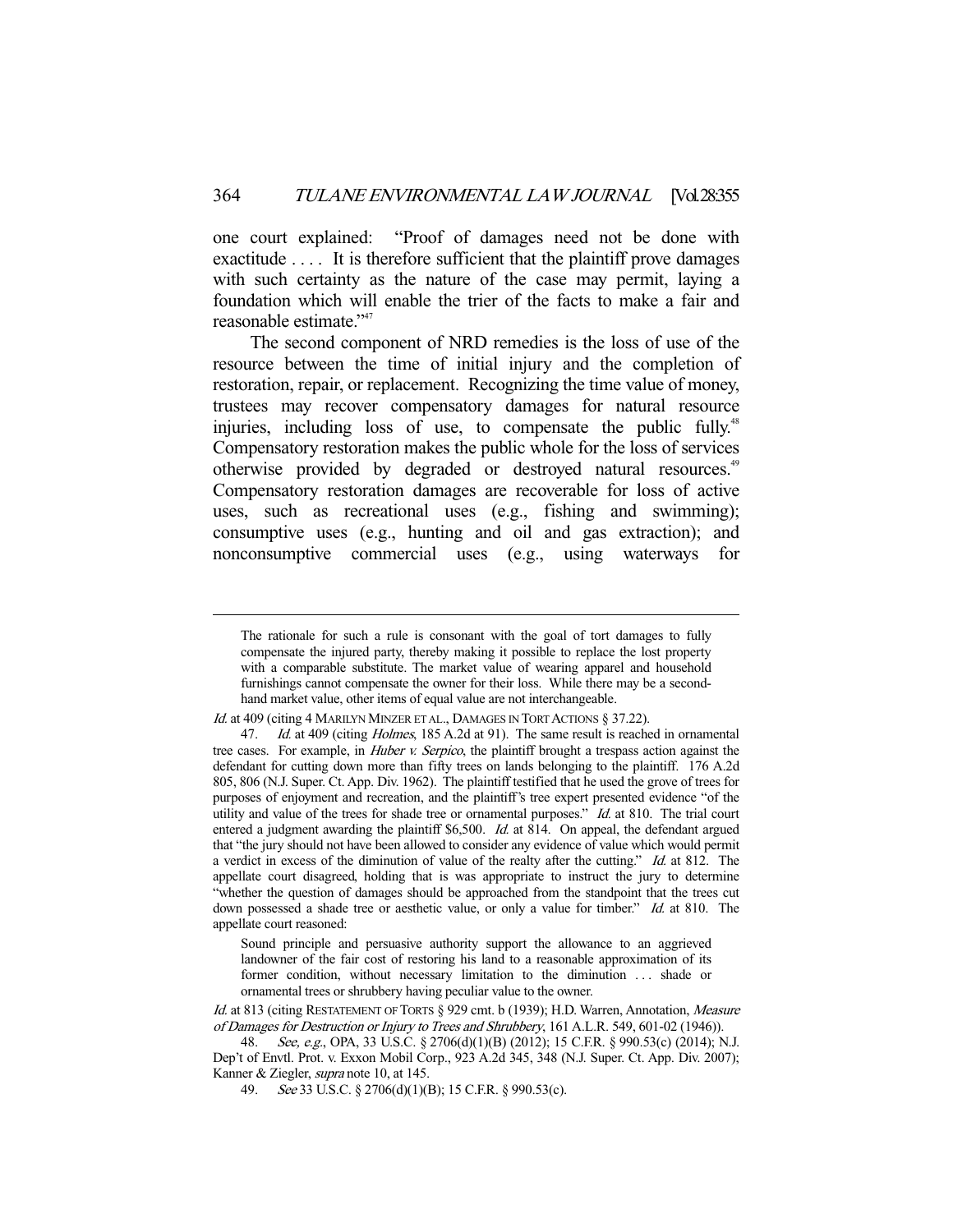one court explained: "Proof of damages need not be done with exactitude . . . . It is therefore sufficient that the plaintiff prove damages with such certainty as the nature of the case may permit, laying a foundation which will enable the trier of the facts to make a fair and reasonable estimate."[47]

The second component of NRD remedies is the loss of use of the resource between the time of initial injury and the completion of restoration, repair, or replacement. Recognizing the time value of money, trustees may recover compensatory damages for natural resource injuries, including loss of use, to compensate the public fully.[48] Compensatory restoration makes the public whole for the loss of services otherwise provided by degraded or destroyed natural resources.[49] Compensatory restoration damages are recoverable for loss of active uses, such as recreational uses (e.g., fishing and swimming); consumptive uses (e.g., hunting and oil and gas extraction); and nonconsumptive commercial uses (e.g., using waterways for

---

> The rationale for such a rule is consonant with the goal of tort damages to fully compensate the injured party, thereby making it possible to replace the lost property with a comparable substitute. The market value of wearing apparel and household furnishings cannot compensate the owner for their loss. While there may be a second-hand market value, other items of equal value are not interchangeable.

*Id.* at 409 (citing 4 MARILYN MINZER ET AL., DAMAGES IN TORT ACTIONS § 37.22).

47. *Id.* at 409 (citing *Holmes*, 185 A.2d at 91). The same result is reached in ornamental tree cases. For example, in *Huber v. Serpico*, the plaintiff brought a trespass action against the defendant for cutting down more than fifty trees on lands belonging to the plaintiff. 176 A.2d 805, 806 (N.J. Super. Ct. App. Div. 1962). The plaintiff testified that he used the grove of trees for purposes of enjoyment and recreation, and the plaintiff's tree expert presented evidence "of the utility and value of the trees for shade tree or ornamental purposes." *Id.* at 810. The trial court entered a judgment awarding the plaintiff $6,500. *Id.* at 814. On appeal, the defendant argued that "the jury should not have been allowed to consider any evidence of value which would permit a verdict in excess of the diminution of value of the realty after the cutting." *Id.* at 812. The appellate court disagreed, holding that is was appropriate to instruct the jury to determine "whether the question of damages should be approached from the standpoint that the trees cut down possessed a shade tree or aesthetic value, or only a value for timber." *Id.* at 810. The appellate court reasoned:

> Sound principle and persuasive authority support the allowance to an aggrieved landowner of the fair cost of restoring his land to a reasonable approximation of its former condition, without necessary limitation to the diminution . . . shade or ornamental trees or shrubbery having peculiar value to the owner.

*Id.* at 813 (citing RESTATEMENT OF TORTS § 929 cmt. b (1939); H.D. Warren, Annotation, *Measure of Damages for Destruction or Injury to Trees and Shrubbery*, 161 A.L.R. 549, 601-02 (1946)).

48. *See, e.g.*, OPA, 33 U.S.C. § 2706(d)(1)(B) (2012); 15 C.F.R. § 990.53(c) (2014); N.J. Dep't of Envtl. Prot. v. Exxon Mobil Corp., 923 A.2d 345, 348 (N.J. Super. Ct. App. Div. 2007); Kanner & Ziegler, *supra* note 10, at 145.

49. *See* 33 U.S.C. § 2706(d)(1)(B); 15 C.F.R. § 990.53(c).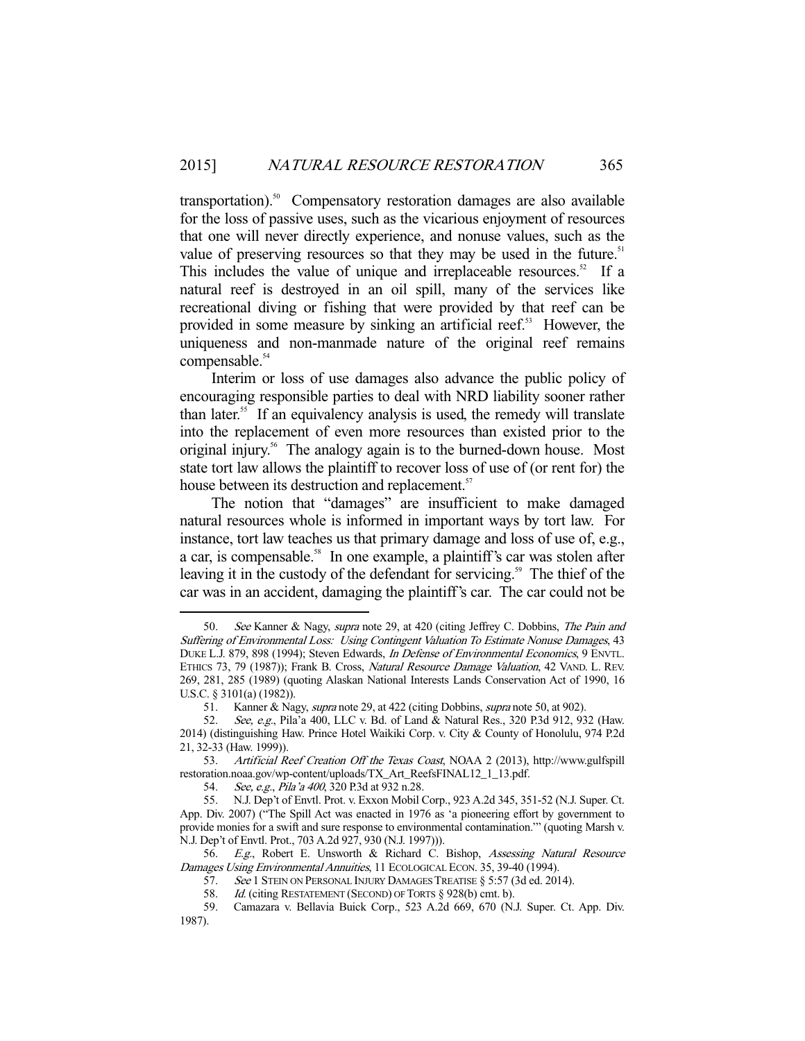transportation).[50] Compensatory restoration damages are also available for the loss of passive uses, such as the vicarious enjoyment of resources that one will never directly experience, and nonuse values, such as the value of preserving resources so that they may be used in the future.[51] This includes the value of unique and irreplaceable resources.[52] If a natural reef is destroyed in an oil spill, many of the services like recreational diving or fishing that were provided by that reef can be provided in some measure by sinking an artificial reef.[53] However, the uniqueness and non-manmade nature of the original reef remains compensable.[54]

Interim or loss of use damages also advance the public policy of encouraging responsible parties to deal with NRD liability sooner rather than later.[55] If an equivalency analysis is used, the remedy will translate into the replacement of even more resources than existed prior to the original injury.[56] The analogy again is to the burned-down house. Most state tort law allows the plaintiff to recover loss of use of (or rent for) the house between its destruction and replacement.[57]

The notion that "damages" are insufficient to make damaged natural resources whole is informed in important ways by tort law. For instance, tort law teaches us that primary damage and loss of use of, e.g., a car, is compensable.[58] In one example, a plaintiff's car was stolen after leaving it in the custody of the defendant for servicing.[59] The thief of the car was in an accident, damaging the plaintiff's car. The car could not be

---

50. *See* Kanner & Nagy, *supra* note 29, at 420 (citing Jeffrey C. Dobbins, *The Pain and Suffering of Environmental Loss: Using Contingent Valuation To Estimate Nonuse Damages*, 43 DUKE L.J. 879, 898 (1994); Steven Edwards, *In Defense of Environmental Economics*, 9 ENVTL. ETHICS 73, 79 (1987)); Frank B. Cross, *Natural Resource Damage Valuation*, 42 VAND. L. REV. 269, 281, 285 (1989) (quoting Alaskan National Interests Lands Conservation Act of 1990, 16 U.S.C. § 3101(a) (1982)).

51. Kanner & Nagy, *supra* note 29, at 422 (citing Dobbins, *supra* note 50, at 902).

52. *See, e.g.*, Pila'a 400, LLC v. Bd. of Land & Natural Res., 320 P.3d 912, 932 (Haw. 2014) (distinguishing Haw. Prince Hotel Waikiki Corp. v. City & County of Honolulu, 974 P.2d 21, 32-33 (Haw. 1999)).

53. *Artificial Reef Creation Off the Texas Coast*, NOAA 2 (2013), http://www.gulfspill restoration.noaa.gov/wp-content/uploads/TX_Art_ReefsFINAL12_1_13.pdf.

54. *See, e.g.*, *Pila'a 400*, 320 P.3d at 932 n.28.

55. N.J. Dep't of Envtl. Prot. v. Exxon Mobil Corp., 923 A.2d 345, 351-52 (N.J. Super. Ct. App. Div. 2007) ("The Spill Act was enacted in 1976 as 'a pioneering effort by government to provide monies for a swift and sure response to environmental contamination.'" (quoting Marsh v. N.J. Dep't of Envtl. Prot., 703 A.2d 927, 930 (N.J. 1997))).

56. *E.g.*, Robert E. Unsworth & Richard C. Bishop, *Assessing Natural Resource Damages Using Environmental Annuities*, 11 ECOLOGICAL ECON. 35, 39-40 (1994).

57. *See* 1 STEIN ON PERSONAL INJURY DAMAGES TREATISE § 5:57 (3d ed. 2014).

58. *Id.* (citing RESTATEMENT (SECOND) OF TORTS § 928(b) cmt. b).

59. Camazara v. Bellavia Buick Corp., 523 A.2d 669, 670 (N.J. Super. Ct. App. Div. 1987).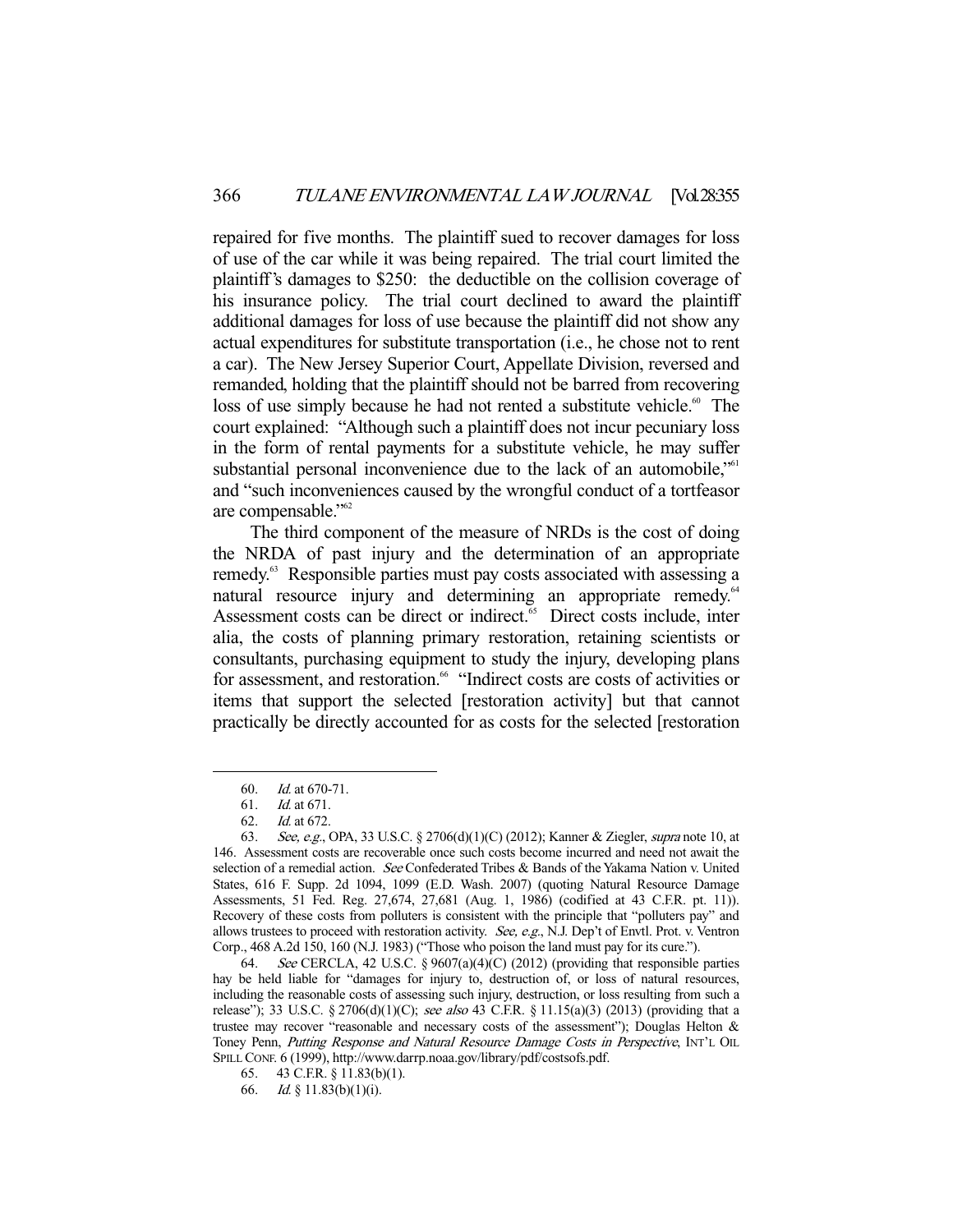repaired for five months. The plaintiff sued to recover damages for loss of use of the car while it was being repaired. The trial court limited the plaintiff's damages to $250: the deductible on the collision coverage of his insurance policy. The trial court declined to award the plaintiff additional damages for loss of use because the plaintiff did not show any actual expenditures for substitute transportation (i.e., he chose not to rent a car). The New Jersey Superior Court, Appellate Division, reversed and remanded, holding that the plaintiff should not be barred from recovering loss of use simply because he had not rented a substitute vehicle.[60] The court explained: "Although such a plaintiff does not incur pecuniary loss in the form of rental payments for a substitute vehicle, he may suffer substantial personal inconvenience due to the lack of an automobile,"[61] and "such inconveniences caused by the wrongful conduct of a tortfeasor are compensable."[62]

The third component of the measure of NRDs is the cost of doing the NRDA of past injury and the determination of an appropriate remedy.[63] Responsible parties must pay costs associated with assessing a natural resource injury and determining an appropriate remedy.[64] Assessment costs can be direct or indirect.[65] Direct costs include, inter alia, the costs of planning primary restoration, retaining scientists or consultants, purchasing equipment to study the injury, developing plans for assessment, and restoration.[66] "Indirect costs are costs of activities or items that support the selected [restoration activity] but that cannot practically be directly accounted for as costs for the selected [restoration

---

60. *Id.* at 670-71.

61. *Id.* at 671.

62. *Id.* at 672.

63. *See, e.g.*, OPA, 33 U.S.C. § 2706(d)(1)(C) (2012); Kanner & Ziegler, *supra* note 10, at 146. Assessment costs are recoverable once such costs become incurred and need not await the selection of a remedial action. *See* Confederated Tribes & Bands of the Yakama Nation v. United States, 616 F. Supp. 2d 1094, 1099 (E.D. Wash. 2007) (quoting Natural Resource Damage Assessments, 51 Fed. Reg. 27,674, 27,681 (Aug. 1, 1986) (codified at 43 C.F.R. pt. 11)). Recovery of these costs from polluters is consistent with the principle that "polluters pay" and allows trustees to proceed with restoration activity. *See, e.g.*, N.J. Dep't of Envtl. Prot. v. Ventron Corp., 468 A.2d 150, 160 (N.J. 1983) ("Those who poison the land must pay for its cure.").

64. *See* CERCLA, 42 U.S.C. § 9607(a)(4)(C) (2012) (providing that responsible parties hay be held liable for "damages for injury to, destruction of, or loss of natural resources, including the reasonable costs of assessing such injury, destruction, or loss resulting from such a release"); 33 U.S.C. § 2706(d)(1)(C); *see also* 43 C.F.R. § 11.15(a)(3) (2013) (providing that a trustee may recover "reasonable and necessary costs of the assessment"); Douglas Helton & Toney Penn, *Putting Response and Natural Resource Damage Costs in Perspective*, INT'L OIL SPILL CONF. 6 (1999), http://www.darrp.noaa.gov/library/pdf/costsofs.pdf.

65. 43 C.F.R. § 11.83(b)(1).

66. *Id.* § 11.83(b)(1)(i).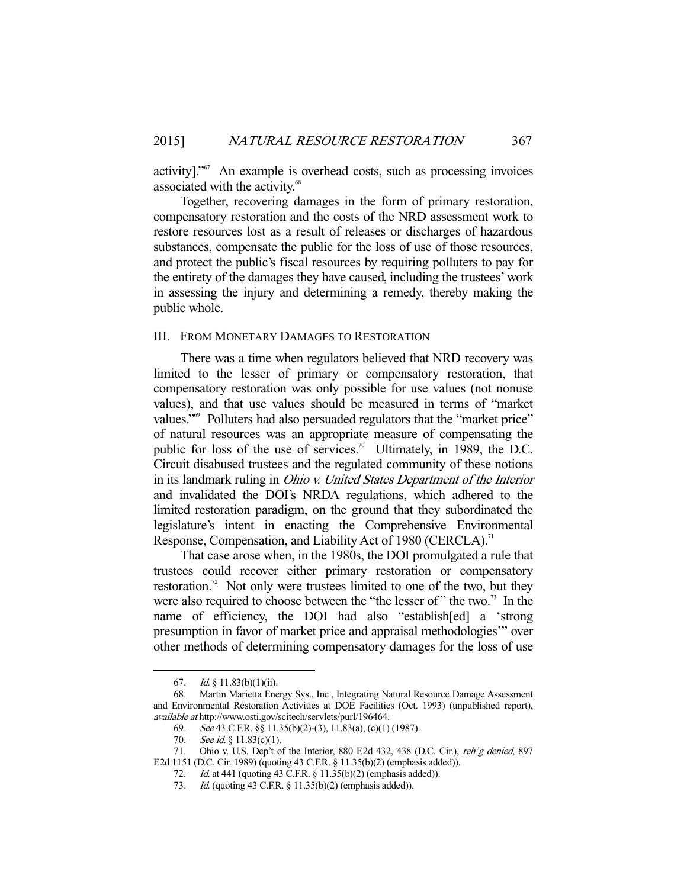activity]."[67] An example is overhead costs, such as processing invoices associated with the activity.[68]

Together, recovering damages in the form of primary restoration, compensatory restoration and the costs of the NRD assessment work to restore resources lost as a result of releases or discharges of hazardous substances, compensate the public for the loss of use of those resources, and protect the public's fiscal resources by requiring polluters to pay for the entirety of the damages they have caused, including the trustees' work in assessing the injury and determining a remedy, thereby making the public whole.

## III. FROM MONETARY DAMAGES TO RESTORATION

There was a time when regulators believed that NRD recovery was limited to the lesser of primary or compensatory restoration, that compensatory restoration was only possible for use values (not nonuse values), and that use values should be measured in terms of "market values."[69] Polluters had also persuaded regulators that the "market price" of natural resources was an appropriate measure of compensating the public for loss of the use of services.[70] Ultimately, in 1989, the D.C. Circuit disabused trustees and the regulated community of these notions in its landmark ruling in *Ohio v. United States Department of the Interior* and invalidated the DOI's NRDA regulations, which adhered to the limited restoration paradigm, on the ground that they subordinated the legislature's intent in enacting the Comprehensive Environmental Response, Compensation, and Liability Act of 1980 (CERCLA).[71]

That case arose when, in the 1980s, the DOI promulgated a rule that trustees could recover either primary restoration or compensatory restoration.[72] Not only were trustees limited to one of the two, but they were also required to choose between the "the lesser of" the two.[73] In the name of efficiency, the DOI had also "establish[ed] a 'strong presumption in favor of market price and appraisal methodologies'" over other methods of determining compensatory damages for the loss of use

---

67. *Id.* § 11.83(b)(1)(ii).

68. Martin Marietta Energy Sys., Inc., Integrating Natural Resource Damage Assessment and Environmental Restoration Activities at DOE Facilities (Oct. 1993) (unpublished report), *available at* http://www.osti.gov/scitech/servlets/purl/196464.

69. *See* 43 C.F.R. §§ 11.35(b)(2)-(3), 11.83(a), (c)(1) (1987).

70. *See id.* § 11.83(c)(1).

71. Ohio v. U.S. Dep't of the Interior, 880 F.2d 432, 438 (D.C. Cir.), *reh'g denied*, 897 F.2d 1151 (D.C. Cir. 1989) (quoting 43 C.F.R. § 11.35(b)(2) (emphasis added)).

72. *Id.* at 441 (quoting 43 C.F.R. § 11.35(b)(2) (emphasis added)).

73. *Id.* (quoting 43 C.F.R. § 11.35(b)(2) (emphasis added)).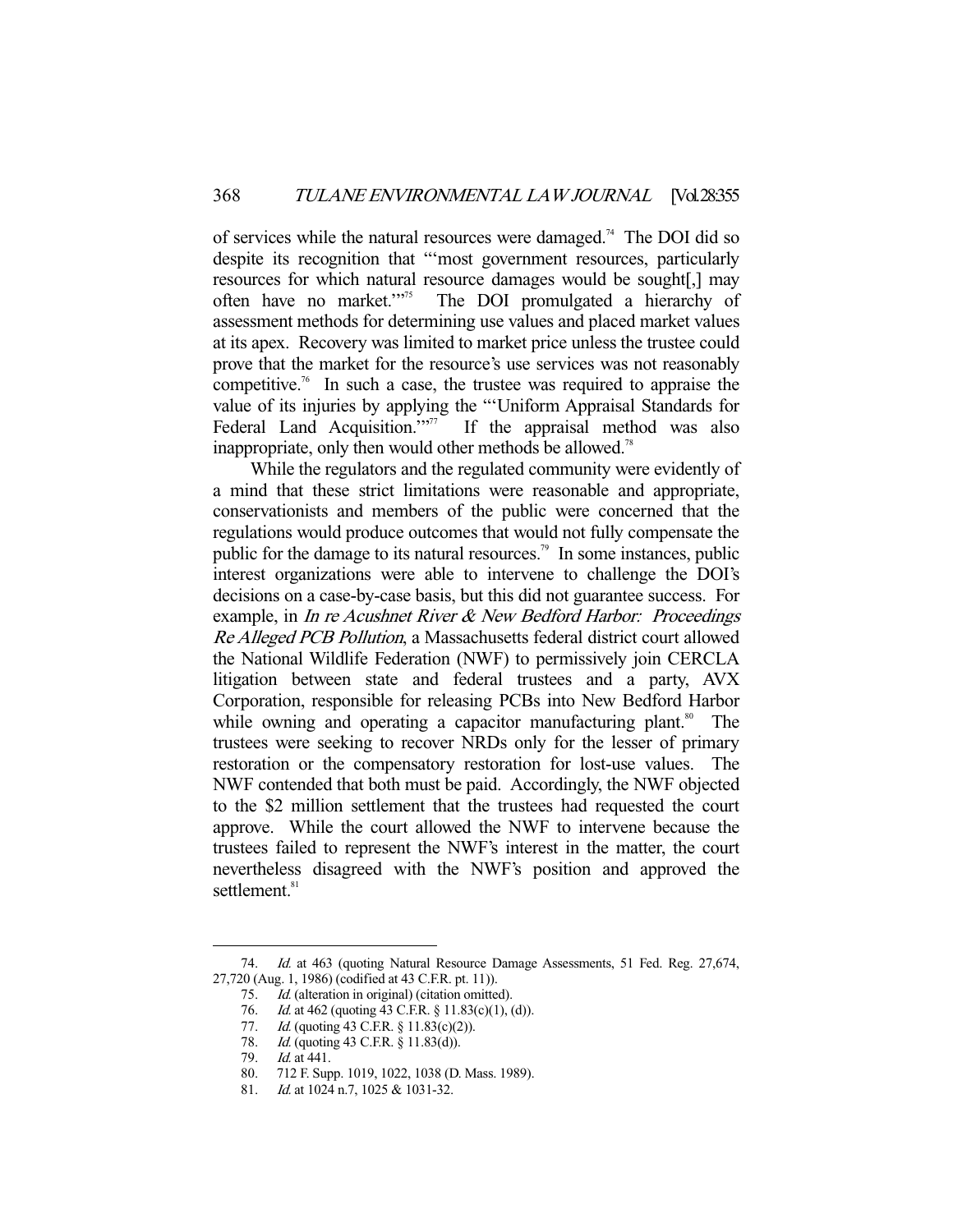of services while the natural resources were damaged.[74] The DOI did so despite its recognition that "'most government resources, particularly resources for which natural resource damages would be sought[,] may often have no market.'"[75] The DOI promulgated a hierarchy of assessment methods for determining use values and placed market values at its apex. Recovery was limited to market price unless the trustee could prove that the market for the resource's use services was not reasonably competitive.[76] In such a case, the trustee was required to appraise the value of its injuries by applying the "'Uniform Appraisal Standards for Federal Land Acquisition.'"[77] If the appraisal method was also inappropriate, only then would other methods be allowed.[78]

While the regulators and the regulated community were evidently of a mind that these strict limitations were reasonable and appropriate, conservationists and members of the public were concerned that the regulations would produce outcomes that would not fully compensate the public for the damage to its natural resources.[79] In some instances, public interest organizations were able to intervene to challenge the DOI's decisions on a case-by-case basis, but this did not guarantee success. For example, in *In re Acushnet River & New Bedford Harbor: Proceedings Re Alleged PCB Pollution*, a Massachusetts federal district court allowed the National Wildlife Federation (NWF) to permissively join CERCLA litigation between state and federal trustees and a party, AVX Corporation, responsible for releasing PCBs into New Bedford Harbor while owning and operating a capacitor manufacturing plant.[80] The trustees were seeking to recover NRDs only for the lesser of primary restoration or the compensatory restoration for lost-use values. The NWF contended that both must be paid. Accordingly, the NWF objected to the $2 million settlement that the trustees had requested the court approve. While the court allowed the NWF to intervene because the trustees failed to represent the NWF's interest in the matter, the court nevertheless disagreed with the NWF's position and approved the settlement.[81]

---

74. *Id.* at 463 (quoting Natural Resource Damage Assessments, 51 Fed. Reg. 27,674, 27,720 (Aug. 1, 1986) (codified at 43 C.F.R. pt. 11)).
75. *Id.* (alteration in original) (citation omitted).
76. *Id.* at 462 (quoting 43 C.F.R. § 11.83(c)(1), (d)).
77. *Id.* (quoting 43 C.F.R. § 11.83(c)(2)).
78. *Id.* (quoting 43 C.F.R. § 11.83(d)).
79. *Id.* at 441.
80. 712 F. Supp. 1019, 1022, 1038 (D. Mass. 1989).
81. *Id.* at 1024 n.7, 1025 & 1031-32.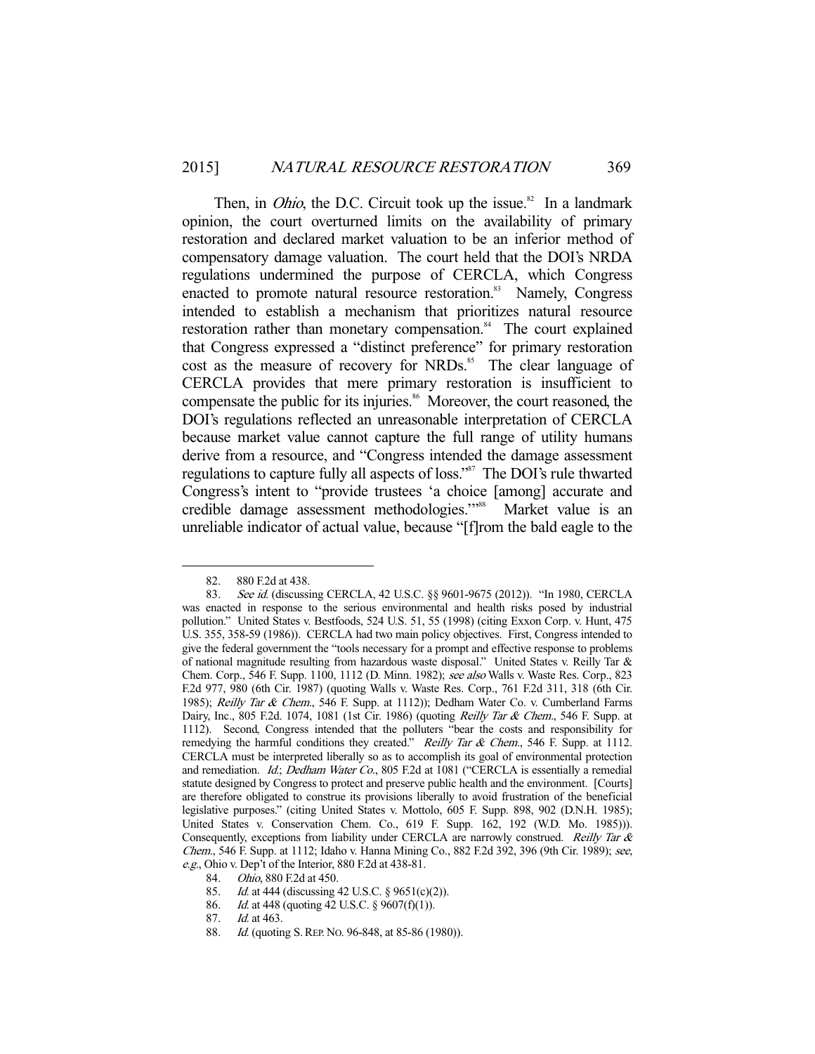Then, in *Ohio*, the D.C. Circuit took up the issue.[82] In a landmark opinion, the court overturned limits on the availability of primary restoration and declared market valuation to be an inferior method of compensatory damage valuation. The court held that the DOI's NRDA regulations undermined the purpose of CERCLA, which Congress enacted to promote natural resource restoration.[83] Namely, Congress intended to establish a mechanism that prioritizes natural resource restoration rather than monetary compensation.[84] The court explained that Congress expressed a "distinct preference" for primary restoration cost as the measure of recovery for NRDs.[85] The clear language of CERCLA provides that mere primary restoration is insufficient to compensate the public for its injuries.[86] Moreover, the court reasoned, the DOI's regulations reflected an unreasonable interpretation of CERCLA because market value cannot capture the full range of utility humans derive from a resource, and "Congress intended the damage assessment regulations to capture fully all aspects of loss."[87] The DOI's rule thwarted Congress's intent to "provide trustees 'a choice [among] accurate and credible damage assessment methodologies.'"[88] Market value is an unreliable indicator of actual value, because "[f]rom the bald eagle to the

---

82. 880 F.2d at 438.

83. *See id.* (discussing CERCLA, 42 U.S.C. §§ 9601-9675 (2012)). "In 1980, CERCLA was enacted in response to the serious environmental and health risks posed by industrial pollution." United States v. Bestfoods, 524 U.S. 51, 55 (1998) (citing Exxon Corp. v. Hunt, 475 U.S. 355, 358-59 (1986)). CERCLA had two main policy objectives. First, Congress intended to give the federal government the "tools necessary for a prompt and effective response to problems of national magnitude resulting from hazardous waste disposal." United States v. Reilly Tar & Chem. Corp., 546 F. Supp. 1100, 1112 (D. Minn. 1982); *see also* Walls v. Waste Res. Corp., 823 F.2d 977, 980 (6th Cir. 1987) (quoting Walls v. Waste Res. Corp., 761 F.2d 311, 318 (6th Cir. 1985); *Reilly Tar & Chem.*, 546 F. Supp. at 1112)); Dedham Water Co. v. Cumberland Farms Dairy, Inc., 805 F.2d. 1074, 1081 (1st Cir. 1986) (quoting *Reilly Tar & Chem.*, 546 F. Supp. at 1112). Second, Congress intended that the polluters "bear the costs and responsibility for remedying the harmful conditions they created." *Reilly Tar & Chem.*, 546 F. Supp. at 1112. CERCLA must be interpreted liberally so as to accomplish its goal of environmental protection and remediation. *Id.*; *Dedham Water Co.*, 805 F.2d at 1081 ("CERCLA is essentially a remedial statute designed by Congress to protect and preserve public health and the environment. [Courts] are therefore obligated to construe its provisions liberally to avoid frustration of the beneficial legislative purposes." (citing United States v. Mottolo, 605 F. Supp. 898, 902 (D.N.H. 1985); United States v. Conservation Chem. Co., 619 F. Supp. 162, 192 (W.D. Mo. 1985))). Consequently, exceptions from liability under CERCLA are narrowly construed. *Reilly Tar & Chem.*, 546 F. Supp. at 1112; Idaho v. Hanna Mining Co., 882 F.2d 392, 396 (9th Cir. 1989); *see, e.g.*, Ohio v. Dep't of the Interior, 880 F.2d at 438-81.

84. *Ohio*, 880 F.2d at 450.

85. *Id.* at 444 (discussing 42 U.S.C. § 9651(c)(2)).

86. *Id.* at 448 (quoting 42 U.S.C. § 9607(f)(1)).

87. *Id.* at 463.

88. *Id.* (quoting S. REP. NO. 96-848, at 85-86 (1980)).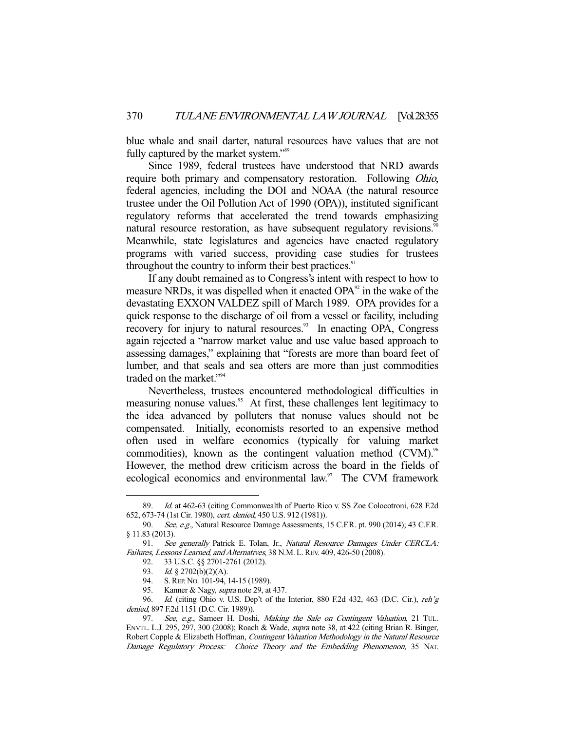blue whale and snail darter, natural resources have values that are not fully captured by the market system."[89]

Since 1989, federal trustees have understood that NRD awards require both primary and compensatory restoration. Following *Ohio*, federal agencies, including the DOI and NOAA (the natural resource trustee under the Oil Pollution Act of 1990 (OPA)), instituted significant regulatory reforms that accelerated the trend towards emphasizing natural resource restoration, as have subsequent regulatory revisions.[90] Meanwhile, state legislatures and agencies have enacted regulatory programs with varied success, providing case studies for trustees throughout the country to inform their best practices.[91]

If any doubt remained as to Congress's intent with respect to how to measure NRDs, it was dispelled when it enacted OPA[92] in the wake of the devastating EXXON VALDEZ spill of March 1989. OPA provides for a quick response to the discharge of oil from a vessel or facility, including recovery for injury to natural resources.[93] In enacting OPA, Congress again rejected a "narrow market value and use value based approach to assessing damages," explaining that "forests are more than board feet of lumber, and that seals and sea otters are more than just commodities traded on the market."[94]

Nevertheless, trustees encountered methodological difficulties in measuring nonuse values.[95] At first, these challenges lent legitimacy to the idea advanced by polluters that nonuse values should not be compensated. Initially, economists resorted to an expensive method often used in welfare economics (typically for valuing market commodities), known as the contingent valuation method (CVM).[96] However, the method drew criticism across the board in the fields of ecological economics and environmental law.[97] The CVM framework

89. *Id.* at 462-63 (citing Commonwealth of Puerto Rico v. SS Zoe Colocotroni, 628 F.2d 652, 673-74 (1st Cir. 1980), *cert. denied*, 450 U.S. 912 (1981)).

90. *See, e.g.*, Natural Resource Damage Assessments, 15 C.F.R. pt. 990 (2014); 43 C.F.R. § 11.83 (2013).

91. *See generally* Patrick E. Tolan, Jr., *Natural Resource Damages Under CERCLA: Failures, Lessons Learned, and Alternatives*, 38 N.M. L. REV. 409, 426-50 (2008).

92. 33 U.S.C. §§ 2701-2761 (2012).

93. *Id.* § 2702(b)(2)(A).

94. S. REP. NO. 101-94, 14-15 (1989).

95. Kanner & Nagy, *supra* note 29, at 437.

96. *Id.* (citing Ohio v. U.S. Dep't of the Interior, 880 F.2d 432, 463 (D.C. Cir.), *reh'g denied*, 897 F.2d 1151 (D.C. Cir. 1989)).

97. *See, e.g.*, Sameer H. Doshi, *Making the Sale on Contingent Valuation*, 21 TUL. ENVTL. L.J. 295, 297, 300 (2008); Roach & Wade, *supra* note 38, at 422 (citing Brian R. Binger, Robert Copple & Elizabeth Hoffman, *Contingent Valuation Methodology in the Natural Resource Damage Regulatory Process: Choice Theory and the Embedding Phenomenon*, 35 NAT.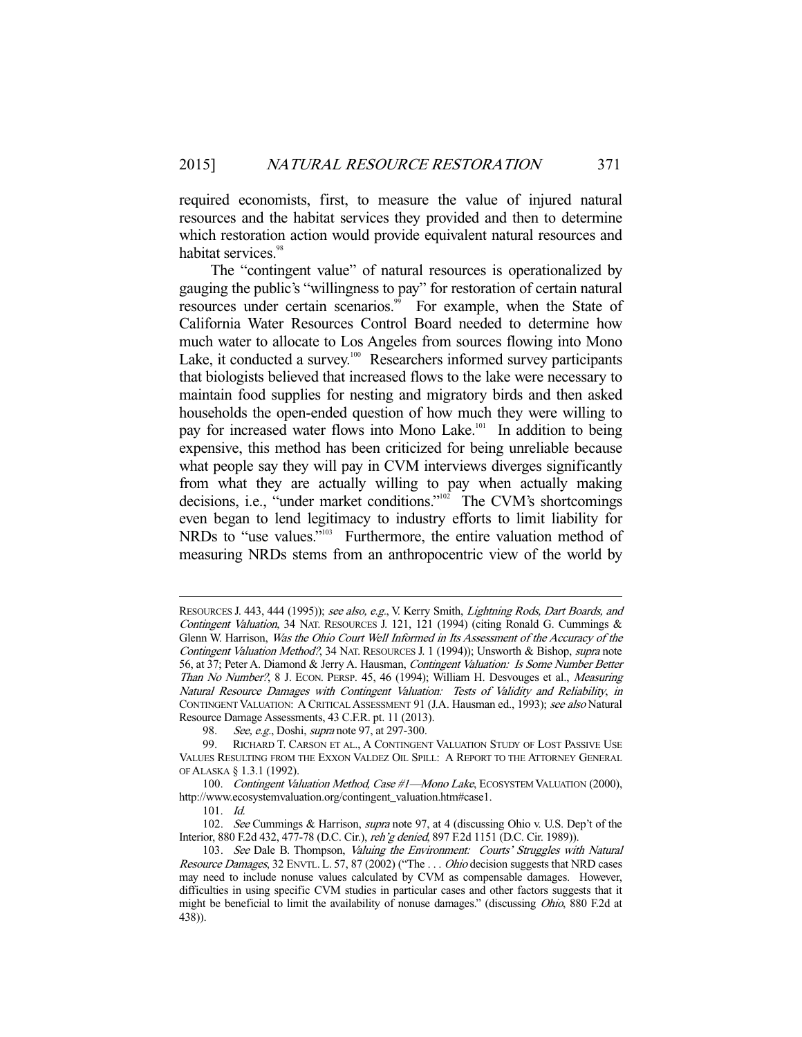required economists, first, to measure the value of injured natural resources and the habitat services they provided and then to determine which restoration action would provide equivalent natural resources and habitat services.[98]

The "contingent value" of natural resources is operationalized by gauging the public's "willingness to pay" for restoration of certain natural resources under certain scenarios.[99] For example, when the State of California Water Resources Control Board needed to determine how much water to allocate to Los Angeles from sources flowing into Mono Lake, it conducted a survey.[100] Researchers informed survey participants that biologists believed that increased flows to the lake were necessary to maintain food supplies for nesting and migratory birds and then asked households the open-ended question of how much they were willing to pay for increased water flows into Mono Lake.[101] In addition to being expensive, this method has been criticized for being unreliable because what people say they will pay in CVM interviews diverges significantly from what they are actually willing to pay when actually making decisions, i.e., "under market conditions."[102] The CVM's shortcomings even began to lend legitimacy to industry efforts to limit liability for NRDs to "use values."[103] Furthermore, the entire valuation method of measuring NRDs stems from an anthropocentric view of the world by

---

RESOURCES J. 443, 444 (1995)); *see also, e.g.*, V. Kerry Smith, *Lightning Rods, Dart Boards, and Contingent Valuation*, 34 NAT. RESOURCES J. 121, 121 (1994) (citing Ronald G. Cummings & Glenn W. Harrison, *Was the Ohio Court Well Informed in Its Assessment of the Accuracy of the Contingent Valuation Method?*, 34 NAT. RESOURCES J. 1 (1994)); Unsworth & Bishop, *supra* note 56, at 37; Peter A. Diamond & Jerry A. Hausman, *Contingent Valuation: Is Some Number Better Than No Number?*, 8 J. ECON. PERSP. 45, 46 (1994); William H. Desvouges et al., *Measuring Natural Resource Damages with Contingent Valuation: Tests of Validity and Reliability*, *in* CONTINGENT VALUATION: A CRITICAL ASSESSMENT 91 (J.A. Hausman ed., 1993); *see also* Natural Resource Damage Assessments, 43 C.F.R. pt. 11 (2013).

98. *See, e.g.*, Doshi, *supra* note 97, at 297-300.

99. RICHARD T. CARSON ET AL., A CONTINGENT VALUATION STUDY OF LOST PASSIVE USE VALUES RESULTING FROM THE EXXON VALDEZ OIL SPILL: A REPORT TO THE ATTORNEY GENERAL OF ALASKA § 1.3.1 (1992).

100. *Contingent Valuation Method, Case #1—Mono Lake*, ECOSYSTEM VALUATION (2000), http://www.ecosystemvaluation.org/contingent_valuation.htm#case1.

101. *Id.*

102. *See* Cummings & Harrison, *supra* note 97, at 4 (discussing Ohio v. U.S. Dep't of the Interior, 880 F.2d 432, 477-78 (D.C. Cir.), *reh'g denied*, 897 F.2d 1151 (D.C. Cir. 1989)).

103. *See* Dale B. Thompson, *Valuing the Environment: Courts' Struggles with Natural Resource Damages*, 32 ENVTL. L. 57, 87 (2002) ("The . . . *Ohio* decision suggests that NRD cases may need to include nonuse values calculated by CVM as compensable damages. However, difficulties in using specific CVM studies in particular cases and other factors suggests that it might be beneficial to limit the availability of nonuse damages." (discussing *Ohio*, 880 F.2d at 438)).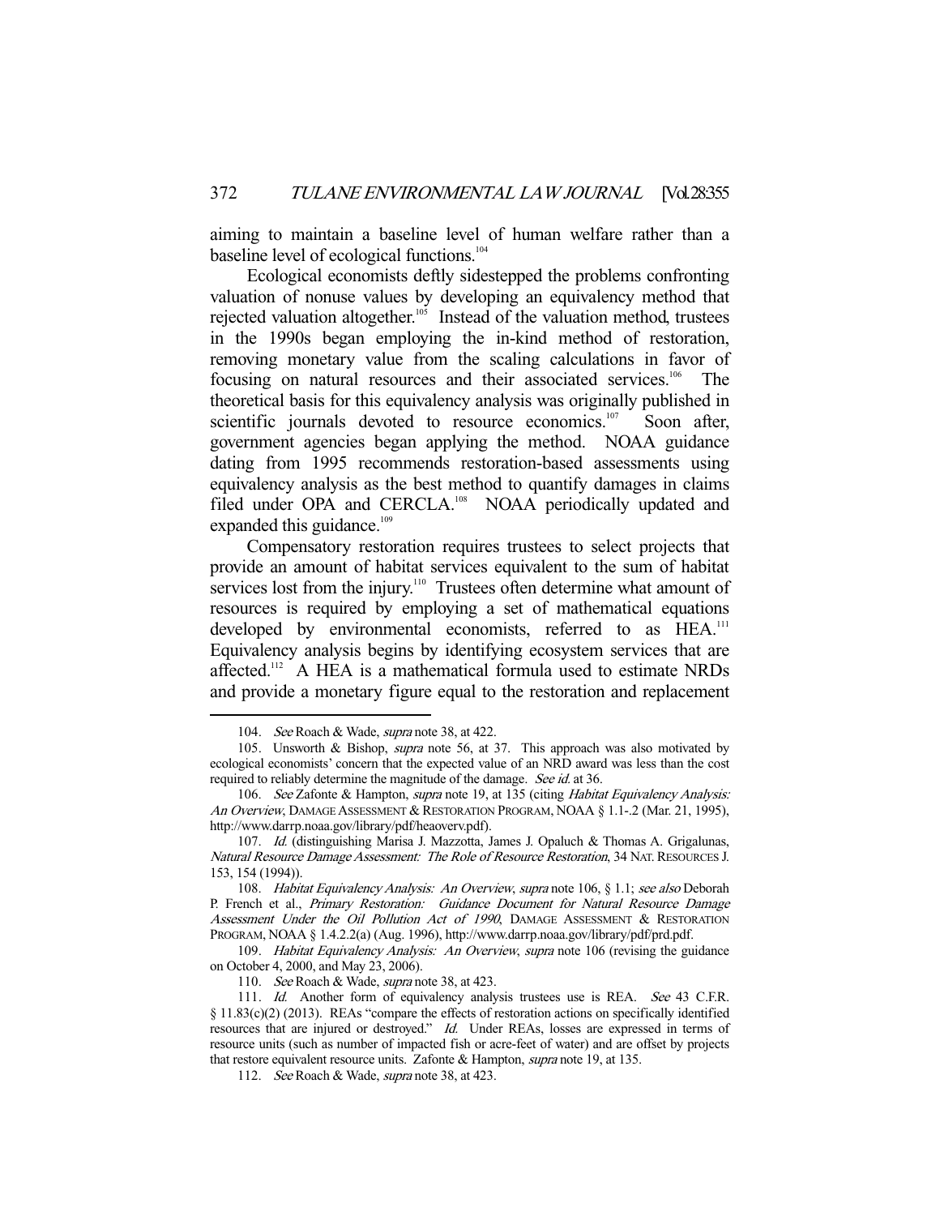aiming to maintain a baseline level of human welfare rather than a baseline level of ecological functions.[104]

Ecological economists deftly sidestepped the problems confronting valuation of nonuse values by developing an equivalency method that rejected valuation altogether.[105] Instead of the valuation method, trustees in the 1990s began employing the in-kind method of restoration, removing monetary value from the scaling calculations in favor of focusing on natural resources and their associated services.[106] The theoretical basis for this equivalency analysis was originally published in scientific journals devoted to resource economics.[107] Soon after, government agencies began applying the method. NOAA guidance dating from 1995 recommends restoration-based assessments using equivalency analysis as the best method to quantify damages in claims filed under OPA and CERCLA.[108] NOAA periodically updated and expanded this guidance.[109]

Compensatory restoration requires trustees to select projects that provide an amount of habitat services equivalent to the sum of habitat services lost from the injury.[110] Trustees often determine what amount of resources is required by employing a set of mathematical equations developed by environmental economists, referred to as HEA.[111] Equivalency analysis begins by identifying ecosystem services that are affected.[112] A HEA is a mathematical formula used to estimate NRDs and provide a monetary figure equal to the restoration and replacement

---

104. *See* Roach & Wade, *supra* note 38, at 422.

105. Unsworth & Bishop, *supra* note 56, at 37. This approach was also motivated by ecological economists' concern that the expected value of an NRD award was less than the cost required to reliably determine the magnitude of the damage. *See id.* at 36.

106. *See* Zafonte & Hampton, *supra* note 19, at 135 (citing *Habitat Equivalency Analysis: An Overview*, DAMAGE ASSESSMENT & RESTORATION PROGRAM, NOAA § 1.1-.2 (Mar. 21, 1995), http://www.darrp.noaa.gov/library/pdf/heaoverv.pdf).

107. *Id.* (distinguishing Marisa J. Mazzotta, James J. Opaluch & Thomas A. Grigalunas, *Natural Resource Damage Assessment: The Role of Resource Restoration*, 34 NAT. RESOURCES J. 153, 154 (1994)).

108. *Habitat Equivalency Analysis: An Overview*, *supra* note 106, § 1.1; *see also* Deborah P. French et al., *Primary Restoration: Guidance Document for Natural Resource Damage Assessment Under the Oil Pollution Act of 1990*, DAMAGE ASSESSMENT & RESTORATION PROGRAM, NOAA § 1.4.2.2(a) (Aug. 1996), http://www.darrp.noaa.gov/library/pdf/prd.pdf.

109. *Habitat Equivalency Analysis: An Overview*, *supra* note 106 (revising the guidance on October 4, 2000, and May 23, 2006).

110. *See* Roach & Wade, *supra* note 38, at 423.

111. *Id.* Another form of equivalency analysis trustees use is REA. *See* 43 C.F.R. § 11.83(c)(2) (2013). REAs "compare the effects of restoration actions on specifically identified resources that are injured or destroyed." *Id.* Under REAs, losses are expressed in terms of resource units (such as number of impacted fish or acre-feet of water) and are offset by projects that restore equivalent resource units. Zafonte & Hampton, *supra* note 19, at 135.

112. *See* Roach & Wade, *supra* note 38, at 423.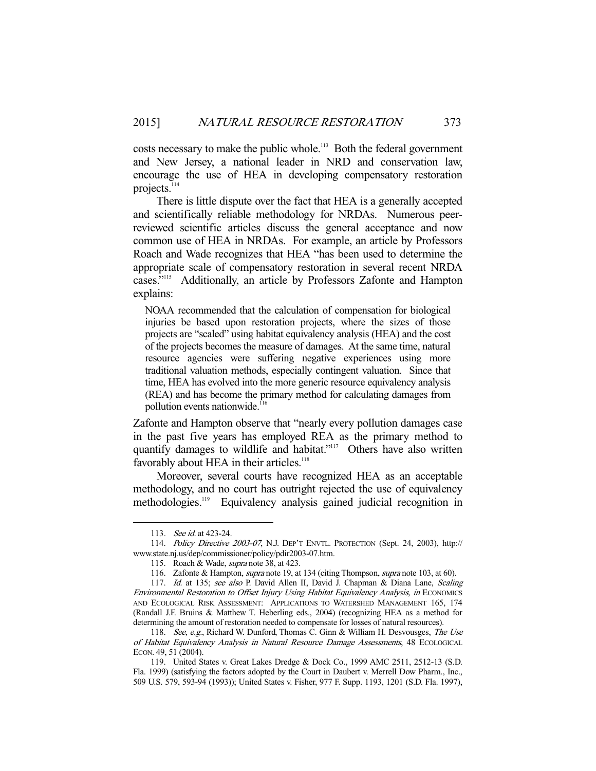costs necessary to make the public whole.[113] Both the federal government and New Jersey, a national leader in NRD and conservation law, encourage the use of HEA in developing compensatory restoration projects.[114]

There is little dispute over the fact that HEA is a generally accepted and scientifically reliable methodology for NRDAs. Numerous peer-reviewed scientific articles discuss the general acceptance and now common use of HEA in NRDAs. For example, an article by Professors Roach and Wade recognizes that HEA "has been used to determine the appropriate scale of compensatory restoration in several recent NRDA cases."[115] Additionally, an article by Professors Zafonte and Hampton explains:

> NOAA recommended that the calculation of compensation for biological injuries be based upon restoration projects, where the sizes of those projects are "scaled" using habitat equivalency analysis (HEA) and the cost of the projects becomes the measure of damages. At the same time, natural resource agencies were suffering negative experiences using more traditional valuation methods, especially contingent valuation. Since that time, HEA has evolved into the more generic resource equivalency analysis (REA) and has become the primary method for calculating damages from pollution events nationwide.[116]

Zafonte and Hampton observe that "nearly every pollution damages case in the past five years has employed REA as the primary method to quantify damages to wildlife and habitat."[117] Others have also written favorably about HEA in their articles.[118]

Moreover, several courts have recognized HEA as an acceptable methodology, and no court has outright rejected the use of equivalency methodologies.[119] Equivalency analysis gained judicial recognition in

---

113. *See id.* at 423-24.

114. *Policy Directive 2003-07*, N.J. DEP'T ENVTL. PROTECTION (Sept. 24, 2003), http://www.state.nj.us/dep/commissioner/policy/pdir2003-07.htm.

115. Roach & Wade, *supra* note 38, at 423.

116. Zafonte & Hampton, *supra* note 19, at 134 (citing Thompson, *supra* note 103, at 60).

117. *Id.* at 135; *see also* P. David Allen II, David J. Chapman & Diana Lane, *Scaling Environmental Restoration to Offset Injury Using Habitat Equivalency Analysis*, *in* ECONOMICS AND ECOLOGICAL RISK ASSESSMENT: APPLICATIONS TO WATERSHED MANAGEMENT 165, 174 (Randall J.F. Bruins & Matthew T. Heberling eds., 2004) (recognizing HEA as a method for determining the amount of restoration needed to compensate for losses of natural resources).

118. *See, e.g.*, Richard W. Dunford, Thomas C. Ginn & William H. Desvousges, *The Use of Habitat Equivalency Analysis in Natural Resource Damage Assessments*, 48 ECOLOGICAL ECON. 49, 51 (2004).

119. United States v. Great Lakes Dredge & Dock Co., 1999 AMC 2511, 2512-13 (S.D. Fla. 1999) (satisfying the factors adopted by the Court in Daubert v. Merrell Dow Pharm., Inc., 509 U.S. 579, 593-94 (1993)); United States v. Fisher, 977 F. Supp. 1193, 1201 (S.D. Fla. 1997),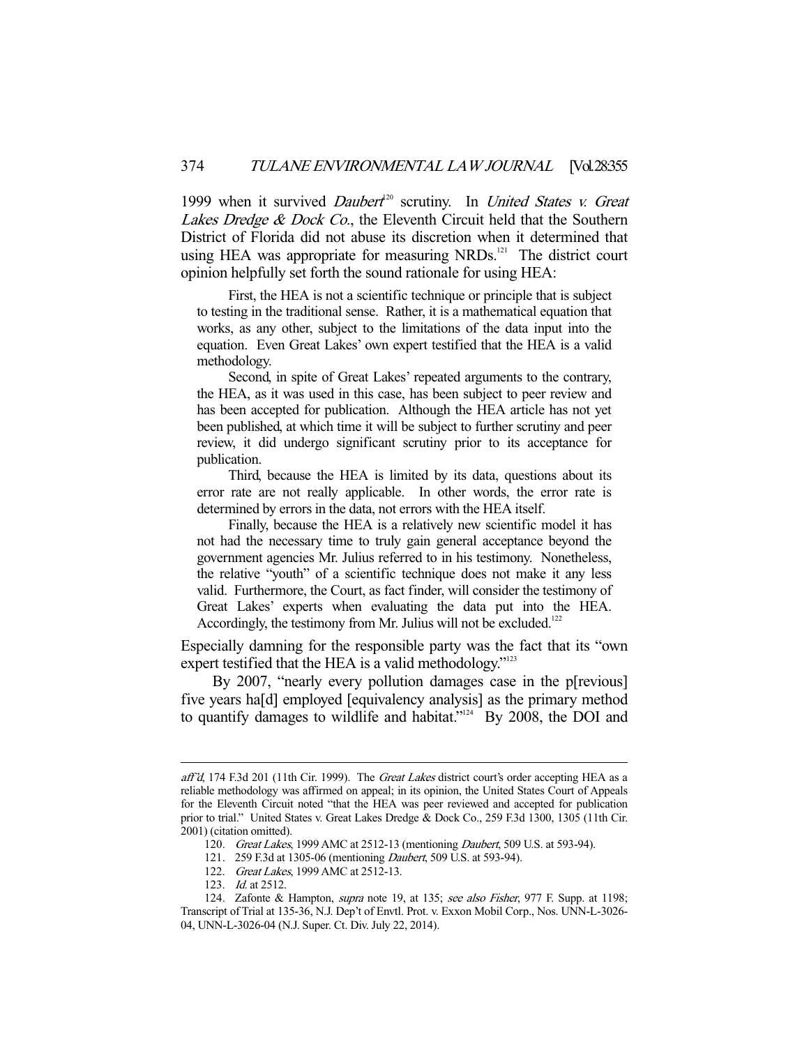1999 when it survived *Daubert*[120] scrutiny. In *United States v. Great Lakes Dredge & Dock Co.*, the Eleventh Circuit held that the Southern District of Florida did not abuse its discretion when it determined that using HEA was appropriate for measuring NRDs.[121] The district court opinion helpfully set forth the sound rationale for using HEA:

> First, the HEA is not a scientific technique or principle that is subject to testing in the traditional sense. Rather, it is a mathematical equation that works, as any other, subject to the limitations of the data input into the equation. Even Great Lakes' own expert testified that the HEA is a valid methodology.
>
> Second, in spite of Great Lakes' repeated arguments to the contrary, the HEA, as it was used in this case, has been subject to peer review and has been accepted for publication. Although the HEA article has not yet been published, at which time it will be subject to further scrutiny and peer review, it did undergo significant scrutiny prior to its acceptance for publication.
>
> Third, because the HEA is limited by its data, questions about its error rate are not really applicable. In other words, the error rate is determined by errors in the data, not errors with the HEA itself.
>
> Finally, because the HEA is a relatively new scientific model it has not had the necessary time to truly gain general acceptance beyond the government agencies Mr. Julius referred to in his testimony. Nonetheless, the relative "youth" of a scientific technique does not make it any less valid. Furthermore, the Court, as fact finder, will consider the testimony of Great Lakes' experts when evaluating the data put into the HEA. Accordingly, the testimony from Mr. Julius will not be excluded.[122]

Especially damning for the responsible party was the fact that its "own expert testified that the HEA is a valid methodology."[123]

By 2007, "nearly every pollution damages case in the p[revious] five years ha[d] employed [equivalency analysis] as the primary method to quantify damages to wildlife and habitat."[124] By 2008, the DOI and

---

*aff'd*, 174 F.3d 201 (11th Cir. 1999). The *Great Lakes* district court's order accepting HEA as a reliable methodology was affirmed on appeal; in its opinion, the United States Court of Appeals for the Eleventh Circuit noted "that the HEA was peer reviewed and accepted for publication prior to trial." United States v. Great Lakes Dredge & Dock Co., 259 F.3d 1300, 1305 (11th Cir. 2001) (citation omitted).

120. *Great Lakes*, 1999 AMC at 2512-13 (mentioning *Daubert*, 509 U.S. at 593-94).

121. 259 F.3d at 1305-06 (mentioning *Daubert*, 509 U.S. at 593-94).

122. *Great Lakes*, 1999 AMC at 2512-13.

123. *Id.* at 2512.

124. Zafonte & Hampton, *supra* note 19, at 135; *see also Fisher*, 977 F. Supp. at 1198; Transcript of Trial at 135-36, N.J. Dep't of Envtl. Prot. v. Exxon Mobil Corp., Nos. UNN-L-3026-04, UNN-L-3026-04 (N.J. Super. Ct. Div. July 22, 2014).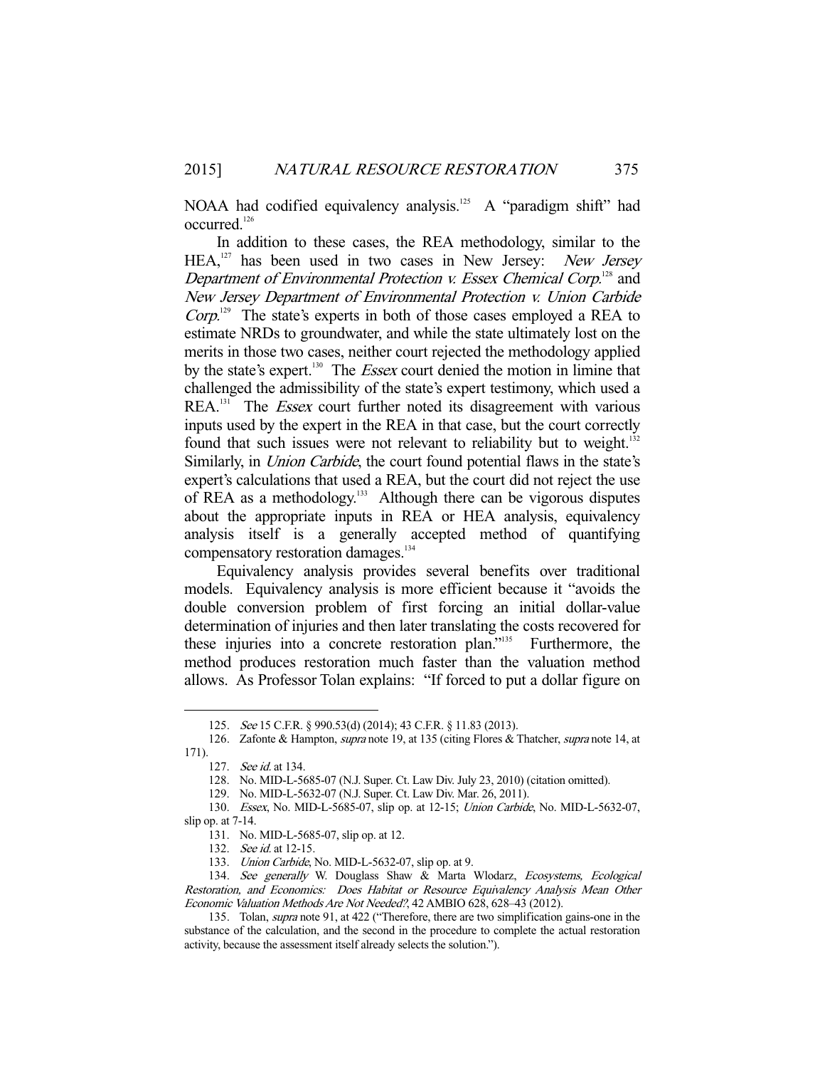NOAA had codified equivalency analysis.[125] A "paradigm shift" had occurred.[126]

In addition to these cases, the REA methodology, similar to the HEA,[127] has been used in two cases in New Jersey: *New Jersey Department of Environmental Protection v. Essex Chemical Corp.*[128] and *New Jersey Department of Environmental Protection v. Union Carbide Corp.*[129] The state's experts in both of those cases employed a REA to estimate NRDs to groundwater, and while the state ultimately lost on the merits in those two cases, neither court rejected the methodology applied by the state's expert.[130] The *Essex* court denied the motion in limine that challenged the admissibility of the state's expert testimony, which used a REA.[131] The *Essex* court further noted its disagreement with various inputs used by the expert in the REA in that case, but the court correctly found that such issues were not relevant to reliability but to weight.[132] Similarly, in *Union Carbide*, the court found potential flaws in the state's expert's calculations that used a REA, but the court did not reject the use of REA as a methodology.[133] Although there can be vigorous disputes about the appropriate inputs in REA or HEA analysis, equivalency analysis itself is a generally accepted method of quantifying compensatory restoration damages.[134]

Equivalency analysis provides several benefits over traditional models. Equivalency analysis is more efficient because it "avoids the double conversion problem of first forcing an initial dollar-value determination of injuries and then later translating the costs recovered for these injuries into a concrete restoration plan."[135] Furthermore, the method produces restoration much faster than the valuation method allows. As Professor Tolan explains: "If forced to put a dollar figure on

---

125. *See* 15 C.F.R. § 990.53(d) (2014); 43 C.F.R. § 11.83 (2013).

126. Zafonte & Hampton, *supra* note 19, at 135 (citing Flores & Thatcher, *supra* note 14, at 171).

127. *See id.* at 134.

128. No. MID-L-5685-07 (N.J. Super. Ct. Law Div. July 23, 2010) (citation omitted).

129. No. MID-L-5632-07 (N.J. Super. Ct. Law Div. Mar. 26, 2011).

130. *Essex*, No. MID-L-5685-07, slip op. at 12-15; *Union Carbide*, No. MID-L-5632-07, slip op. at 7-14.

131. No. MID-L-5685-07, slip op. at 12.

132. *See id.* at 12-15.

133. *Union Carbide*, No. MID-L-5632-07, slip op. at 9.

134. *See generally* W. Douglass Shaw & Marta Wlodarz, *Ecosystems, Ecological Restoration, and Economics: Does Habitat or Resource Equivalency Analysis Mean Other Economic Valuation Methods Are Not Needed?*, 42 AMBIO 628, 628–43 (2012).

135. Tolan, *supra* note 91, at 422 ("Therefore, there are two simplification gains-one in the substance of the calculation, and the second in the procedure to complete the actual restoration activity, because the assessment itself already selects the solution.").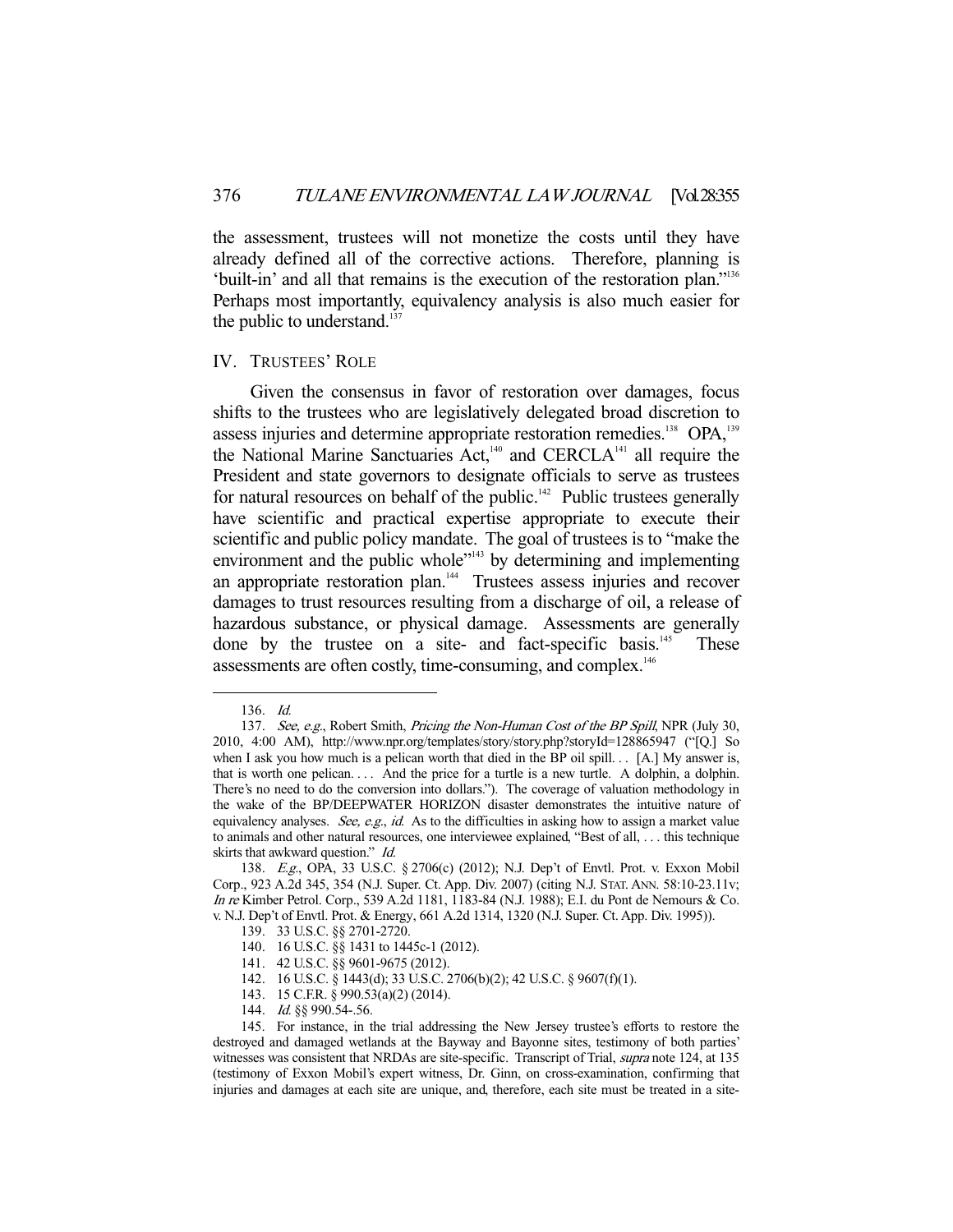the assessment, trustees will not monetize the costs until they have already defined all of the corrective actions. Therefore, planning is 'built-in' and all that remains is the execution of the restoration plan."[136] Perhaps most importantly, equivalency analysis is also much easier for the public to understand.[137]

## IV. Trustees' Role

Given the consensus in favor of restoration over damages, focus shifts to the trustees who are legislatively delegated broad discretion to assess injuries and determine appropriate restoration remedies.[138] OPA,[139] the National Marine Sanctuaries Act,[140] and CERCLA[141] all require the President and state governors to designate officials to serve as trustees for natural resources on behalf of the public.[142] Public trustees generally have scientific and practical expertise appropriate to execute their scientific and public policy mandate. The goal of trustees is to "make the environment and the public whole"[143] by determining and implementing an appropriate restoration plan.[144] Trustees assess injuries and recover damages to trust resources resulting from a discharge of oil, a release of hazardous substance, or physical damage. Assessments are generally done by the trustee on a site- and fact-specific basis.[145] These assessments are often costly, time-consuming, and complex.[146]

---

136. *Id.*

137. *See, e.g.*, Robert Smith, *Pricing the Non-Human Cost of the BP Spill*, NPR (July 30, 2010, 4:00 AM), http://www.npr.org/templates/story/story.php?storyId=128865947 ("[Q.] So when I ask you how much is a pelican worth that died in the BP oil spill. . . [A.] My answer is, that is worth one pelican. . . . And the price for a turtle is a new turtle. A dolphin, a dolphin. There's no need to do the conversion into dollars."). The coverage of valuation methodology in the wake of the BP/DEEPWATER HORIZON disaster demonstrates the intuitive nature of equivalency analyses. *See, e.g.*, *id.* As to the difficulties in asking how to assign a market value to animals and other natural resources, one interviewee explained, "Best of all, . . . this technique skirts that awkward question." *Id.*

138. *E.g.*, OPA, 33 U.S.C. § 2706(c) (2012); N.J. Dep't of Envtl. Prot. v. Exxon Mobil Corp., 923 A.2d 345, 354 (N.J. Super. Ct. App. Div. 2007) (citing N.J. STAT. ANN. 58:10-23.11v; *In re* Kimber Petrol. Corp., 539 A.2d 1181, 1183-84 (N.J. 1988); E.I. du Pont de Nemours & Co. v. N.J. Dep't of Envtl. Prot. & Energy, 661 A.2d 1314, 1320 (N.J. Super. Ct. App. Div. 1995)).

139. 33 U.S.C. §§ 2701-2720.

140. 16 U.S.C. §§ 1431 to 1445c-1 (2012).

141. 42 U.S.C. §§ 9601-9675 (2012).

142. 16 U.S.C. § 1443(d); 33 U.S.C. 2706(b)(2); 42 U.S.C. § 9607(f)(1).

143. 15 C.F.R. § 990.53(a)(2) (2014).

144. *Id.* §§ 990.54-.56.

145. For instance, in the trial addressing the New Jersey trustee's efforts to restore the destroyed and damaged wetlands at the Bayway and Bayonne sites, testimony of both parties' witnesses was consistent that NRDAs are site-specific. Transcript of Trial, *supra* note 124, at 135 (testimony of Exxon Mobil's expert witness, Dr. Ginn, on cross-examination, confirming that injuries and damages at each site are unique, and, therefore, each site must be treated in a site-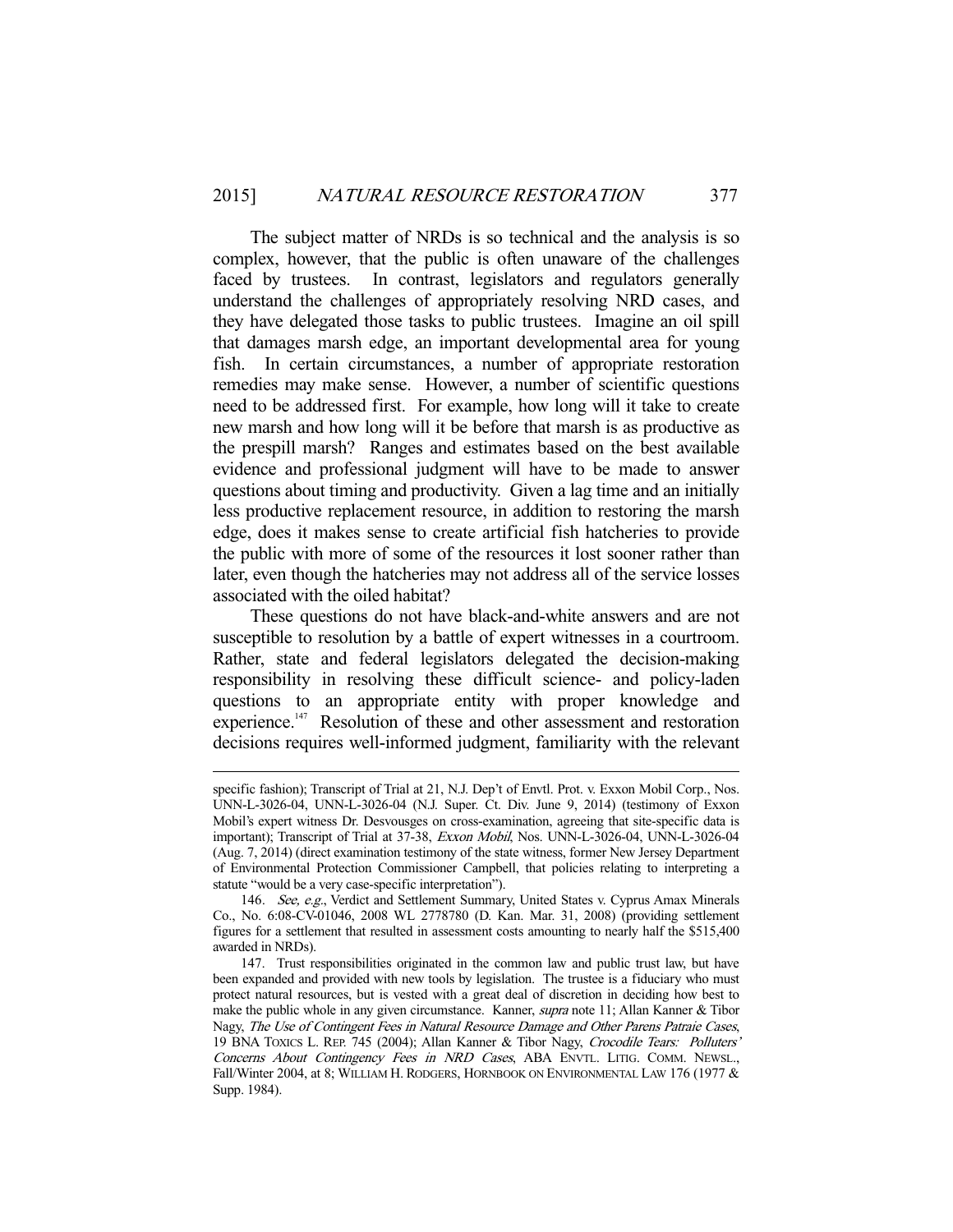The subject matter of NRDs is so technical and the analysis is so complex, however, that the public is often unaware of the challenges faced by trustees. In contrast, legislators and regulators generally understand the challenges of appropriately resolving NRD cases, and they have delegated those tasks to public trustees. Imagine an oil spill that damages marsh edge, an important developmental area for young fish. In certain circumstances, a number of appropriate restoration remedies may make sense. However, a number of scientific questions need to be addressed first. For example, how long will it take to create new marsh and how long will it be before that marsh is as productive as the prespill marsh? Ranges and estimates based on the best available evidence and professional judgment will have to be made to answer questions about timing and productivity. Given a lag time and an initially less productive replacement resource, in addition to restoring the marsh edge, does it makes sense to create artificial fish hatcheries to provide the public with more of some of the resources it lost sooner rather than later, even though the hatcheries may not address all of the service losses associated with the oiled habitat?

These questions do not have black-and-white answers and are not susceptible to resolution by a battle of expert witnesses in a courtroom. Rather, state and federal legislators delegated the decision-making responsibility in resolving these difficult science- and policy-laden questions to an appropriate entity with proper knowledge and experience.[147] Resolution of these and other assessment and restoration decisions requires well-informed judgment, familiarity with the relevant

---

specific fashion); Transcript of Trial at 21, N.J. Dep't of Envtl. Prot. v. Exxon Mobil Corp., Nos. UNN-L-3026-04, UNN-L-3026-04 (N.J. Super. Ct. Div. June 9, 2014) (testimony of Exxon Mobil's expert witness Dr. Desvousges on cross-examination, agreeing that site-specific data is important); Transcript of Trial at 37-38, *Exxon Mobil*, Nos. UNN-L-3026-04, UNN-L-3026-04 (Aug. 7, 2014) (direct examination testimony of the state witness, former New Jersey Department of Environmental Protection Commissioner Campbell, that policies relating to interpreting a statute "would be a very case-specific interpretation").

146. *See, e.g.*, Verdict and Settlement Summary, United States v. Cyprus Amax Minerals Co., No. 6:08-CV-01046, 2008 WL 2778780 (D. Kan. Mar. 31, 2008) (providing settlement figures for a settlement that resulted in assessment costs amounting to nearly half the $515,400 awarded in NRDs).

147. Trust responsibilities originated in the common law and public trust law, but have been expanded and provided with new tools by legislation. The trustee is a fiduciary who must protect natural resources, but is vested with a great deal of discretion in deciding how best to make the public whole in any given circumstance. Kanner, *supra* note 11; Allan Kanner & Tibor Nagy, *The Use of Contingent Fees in Natural Resource Damage and Other Parens Patraie Cases*, 19 BNA TOXICS L. REP. 745 (2004); Allan Kanner & Tibor Nagy, *Crocodile Tears: Polluters' Concerns About Contingency Fees in NRD Cases*, ABA ENVTL. LITIG. COMM. NEWSL., Fall/Winter 2004, at 8; WILLIAM H. RODGERS, HORNBOOK ON ENVIRONMENTAL LAW 176 (1977 & Supp. 1984).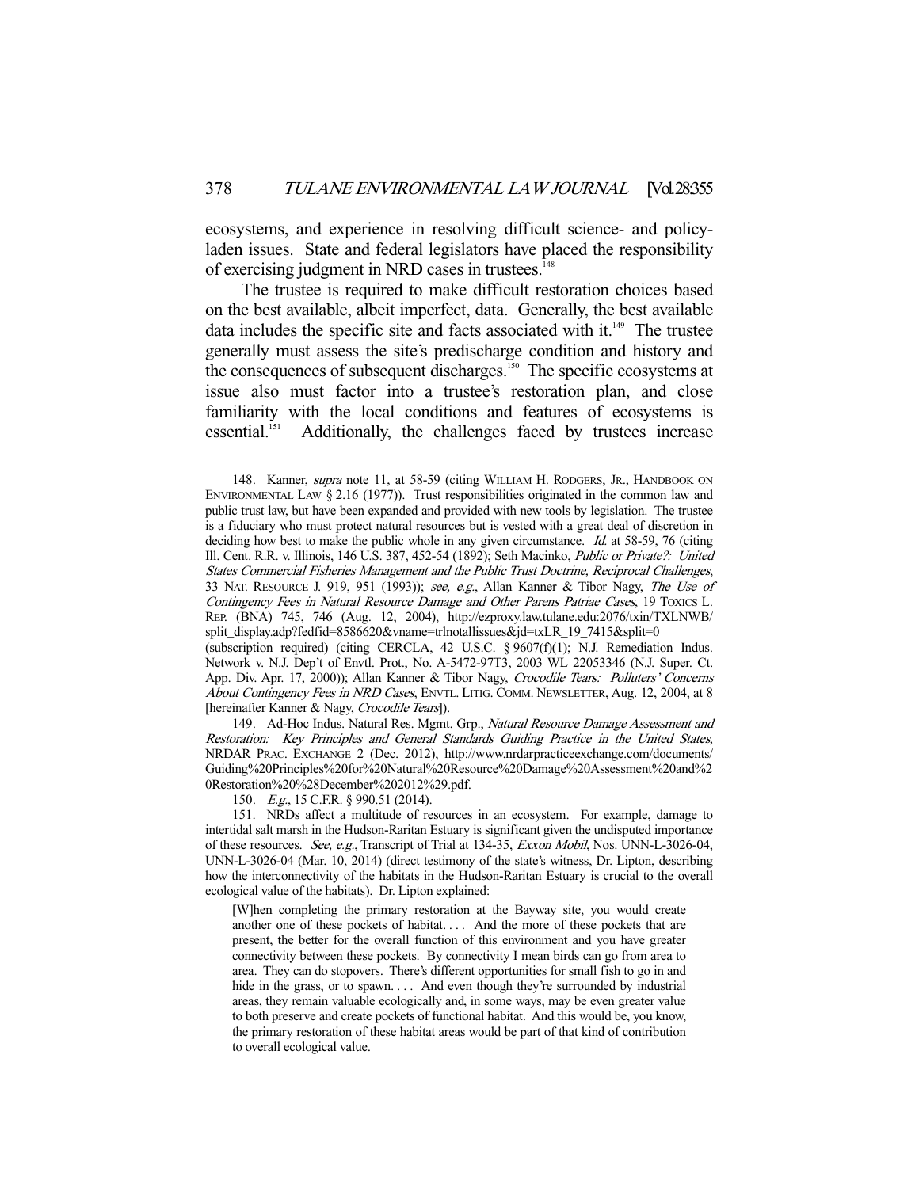ecosystems, and experience in resolving difficult science- and policy-laden issues. State and federal legislators have placed the responsibility of exercising judgment in NRD cases in trustees.[148]

The trustee is required to make difficult restoration choices based on the best available, albeit imperfect, data. Generally, the best available data includes the specific site and facts associated with it.[149] The trustee generally must assess the site's predischarge condition and history and the consequences of subsequent discharges.[150] The specific ecosystems at issue also must factor into a trustee's restoration plan, and close familiarity with the local conditions and features of ecosystems is essential.[151] Additionally, the challenges faced by trustees increase

---

148. Kanner, *supra* note 11, at 58-59 (citing WILLIAM H. RODGERS, JR., HANDBOOK ON ENVIRONMENTAL LAW § 2.16 (1977)). Trust responsibilities originated in the common law and public trust law, but have been expanded and provided with new tools by legislation. The trustee is a fiduciary who must protect natural resources but is vested with a great deal of discretion in deciding how best to make the public whole in any given circumstance. *Id.* at 58-59, 76 (citing Ill. Cent. R.R. v. Illinois, 146 U.S. 387, 452-54 (1892); Seth Macinko, *Public or Private?: United States Commercial Fisheries Management and the Public Trust Doctrine, Reciprocal Challenges*, 33 NAT. RESOURCE J. 919, 951 (1993)); *see, e.g.*, Allan Kanner & Tibor Nagy, *The Use of Contingency Fees in Natural Resource Damage and Other Parens Patriae Cases*, 19 TOXICS L. REP. (BNA) 745, 746 (Aug. 12, 2004), http://ezproxy.law.tulane.edu:2076/txin/TXLNWB/split_display.adp?fedfid=8586620&vname=trlnotallissues&jd=txLR_19_7415&split=0 (subscription required) (citing CERCLA, 42 U.S.C. § 9607(f)(1); N.J. Remediation Indus. Network v. N.J. Dep't of Envtl. Prot., No. A-5472-97T3, 2003 WL 22053346 (N.J. Super. Ct. App. Div. Apr. 17, 2000)); Allan Kanner & Tibor Nagy, *Crocodile Tears: Polluters' Concerns About Contingency Fees in NRD Cases*, ENVTL. LITIG. COMM. NEWSLETTER, Aug. 12, 2004, at 8 [hereinafter Kanner & Nagy, *Crocodile Tears*]).

149. Ad-Hoc Indus. Natural Res. Mgmt. Grp., *Natural Resource Damage Assessment and Restoration: Key Principles and General Standards Guiding Practice in the United States*, NRDAR PRAC. EXCHANGE 2 (Dec. 2012), http://www.nrdarpracticeexchange.com/documents/Guiding%20Principles%20for%20Natural%20Resource%20Damage%20Assessment%20and%20Restoration%20%28December%202012%29.pdf.

150. *E.g.*, 15 C.F.R. § 990.51 (2014).

151. NRDs affect a multitude of resources in an ecosystem. For example, damage to intertidal salt marsh in the Hudson-Raritan Estuary is significant given the undisputed importance of these resources. *See, e.g.*, Transcript of Trial at 134-35, *Exxon Mobil*, Nos. UNN-L-3026-04, UNN-L-3026-04 (Mar. 10, 2014) (direct testimony of the state's witness, Dr. Lipton, describing how the interconnectivity of the habitats in the Hudson-Raritan Estuary is crucial to the overall ecological value of the habitats). Dr. Lipton explained:

> [W]hen completing the primary restoration at the Bayway site, you would create another one of these pockets of habitat. . . . And the more of these pockets that are present, the better for the overall function of this environment and you have greater connectivity between these pockets. By connectivity I mean birds can go from area to area. They can do stopovers. There's different opportunities for small fish to go in and hide in the grass, or to spawn. . . . And even though they're surrounded by industrial areas, they remain valuable ecologically and, in some ways, may be even greater value to both preserve and create pockets of functional habitat. And this would be, you know, the primary restoration of these habitat areas would be part of that kind of contribution to overall ecological value.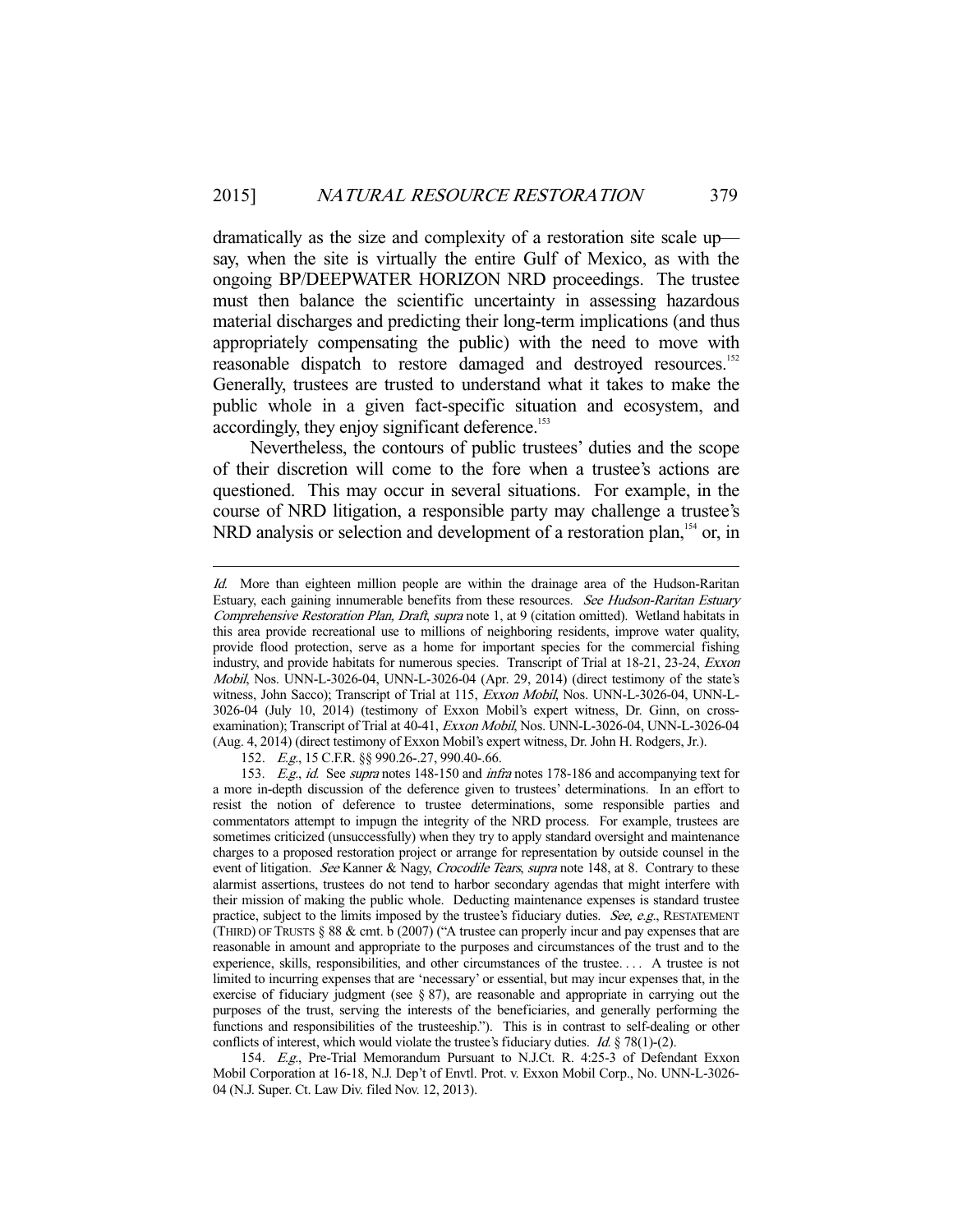dramatically as the size and complexity of a restoration site scale up—say, when the site is virtually the entire Gulf of Mexico, as with the ongoing BP/DEEPWATER HORIZON NRD proceedings. The trustee must then balance the scientific uncertainty in assessing hazardous material discharges and predicting their long-term implications (and thus appropriately compensating the public) with the need to move with reasonable dispatch to restore damaged and destroyed resources.[152] Generally, trustees are trusted to understand what it takes to make the public whole in a given fact-specific situation and ecosystem, and accordingly, they enjoy significant deference.[153]

Nevertheless, the contours of public trustees' duties and the scope of their discretion will come to the fore when a trustee's actions are questioned. This may occur in several situations. For example, in the course of NRD litigation, a responsible party may challenge a trustee's NRD analysis or selection and development of a restoration plan,[154] or, in

---

*Id.* More than eighteen million people are within the drainage area of the Hudson-Raritan Estuary, each gaining innumerable benefits from these resources. *See Hudson-Raritan Estuary Comprehensive Restoration Plan, Draft*, *supra* note 1, at 9 (citation omitted). Wetland habitats in this area provide recreational use to millions of neighboring residents, improve water quality, provide flood protection, serve as a home for important species for the commercial fishing industry, and provide habitats for numerous species. Transcript of Trial at 18-21, 23-24, *Exxon Mobil*, Nos. UNN-L-3026-04, UNN-L-3026-04 (Apr. 29, 2014) (direct testimony of the state's witness, John Sacco); Transcript of Trial at 115, *Exxon Mobil*, Nos. UNN-L-3026-04, UNN-L-3026-04 (July 10, 2014) (testimony of Exxon Mobil's expert witness, Dr. Ginn, on cross-examination); Transcript of Trial at 40-41, *Exxon Mobil*, Nos. UNN-L-3026-04, UNN-L-3026-04 (Aug. 4, 2014) (direct testimony of Exxon Mobil's expert witness, Dr. John H. Rodgers, Jr.).

152. *E.g.*, 15 C.F.R. §§ 990.26-.27, 990.40-.66.

153. *E.g.*, *id.* See *supra* notes 148-150 and *infra* notes 178-186 and accompanying text for a more in-depth discussion of the deference given to trustees' determinations. In an effort to resist the notion of deference to trustee determinations, some responsible parties and commentators attempt to impugn the integrity of the NRD process. For example, trustees are sometimes criticized (unsuccessfully) when they try to apply standard oversight and maintenance charges to a proposed restoration project or arrange for representation by outside counsel in the event of litigation. *See* Kanner & Nagy, *Crocodile Tears*, *supra* note 148, at 8. Contrary to these alarmist assertions, trustees do not tend to harbor secondary agendas that might interfere with their mission of making the public whole. Deducting maintenance expenses is standard trustee practice, subject to the limits imposed by the trustee's fiduciary duties. *See, e.g.*, RESTATEMENT (THIRD) OF TRUSTS § 88 & cmt. b (2007) ("A trustee can properly incur and pay expenses that are reasonable in amount and appropriate to the purposes and circumstances of the trust and to the experience, skills, responsibilities, and other circumstances of the trustee. . . . A trustee is not limited to incurring expenses that are 'necessary' or essential, but may incur expenses that, in the exercise of fiduciary judgment (see § 87), are reasonable and appropriate in carrying out the purposes of the trust, serving the interests of the beneficiaries, and generally performing the functions and responsibilities of the trusteeship."). This is in contrast to self-dealing or other conflicts of interest, which would violate the trustee's fiduciary duties. *Id.* § 78(1)-(2).

154. *E.g.*, Pre-Trial Memorandum Pursuant to N.J.Ct. R. 4:25-3 of Defendant Exxon Mobil Corporation at 16-18, N.J. Dep't of Envtl. Prot. v. Exxon Mobil Corp., No. UNN-L-3026-04 (N.J. Super. Ct. Law Div. filed Nov. 12, 2013).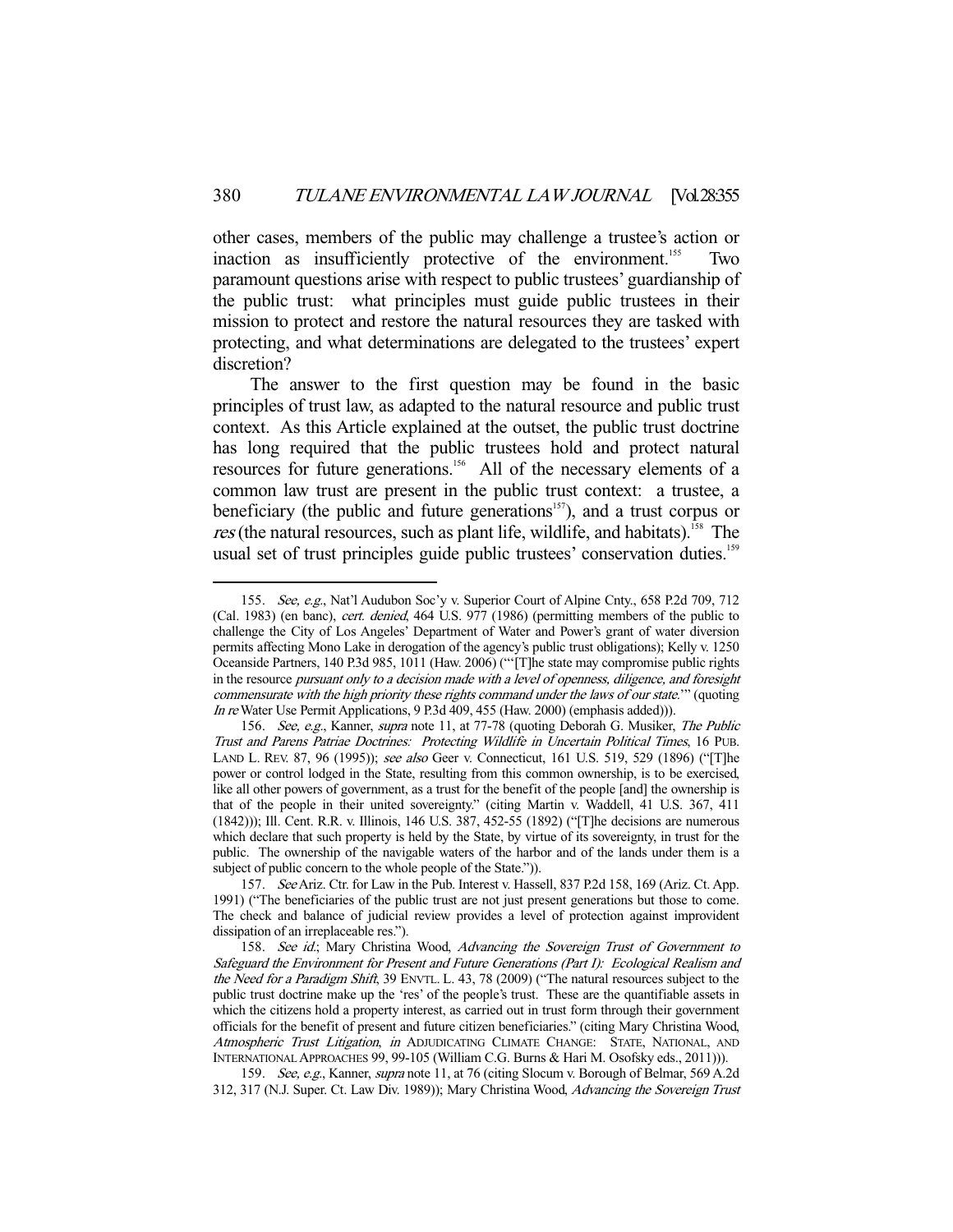other cases, members of the public may challenge a trustee's action or inaction as insufficiently protective of the environment.[155] Two paramount questions arise with respect to public trustees' guardianship of the public trust: what principles must guide public trustees in their mission to protect and restore the natural resources they are tasked with protecting, and what determinations are delegated to the trustees' expert discretion?

The answer to the first question may be found in the basic principles of trust law, as adapted to the natural resource and public trust context. As this Article explained at the outset, the public trust doctrine has long required that the public trustees hold and protect natural resources for future generations.[156] All of the necessary elements of a common law trust are present in the public trust context: a trustee, a beneficiary (the public and future generations[157]), and a trust corpus or *res* (the natural resources, such as plant life, wildlife, and habitats).[158] The usual set of trust principles guide public trustees' conservation duties.[159]

---

155. *See, e.g.*, Nat'l Audubon Soc'y v. Superior Court of Alpine Cnty., 658 P.2d 709, 712 (Cal. 1983) (en banc), *cert. denied*, 464 U.S. 977 (1986) (permitting members of the public to challenge the City of Los Angeles' Department of Water and Power's grant of water diversion permits affecting Mono Lake in derogation of the agency's public trust obligations); Kelly v. 1250 Oceanside Partners, 140 P.3d 985, 1011 (Haw. 2006) ("'[T]he state may compromise public rights in the resource *pursuant only to a decision made with a level of openness, diligence, and foresight commensurate with the high priority these rights command under the laws of our state*.'" (quoting *In re* Water Use Permit Applications, 9 P.3d 409, 455 (Haw. 2000) (emphasis added))).

156. *See, e.g.*, Kanner, *supra* note 11, at 77-78 (quoting Deborah G. Musiker, *The Public Trust and Parens Patriae Doctrines: Protecting Wildlife in Uncertain Political Times*, 16 PUB. LAND L. REV. 87, 96 (1995)); *see also* Geer v. Connecticut, 161 U.S. 519, 529 (1896) ("[T]he power or control lodged in the State, resulting from this common ownership, is to be exercised, like all other powers of government, as a trust for the benefit of the people [and] the ownership is that of the people in their united sovereignty." (citing Martin v. Waddell, 41 U.S. 367, 411 (1842))); Ill. Cent. R.R. v. Illinois, 146 U.S. 387, 452-55 (1892) ("[T]he decisions are numerous which declare that such property is held by the State, by virtue of its sovereignty, in trust for the public. The ownership of the navigable waters of the harbor and of the lands under them is a subject of public concern to the whole people of the State.")).

157. *See* Ariz. Ctr. for Law in the Pub. Interest v. Hassell, 837 P.2d 158, 169 (Ariz. Ct. App. 1991) ("The beneficiaries of the public trust are not just present generations but those to come. The check and balance of judicial review provides a level of protection against improvident dissipation of an irreplaceable res.").

158. *See id.*; Mary Christina Wood, *Advancing the Sovereign Trust of Government to Safeguard the Environment for Present and Future Generations (Part I): Ecological Realism and the Need for a Paradigm Shift*, 39 ENVTL. L. 43, 78 (2009) ("The natural resources subject to the public trust doctrine make up the 'res' of the people's trust. These are the quantifiable assets in which the citizens hold a property interest, as carried out in trust form through their government officials for the benefit of present and future citizen beneficiaries." (citing Mary Christina Wood, *Atmospheric Trust Litigation*, *in* ADJUDICATING CLIMATE CHANGE: STATE, NATIONAL, AND INTERNATIONAL APPROACHES 99, 99-105 (William C.G. Burns & Hari M. Osofsky eds., 2011))).

159. *See, e.g.*, Kanner, *supra* note 11, at 76 (citing Slocum v. Borough of Belmar, 569 A.2d 312, 317 (N.J. Super. Ct. Law Div. 1989)); Mary Christina Wood, *Advancing the Sovereign Trust*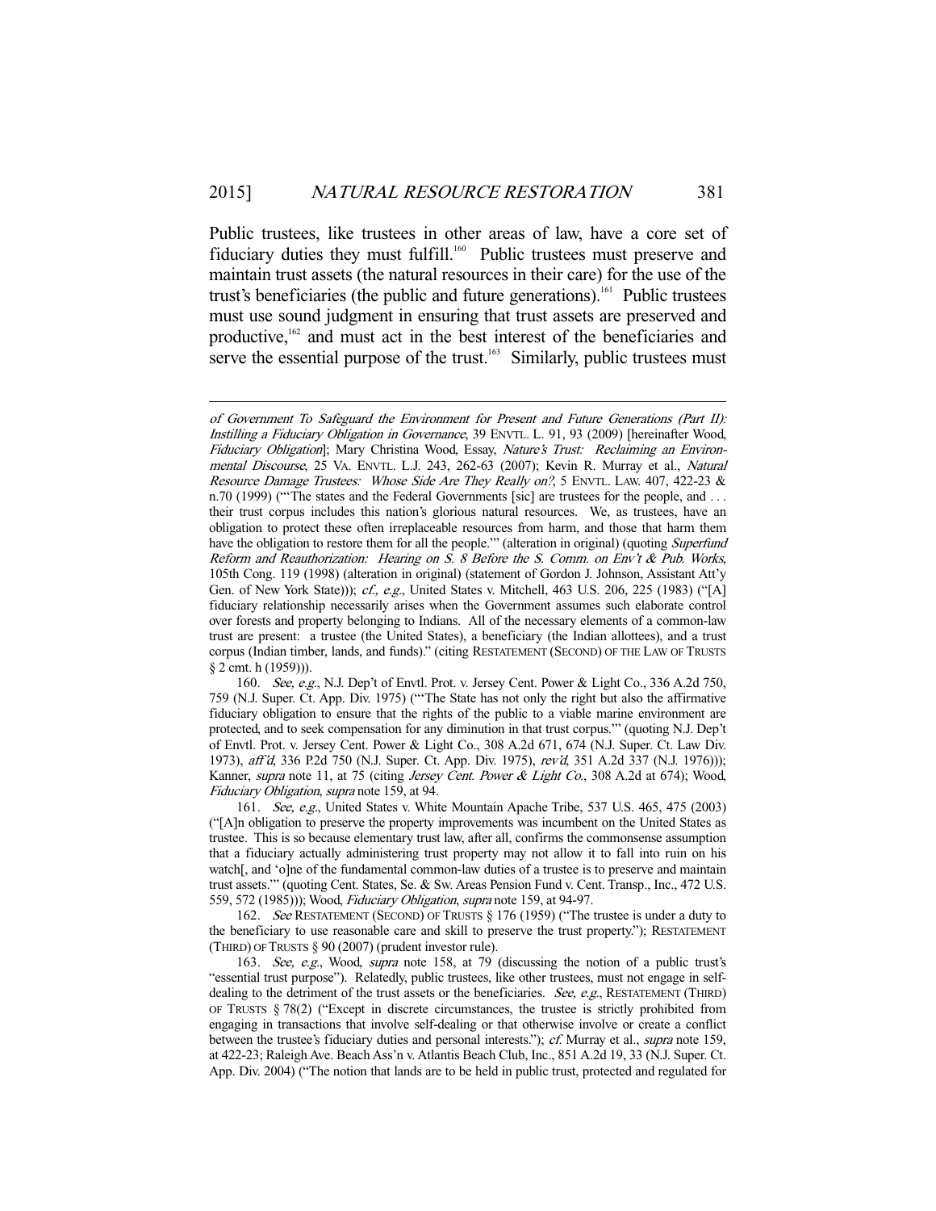Public trustees, like trustees in other areas of law, have a core set of fiduciary duties they must fulfill.[160] Public trustees must preserve and maintain trust assets (the natural resources in their care) for the use of the trust's beneficiaries (the public and future generations).[161] Public trustees must use sound judgment in ensuring that trust assets are preserved and productive,[162] and must act in the best interest of the beneficiaries and serve the essential purpose of the trust.[163] Similarly, public trustees must

---

of Government To Safeguard the Environment for Present and Future Generations (Part II): Instilling a Fiduciary Obligation in Governance*, 39 ENVTL. L. 91, 93 (2009) [hereinafter Wood, *Fiduciary Obligation*]; Mary Christina Wood, Essay, *Nature's Trust: Reclaiming an Environmental Discourse*, 25 VA. ENVTL. L.J. 243, 262-63 (2007); Kevin R. Murray et al., *Natural Resource Damage Trustees: Whose Side Are They Really on?*, 5 ENVTL. LAW. 407, 422-23 & n.70 (1999) ("'The states and the Federal Governments [sic] are trustees for the people, and . . . their trust corpus includes this nation's glorious natural resources. We, as trustees, have an obligation to protect these often irreplaceable resources from harm, and those that harm them have the obligation to restore them for all the people.'" (alteration in original) (quoting *Superfund Reform and Reauthorization: Hearing on S. 8 Before the S. Comm. on Env't & Pub. Works*, 105th Cong. 119 (1998) (alteration in original) (statement of Gordon J. Johnson, Assistant Att'y Gen. of New York State))); *cf., e.g.*, United States v. Mitchell, 463 U.S. 206, 225 (1983) ("[A] fiduciary relationship necessarily arises when the Government assumes such elaborate control over forests and property belonging to Indians. All of the necessary elements of a common-law trust are present: a trustee (the United States), a beneficiary (the Indian allottees), and a trust corpus (Indian timber, lands, and funds)." (citing RESTATEMENT (SECOND) OF THE LAW OF TRUSTS § 2 cmt. h (1959))).

160. *See, e.g.*, N.J. Dep't of Envtl. Prot. v. Jersey Cent. Power & Light Co., 336 A.2d 750, 759 (N.J. Super. Ct. App. Div. 1975) ("'The State has not only the right but also the affirmative fiduciary obligation to ensure that the rights of the public to a viable marine environment are protected, and to seek compensation for any diminution in that trust corpus.'" (quoting N.J. Dep't of Envtl. Prot. v. Jersey Cent. Power & Light Co., 308 A.2d 671, 674 (N.J. Super. Ct. Law Div. 1973), *aff'd*, 336 P.2d 750 (N.J. Super. Ct. App. Div. 1975), *rev'd*, 351 A.2d 337 (N.J. 1976))); Kanner, *supra* note 11, at 75 (citing *Jersey Cent. Power & Light Co.*, 308 A.2d at 674); Wood, *Fiduciary Obligation*, *supra* note 159, at 94.

161. *See, e.g.*, United States v. White Mountain Apache Tribe, 537 U.S. 465, 475 (2003) ("[A]n obligation to preserve the property improvements was incumbent on the United States as trustee. This is so because elementary trust law, after all, confirms the commonsense assumption that a fiduciary actually administering trust property may not allow it to fall into ruin on his watch[, and 'o]ne of the fundamental common-law duties of a trustee is to preserve and maintain trust assets.'" (quoting Cent. States, Se. & Sw. Areas Pension Fund v. Cent. Transp., Inc., 472 U.S. 559, 572 (1985))); Wood, *Fiduciary Obligation*, *supra* note 159, at 94-97.

162. *See* RESTATEMENT (SECOND) OF TRUSTS § 176 (1959) ("The trustee is under a duty to the beneficiary to use reasonable care and skill to preserve the trust property."); RESTATEMENT (THIRD) OF TRUSTS § 90 (2007) (prudent investor rule).

163. *See, e.g.*, Wood, *supra* note 158, at 79 (discussing the notion of a public trust's "essential trust purpose"). Relatedly, public trustees, like other trustees, must not engage in self-dealing to the detriment of the trust assets or the beneficiaries. *See, e.g.*, RESTATEMENT (THIRD) OF TRUSTS § 78(2) ("Except in discrete circumstances, the trustee is strictly prohibited from engaging in transactions that involve self-dealing or that otherwise involve or create a conflict between the trustee's fiduciary duties and personal interests."); *cf.* Murray et al., *supra* note 159, at 422-23; Raleigh Ave. Beach Ass'n v. Atlantis Beach Club, Inc., 851 A.2d 19, 33 (N.J. Super. Ct. App. Div. 2004) ("The notion that lands are to be held in public trust, protected and regulated for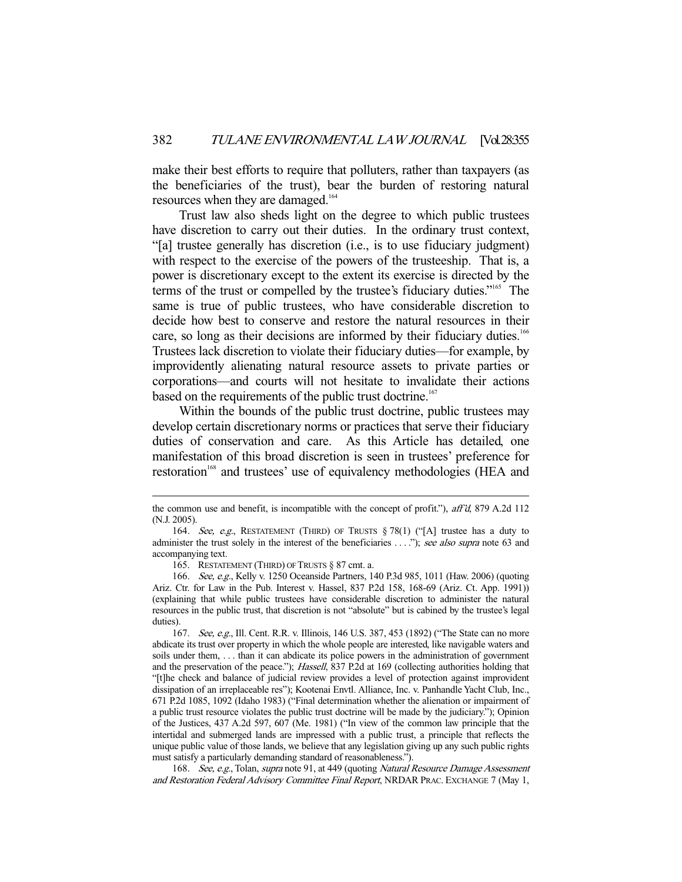make their best efforts to require that polluters, rather than taxpayers (as the beneficiaries of the trust), bear the burden of restoring natural resources when they are damaged.[164]

Trust law also sheds light on the degree to which public trustees have discretion to carry out their duties. In the ordinary trust context, "[a] trustee generally has discretion (i.e., is to use fiduciary judgment) with respect to the exercise of the powers of the trusteeship. That is, a power is discretionary except to the extent its exercise is directed by the terms of the trust or compelled by the trustee's fiduciary duties."[165] The same is true of public trustees, who have considerable discretion to decide how best to conserve and restore the natural resources in their care, so long as their decisions are informed by their fiduciary duties.[166] Trustees lack discretion to violate their fiduciary duties—for example, by improvidently alienating natural resource assets to private parties or corporations—and courts will not hesitate to invalidate their actions based on the requirements of the public trust doctrine.[167]

Within the bounds of the public trust doctrine, public trustees may develop certain discretionary norms or practices that serve their fiduciary duties of conservation and care. As this Article has detailed, one manifestation of this broad discretion is seen in trustees' preference for restoration[168] and trustees' use of equivalency methodologies (HEA and

---

the common use and benefit, is incompatible with the concept of profit."), *aff'd*, 879 A.2d 112 (N.J. 2005).

164. *See, e.g.*, RESTATEMENT (THIRD) OF TRUSTS § 78(1) ("[A] trustee has a duty to administer the trust solely in the interest of the beneficiaries . . . ."); *see also supra* note 63 and accompanying text.

165. RESTATEMENT (THIRD) OF TRUSTS § 87 cmt. a.

166. *See, e.g.*, Kelly v. 1250 Oceanside Partners, 140 P.3d 985, 1011 (Haw. 2006) (quoting Ariz. Ctr. for Law in the Pub. Interest v. Hassel, 837 P.2d 158, 168-69 (Ariz. Ct. App. 1991)) (explaining that while public trustees have considerable discretion to administer the natural resources in the public trust, that discretion is not "absolute" but is cabined by the trustee's legal duties).

167. *See, e.g.*, Ill. Cent. R.R. v. Illinois, 146 U.S. 387, 453 (1892) ("The State can no more abdicate its trust over property in which the whole people are interested, like navigable waters and soils under them, . . . than it can abdicate its police powers in the administration of government and the preservation of the peace."); *Hassell*, 837 P.2d at 169 (collecting authorities holding that "[t]he check and balance of judicial review provides a level of protection against improvident dissipation of an irreplaceable res"); Kootenai Envtl. Alliance, Inc. v. Panhandle Yacht Club, Inc., 671 P.2d 1085, 1092 (Idaho 1983) ("Final determination whether the alienation or impairment of a public trust resource violates the public trust doctrine will be made by the judiciary."); Opinion of the Justices, 437 A.2d 597, 607 (Me. 1981) ("In view of the common law principle that the intertidal and submerged lands are impressed with a public trust, a principle that reflects the unique public value of those lands, we believe that any legislation giving up any such public rights must satisfy a particularly demanding standard of reasonableness.").

168. *See, e.g.*, Tolan, *supra* note 91, at 449 (quoting *Natural Resource Damage Assessment and Restoration Federal Advisory Committee Final Report*, NRDAR PRAC. EXCHANGE 7 (May 1,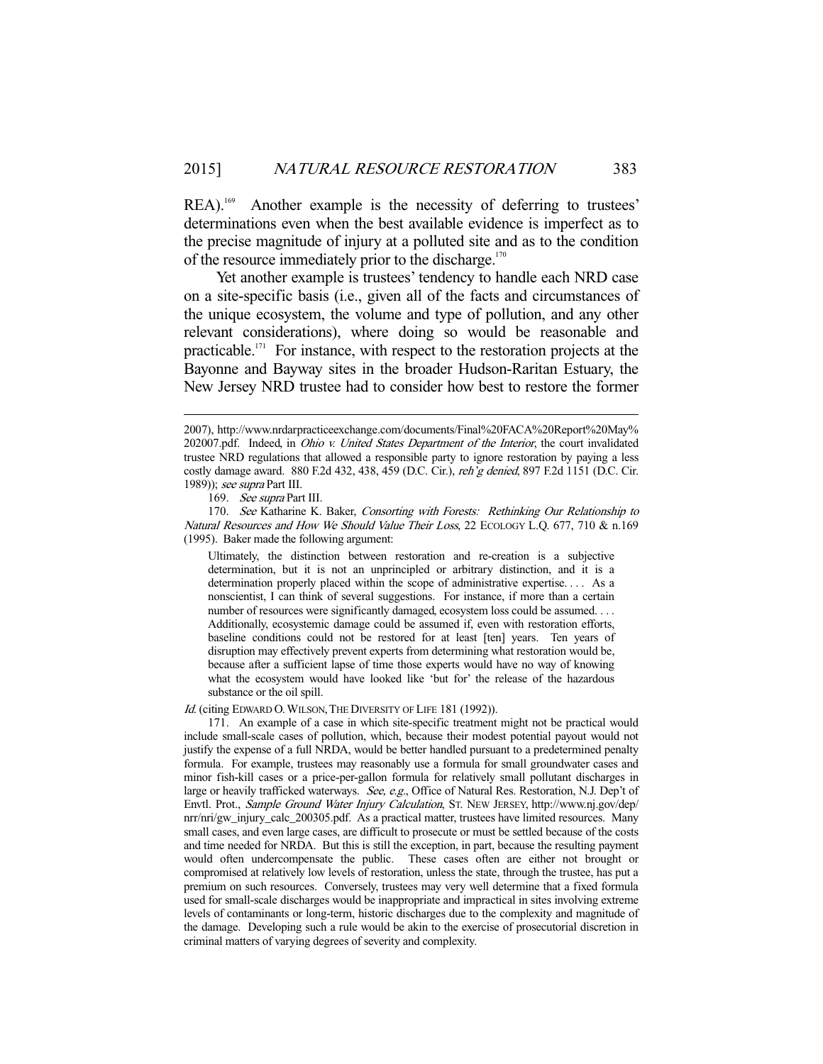REA).[169] Another example is the necessity of deferring to trustees' determinations even when the best available evidence is imperfect as to the precise magnitude of injury at a polluted site and as to the condition of the resource immediately prior to the discharge.[170]

Yet another example is trustees' tendency to handle each NRD case on a site-specific basis (i.e., given all of the facts and circumstances of the unique ecosystem, the volume and type of pollution, and any other relevant considerations), where doing so would be reasonable and practicable.[171] For instance, with respect to the restoration projects at the Bayonne and Bayway sites in the broader Hudson-Raritan Estuary, the New Jersey NRD trustee had to consider how best to restore the former

---

2007), http://www.nrdarpracticeexchange.com/documents/Final%20FACA%20Report%20May%202007.pdf. Indeed, in *Ohio v. United States Department of the Interior*, the court invalidated trustee NRD regulations that allowed a responsible party to ignore restoration by paying a less costly damage award. 880 F.2d 432, 438, 459 (D.C. Cir.), *reh'g denied*, 897 F.2d 1151 (D.C. Cir. 1989)); *see supra* Part III.

169. *See supra* Part III.

170. *See* Katharine K. Baker, *Consorting with Forests: Rethinking Our Relationship to Natural Resources and How We Should Value Their Loss*, 22 ECOLOGY L.Q. 677, 710 & n.169 (1995). Baker made the following argument:

> Ultimately, the distinction between restoration and re-creation is a subjective determination, but it is not an unprincipled or arbitrary distinction, and it is a determination properly placed within the scope of administrative expertise. . . . As a nonscientist, I can think of several suggestions. For instance, if more than a certain number of resources were significantly damaged, ecosystem loss could be assumed. . . . Additionally, ecosystemic damage could be assumed if, even with restoration efforts, baseline conditions could not be restored for at least [ten] years. Ten years of disruption may effectively prevent experts from determining what restoration would be, because after a sufficient lapse of time those experts would have no way of knowing what the ecosystem would have looked like 'but for' the release of the hazardous substance or the oil spill.

*Id.* (citing EDWARD O. WILSON, THE DIVERSITY OF LIFE 181 (1992)).

171. An example of a case in which site-specific treatment might not be practical would include small-scale cases of pollution, which, because their modest potential payout would not justify the expense of a full NRDA, would be better handled pursuant to a predetermined penalty formula. For example, trustees may reasonably use a formula for small groundwater cases and minor fish-kill cases or a price-per-gallon formula for relatively small pollutant discharges in large or heavily trafficked waterways. *See, e.g.*, Office of Natural Res. Restoration, N.J. Dep't of Envtl. Prot., *Sample Ground Water Injury Calculation*, ST. NEW JERSEY, http://www.nj.gov/dep/nrr/nri/gw_injury_calc_200305.pdf. As a practical matter, trustees have limited resources. Many small cases, and even large cases, are difficult to prosecute or must be settled because of the costs and time needed for NRDA. But this is still the exception, in part, because the resulting payment would often undercompensate the public. These cases often are either not brought or compromised at relatively low levels of restoration, unless the state, through the trustee, has put a premium on such resources. Conversely, trustees may very well determine that a fixed formula used for small-scale discharges would be inappropriate and impractical in sites involving extreme levels of contaminants or long-term, historic discharges due to the complexity and magnitude of the damage. Developing such a rule would be akin to the exercise of prosecutorial discretion in criminal matters of varying degrees of severity and complexity.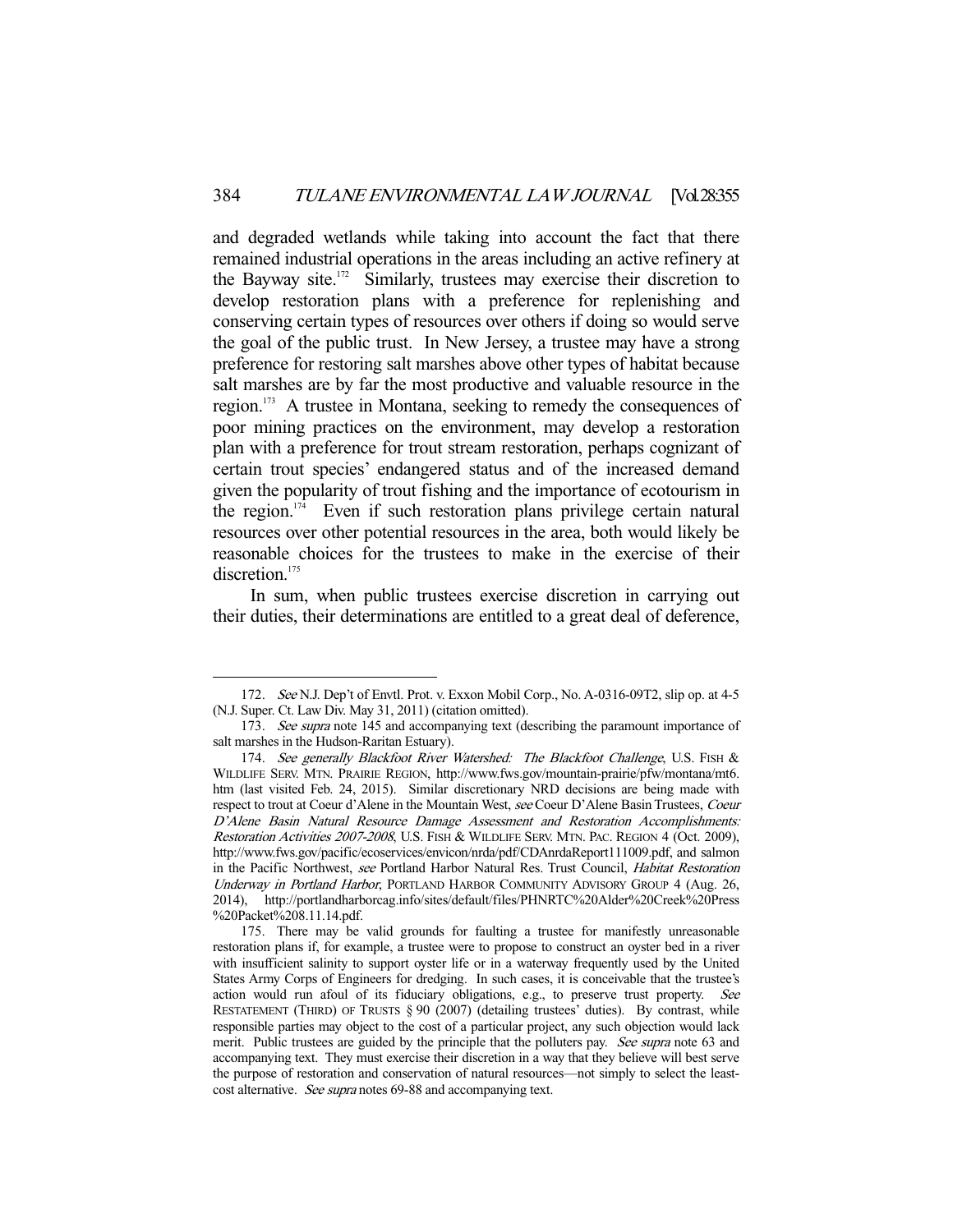and degraded wetlands while taking into account the fact that there remained industrial operations in the areas including an active refinery at the Bayway site.[172] Similarly, trustees may exercise their discretion to develop restoration plans with a preference for replenishing and conserving certain types of resources over others if doing so would serve the goal of the public trust. In New Jersey, a trustee may have a strong preference for restoring salt marshes above other types of habitat because salt marshes are by far the most productive and valuable resource in the region.[173] A trustee in Montana, seeking to remedy the consequences of poor mining practices on the environment, may develop a restoration plan with a preference for trout stream restoration, perhaps cognizant of certain trout species' endangered status and of the increased demand given the popularity of trout fishing and the importance of ecotourism in the region.[174] Even if such restoration plans privilege certain natural resources over other potential resources in the area, both would likely be reasonable choices for the trustees to make in the exercise of their discretion.[175]

In sum, when public trustees exercise discretion in carrying out their duties, their determinations are entitled to a great deal of deference,

---

172. *See* N.J. Dep't of Envtl. Prot. v. Exxon Mobil Corp., No. A-0316-09T2, slip op. at 4-5 (N.J. Super. Ct. Law Div. May 31, 2011) (citation omitted).

173. *See supra* note 145 and accompanying text (describing the paramount importance of salt marshes in the Hudson-Raritan Estuary).

174. *See generally Blackfoot River Watershed: The Blackfoot Challenge*, U.S. FISH & WILDLIFE SERV. MTN. PRAIRIE REGION, http://www.fws.gov/mountain-prairie/pfw/montana/mt6.htm (last visited Feb. 24, 2015). Similar discretionary NRD decisions are being made with respect to trout at Coeur d'Alene in the Mountain West, *see* Coeur D'Alene Basin Trustees, *Coeur D'Alene Basin Natural Resource Damage Assessment and Restoration Accomplishments: Restoration Activities 2007-2008*, U.S. FISH & WILDLIFE SERV. MTN. PAC. REGION 4 (Oct. 2009), http://www.fws.gov/pacific/ecoservices/envicon/nrda/pdf/CDAnrdaReport111009.pdf, and salmon in the Pacific Northwest, *see* Portland Harbor Natural Res. Trust Council, *Habitat Restoration Underway in Portland Harbor*, PORTLAND HARBOR COMMUNITY ADVISORY GROUP 4 (Aug. 26, 2014), http://portlandharborcag.info/sites/default/files/PHNRTC%20Alder%20Creek%20Press%20Packet%208.11.14.pdf.

175. There may be valid grounds for faulting a trustee for manifestly unreasonable restoration plans if, for example, a trustee were to propose to construct an oyster bed in a river with insufficient salinity to support oyster life or in a waterway frequently used by the United States Army Corps of Engineers for dredging. In such cases, it is conceivable that the trustee's action would run afoul of its fiduciary obligations, e.g., to preserve trust property. *See* RESTATEMENT (THIRD) OF TRUSTS § 90 (2007) (detailing trustees' duties). By contrast, while responsible parties may object to the cost of a particular project, any such objection would lack merit. Public trustees are guided by the principle that the polluters pay. *See supra* note 63 and accompanying text. They must exercise their discretion in a way that they believe will best serve the purpose of restoration and conservation of natural resources—not simply to select the least-cost alternative. *See supra* notes 69-88 and accompanying text.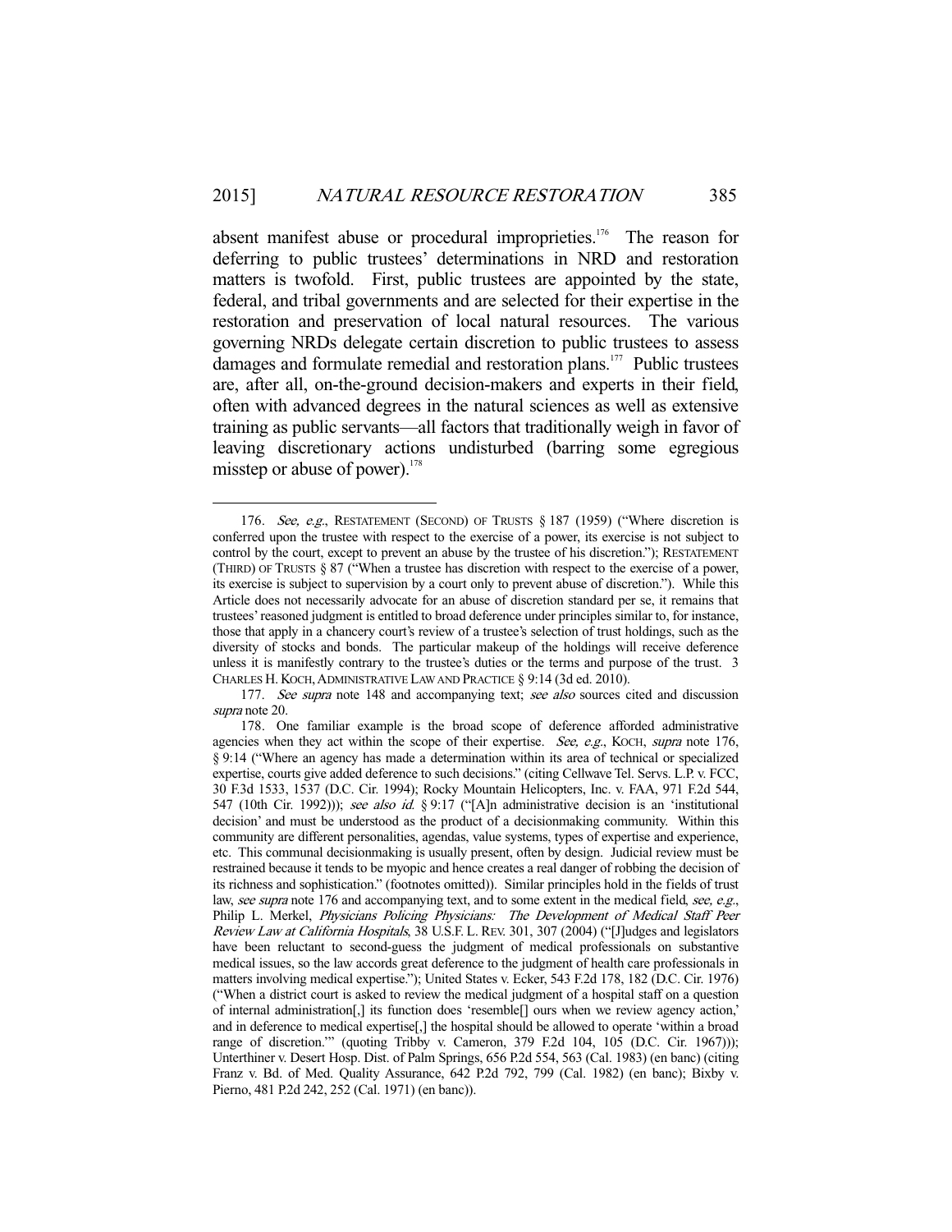absent manifest abuse or procedural improprieties.[176] The reason for deferring to public trustees' determinations in NRD and restoration matters is twofold. First, public trustees are appointed by the state, federal, and tribal governments and are selected for their expertise in the restoration and preservation of local natural resources. The various governing NRDs delegate certain discretion to public trustees to assess damages and formulate remedial and restoration plans.[177] Public trustees are, after all, on-the-ground decision-makers and experts in their field, often with advanced degrees in the natural sciences as well as extensive training as public servants—all factors that traditionally weigh in favor of leaving discretionary actions undisturbed (barring some egregious misstep or abuse of power).[178]

---

176. *See, e.g.*, RESTATEMENT (SECOND) OF TRUSTS § 187 (1959) ("Where discretion is conferred upon the trustee with respect to the exercise of a power, its exercise is not subject to control by the court, except to prevent an abuse by the trustee of his discretion."); RESTATEMENT (THIRD) OF TRUSTS § 87 ("When a trustee has discretion with respect to the exercise of a power, its exercise is subject to supervision by a court only to prevent abuse of discretion."). While this Article does not necessarily advocate for an abuse of discretion standard per se, it remains that trustees' reasoned judgment is entitled to broad deference under principles similar to, for instance, those that apply in a chancery court's review of a trustee's selection of trust holdings, such as the diversity of stocks and bonds. The particular makeup of the holdings will receive deference unless it is manifestly contrary to the trustee's duties or the terms and purpose of the trust. 3 CHARLES H. KOCH, ADMINISTRATIVE LAW AND PRACTICE § 9:14 (3d ed. 2010).

177. *See supra* note 148 and accompanying text; *see also* sources cited and discussion *supra* note 20.

178. One familiar example is the broad scope of deference afforded administrative agencies when they act within the scope of their expertise. *See, e.g.*, KOCH, *supra* note 176, § 9:14 ("Where an agency has made a determination within its area of technical or specialized expertise, courts give added deference to such decisions." (citing Cellwave Tel. Servs. L.P. v. FCC, 30 F.3d 1533, 1537 (D.C. Cir. 1994); Rocky Mountain Helicopters, Inc. v. FAA, 971 F.2d 544, 547 (10th Cir. 1992))); *see also id.* § 9:17 ("[A]n administrative decision is an 'institutional decision' and must be understood as the product of a decisionmaking community. Within this community are different personalities, agendas, value systems, types of expertise and experience, etc. This communal decisionmaking is usually present, often by design. Judicial review must be restrained because it tends to be myopic and hence creates a real danger of robbing the decision of its richness and sophistication." (footnotes omitted)). Similar principles hold in the fields of trust law, *see supra* note 176 and accompanying text, and to some extent in the medical field, *see, e.g.*, Philip L. Merkel, *Physicians Policing Physicians: The Development of Medical Staff Peer Review Law at California Hospitals*, 38 U.S.F. L. REV. 301, 307 (2004) ("[J]udges and legislators have been reluctant to second-guess the judgment of medical professionals on substantive medical issues, so the law accords great deference to the judgment of health care professionals in matters involving medical expertise."); United States v. Ecker, 543 F.2d 178, 182 (D.C. Cir. 1976) ("When a district court is asked to review the medical judgment of a hospital staff on a question of internal administration[,] its function does 'resemble[] ours when we review agency action,' and in deference to medical expertise[,] the hospital should be allowed to operate 'within a broad range of discretion.'" (quoting Tribby v. Cameron, 379 F.2d 104, 105 (D.C. Cir. 1967))); Unterthiner v. Desert Hosp. Dist. of Palm Springs, 656 P.2d 554, 563 (Cal. 1983) (en banc) (citing Franz v. Bd. of Med. Quality Assurance, 642 P.2d 792, 799 (Cal. 1982) (en banc); Bixby v. Pierno, 481 P.2d 242, 252 (Cal. 1971) (en banc)).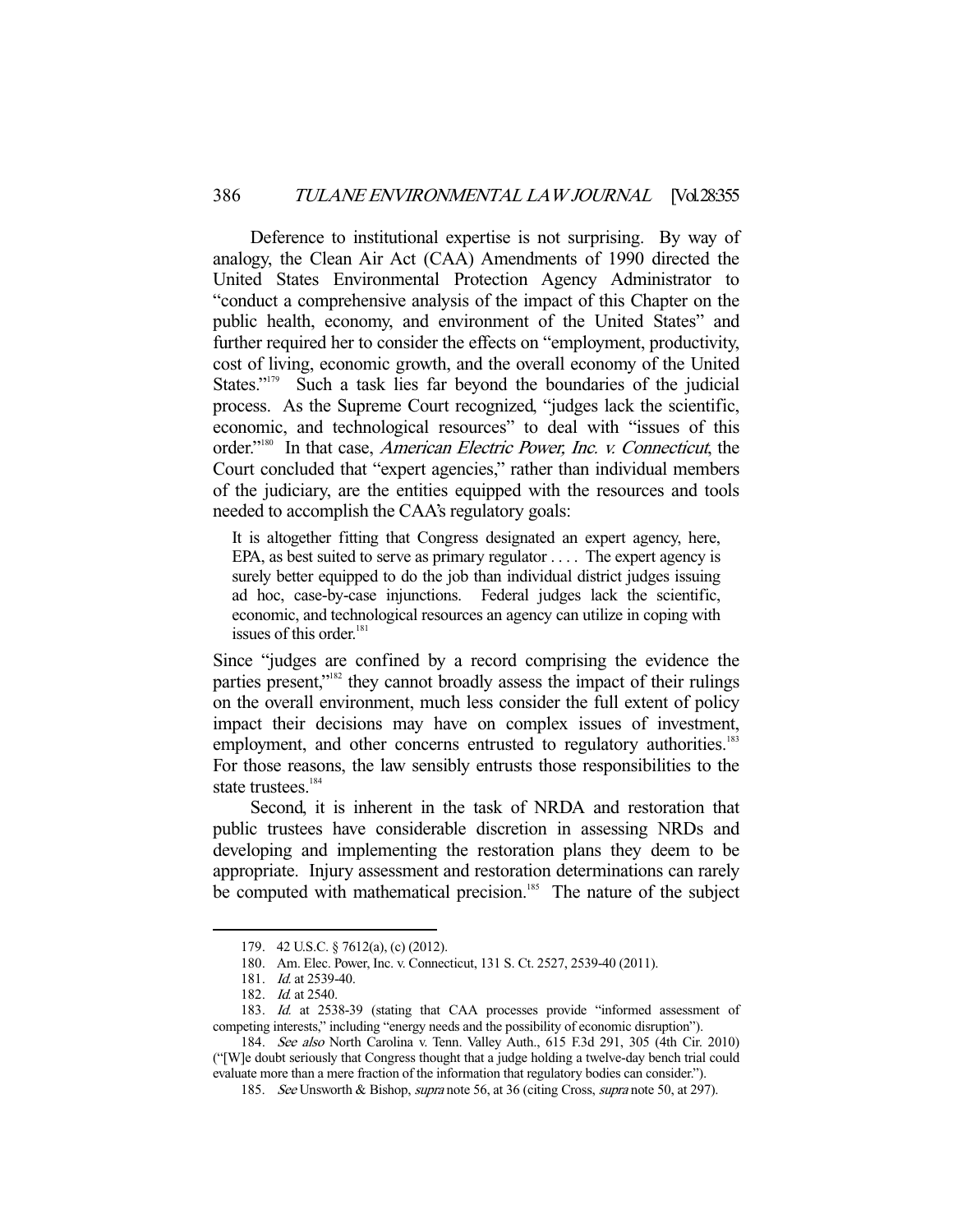Deference to institutional expertise is not surprising. By way of analogy, the Clean Air Act (CAA) Amendments of 1990 directed the United States Environmental Protection Agency Administrator to "conduct a comprehensive analysis of the impact of this Chapter on the public health, economy, and environment of the United States" and further required her to consider the effects on "employment, productivity, cost of living, economic growth, and the overall economy of the United States."[179] Such a task lies far beyond the boundaries of the judicial process. As the Supreme Court recognized, "judges lack the scientific, economic, and technological resources" to deal with "issues of this order."[180] In that case, *American Electric Power, Inc. v. Connecticut*, the Court concluded that "expert agencies," rather than individual members of the judiciary, are the entities equipped with the resources and tools needed to accomplish the CAA's regulatory goals:

> It is altogether fitting that Congress designated an expert agency, here, EPA, as best suited to serve as primary regulator . . . . The expert agency is surely better equipped to do the job than individual district judges issuing ad hoc, case-by-case injunctions. Federal judges lack the scientific, economic, and technological resources an agency can utilize in coping with issues of this order.[181]

Since "judges are confined by a record comprising the evidence the parties present,"[182] they cannot broadly assess the impact of their rulings on the overall environment, much less consider the full extent of policy impact their decisions may have on complex issues of investment, employment, and other concerns entrusted to regulatory authorities.[183] For those reasons, the law sensibly entrusts those responsibilities to the state trustees.[184]

Second, it is inherent in the task of NRDA and restoration that public trustees have considerable discretion in assessing NRDs and developing and implementing the restoration plans they deem to be appropriate. Injury assessment and restoration determinations can rarely be computed with mathematical precision.[185] The nature of the subject

---

179. 42 U.S.C. § 7612(a), (c) (2012).

180. Am. Elec. Power, Inc. v. Connecticut, 131 S. Ct. 2527, 2539-40 (2011).

181. *Id.* at 2539-40.

182. *Id.* at 2540.

183. *Id.* at 2538-39 (stating that CAA processes provide "informed assessment of competing interests," including "energy needs and the possibility of economic disruption").

184. *See also* North Carolina v. Tenn. Valley Auth., 615 F.3d 291, 305 (4th Cir. 2010) ("[W]e doubt seriously that Congress thought that a judge holding a twelve-day bench trial could evaluate more than a mere fraction of the information that regulatory bodies can consider.").

185. *See* Unsworth & Bishop, *supra* note 56, at 36 (citing Cross, *supra* note 50, at 297).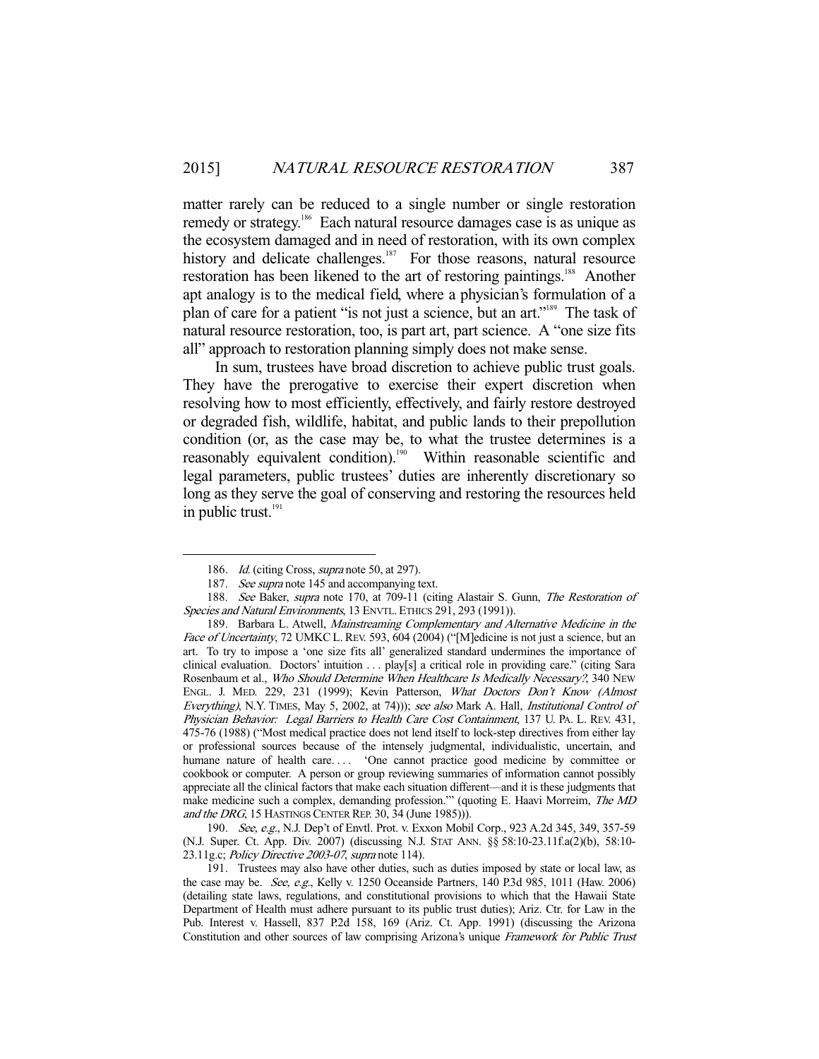matter rarely can be reduced to a single number or single restoration remedy or strategy.[186] Each natural resource damages case is as unique as the ecosystem damaged and in need of restoration, with its own complex history and delicate challenges.[187] For those reasons, natural resource restoration has been likened to the art of restoring paintings.[188] Another apt analogy is to the medical field, where a physician's formulation of a plan of care for a patient "is not just a science, but an art."[189] The task of natural resource restoration, too, is part art, part science. A "one size fits all" approach to restoration planning simply does not make sense.

In sum, trustees have broad discretion to achieve public trust goals. They have the prerogative to exercise their expert discretion when resolving how to most efficiently, effectively, and fairly restore destroyed or degraded fish, wildlife, habitat, and public lands to their prepollution condition (or, as the case may be, to what the trustee determines is a reasonably equivalent condition).[190] Within reasonable scientific and legal parameters, public trustees' duties are inherently discretionary so long as they serve the goal of conserving and restoring the resources held in public trust.[191]

---

186. *Id.* (citing Cross, *supra* note 50, at 297).

187. *See supra* note 145 and accompanying text.

188. *See* Baker, *supra* note 170, at 709-11 (citing Alastair S. Gunn, *The Restoration of Species and Natural Environments*, 13 ENVTL. ETHICS 291, 293 (1991)).

189. Barbara L. Atwell, *Mainstreaming Complementary and Alternative Medicine in the Face of Uncertainty*, 72 UMKC L. REV. 593, 604 (2004) ("[M]edicine is not just a science, but an art. To try to impose a 'one size fits all' generalized standard undermines the importance of clinical evaluation. Doctors' intuition . . . play[s] a critical role in providing care." (citing Sara Rosenbaum et al., *Who Should Determine When Healthcare Is Medically Necessary?*, 340 NEW ENGL. J. MED. 229, 231 (1999); Kevin Patterson, *What Doctors Don't Know (Almost Everything)*, N.Y. TIMES, May 5, 2002, at 74))); *see also* Mark A. Hall, *Institutional Control of Physician Behavior: Legal Barriers to Health Care Cost Containment*, 137 U. PA. L. REV. 431, 475-76 (1988) ("Most medical practice does not lend itself to lock-step directives from either lay or professional sources because of the intensely judgmental, individualistic, uncertain, and humane nature of health care. . . . 'One cannot practice good medicine by committee or cookbook or computer. A person or group reviewing summaries of information cannot possibly appreciate all the clinical factors that make each situation different—and it is these judgments that make medicine such a complex, demanding profession.'" (quoting E. Haavi Morreim, *The MD and the DRG*, 15 HASTINGS CENTER REP. 30, 34 (June 1985))).

190. *See, e.g.*, N.J. Dep't of Envtl. Prot. v. Exxon Mobil Corp., 923 A.2d 345, 349, 357-59 (N.J. Super. Ct. App. Div. 2007) (discussing N.J. STAT ANN. §§ 58:10-23.11f.a(2)(b), 58:10-23.11g.c; *Policy Directive 2003-07*, *supra* note 114).

191. Trustees may also have other duties, such as duties imposed by state or local law, as the case may be. *See, e.g.*, Kelly v. 1250 Oceanside Partners, 140 P.3d 985, 1011 (Haw. 2006) (detailing state laws, regulations, and constitutional provisions to which that the Hawaii State Department of Health must adhere pursuant to its public trust duties); Ariz. Ctr. for Law in the Pub. Interest v. Hassell, 837 P.2d 158, 169 (Ariz. Ct. App. 1991) (discussing the Arizona Constitution and other sources of law comprising Arizona's unique *Framework for Public Trust*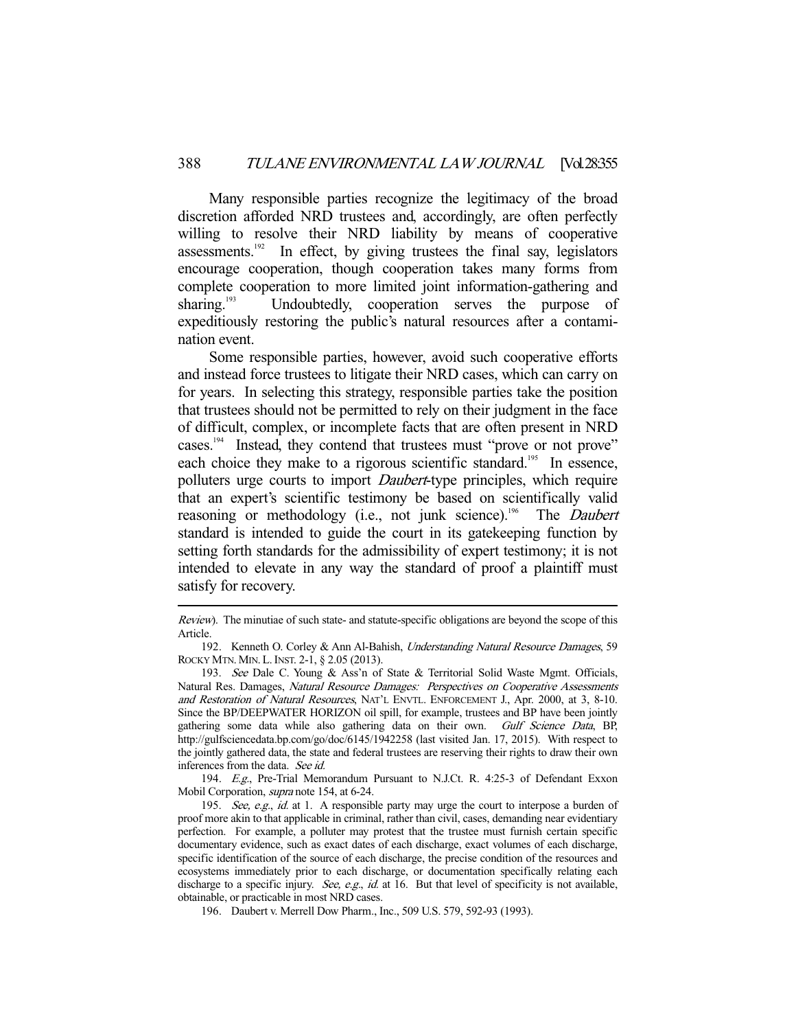Many responsible parties recognize the legitimacy of the broad discretion afforded NRD trustees and, accordingly, are often perfectly willing to resolve their NRD liability by means of cooperative assessments.[192] In effect, by giving trustees the final say, legislators encourage cooperation, though cooperation takes many forms from complete cooperation to more limited joint information-gathering and sharing.[193] Undoubtedly, cooperation serves the purpose of expeditiously restoring the public's natural resources after a contamination event.

Some responsible parties, however, avoid such cooperative efforts and instead force trustees to litigate their NRD cases, which can carry on for years. In selecting this strategy, responsible parties take the position that trustees should not be permitted to rely on their judgment in the face of difficult, complex, or incomplete facts that are often present in NRD cases.[194] Instead, they contend that trustees must "prove or not prove" each choice they make to a rigorous scientific standard.[195] In essence, polluters urge courts to import *Daubert*-type principles, which require that an expert's scientific testimony be based on scientifically valid reasoning or methodology (i.e., not junk science).[196] The *Daubert* standard is intended to guide the court in its gatekeeping function by setting forth standards for the admissibility of expert testimony; it is not intended to elevate in any way the standard of proof a plaintiff must satisfy for recovery.

---

*Review*). The minutiae of such state- and statute-specific obligations are beyond the scope of this Article.

192. Kenneth O. Corley & Ann Al-Bahish, *Understanding Natural Resource Damages*, 59 ROCKY MTN. MIN. L. INST. 2-1, § 2.05 (2013).

193. *See* Dale C. Young & Ass'n of State & Territorial Solid Waste Mgmt. Officials, Natural Res. Damages, *Natural Resource Damages: Perspectives on Cooperative Assessments and Restoration of Natural Resources*, NAT'L ENVTL. ENFORCEMENT J., Apr. 2000, at 3, 8-10. Since the BP/DEEPWATER HORIZON oil spill, for example, trustees and BP have been jointly gathering some data while also gathering data on their own. *Gulf Science Data*, BP, http://gulfsciencedata.bp.com/go/doc/6145/1942258 (last visited Jan. 17, 2015). With respect to the jointly gathered data, the state and federal trustees are reserving their rights to draw their own inferences from the data. *See id.*

194. *E.g.*, Pre-Trial Memorandum Pursuant to N.J.Ct. R. 4:25-3 of Defendant Exxon Mobil Corporation, *supra* note 154, at 6-24.

195. *See, e.g.*, *id.* at 1. A responsible party may urge the court to interpose a burden of proof more akin to that applicable in criminal, rather than civil, cases, demanding near evidentiary perfection. For example, a polluter may protest that the trustee must furnish certain specific documentary evidence, such as exact dates of each discharge, exact volumes of each discharge, specific identification of the source of each discharge, the precise condition of the resources and ecosystems immediately prior to each discharge, or documentation specifically relating each discharge to a specific injury. *See, e.g.*, *id.* at 16. But that level of specificity is not available, obtainable, or practicable in most NRD cases.

196. Daubert v. Merrell Dow Pharm., Inc., 509 U.S. 579, 592-93 (1993).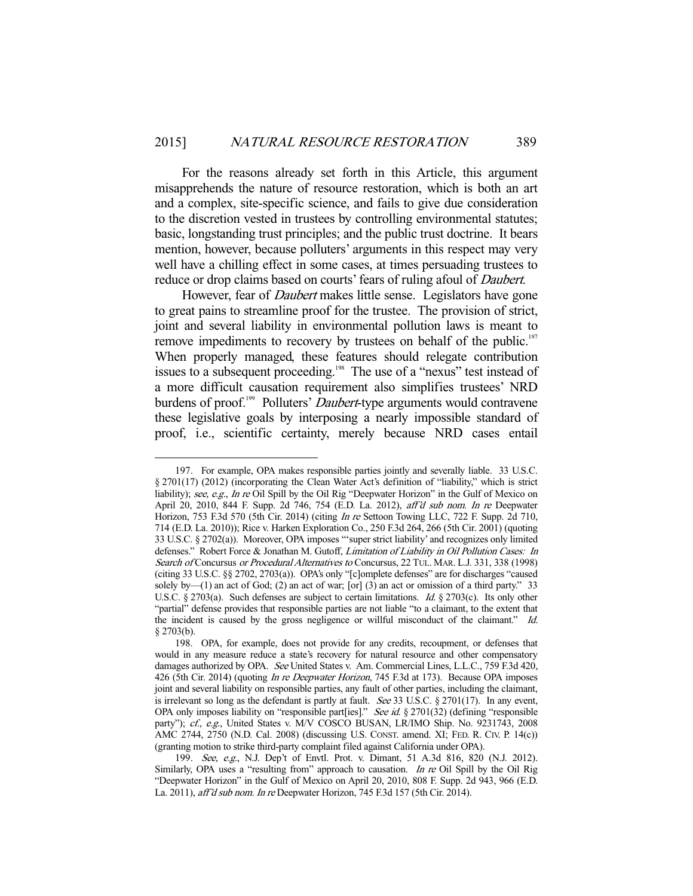For the reasons already set forth in this Article, this argument misapprehends the nature of resource restoration, which is both an art and a complex, site-specific science, and fails to give due consideration to the discretion vested in trustees by controlling environmental statutes; basic, longstanding trust principles; and the public trust doctrine. It bears mention, however, because polluters' arguments in this respect may very well have a chilling effect in some cases, at times persuading trustees to reduce or drop claims based on courts' fears of ruling afoul of *Daubert*.

However, fear of *Daubert* makes little sense. Legislators have gone to great pains to streamline proof for the trustee. The provision of strict, joint and several liability in environmental pollution laws is meant to remove impediments to recovery by trustees on behalf of the public.[197] When properly managed, these features should relegate contribution issues to a subsequent proceeding.[198] The use of a "nexus" test instead of a more difficult causation requirement also simplifies trustees' NRD burdens of proof.[199] Polluters' *Daubert*-type arguments would contravene these legislative goals by interposing a nearly impossible standard of proof, i.e., scientific certainty, merely because NRD cases entail

---

197. For example, OPA makes responsible parties jointly and severally liable. 33 U.S.C. § 2701(17) (2012) (incorporating the Clean Water Act's definition of "liability," which is strict liability); *see, e.g.*, *In re* Oil Spill by the Oil Rig "Deepwater Horizon" in the Gulf of Mexico on April 20, 2010, 844 F. Supp. 2d 746, 754 (E.D. La. 2012), *aff'd sub nom. In re* Deepwater Horizon, 753 F.3d 570 (5th Cir. 2014) (citing *In re* Settoon Towing LLC, 722 F. Supp. 2d 710, 714 (E.D. La. 2010)); Rice v. Harken Exploration Co., 250 F.3d 264, 266 (5th Cir. 2001) (quoting 33 U.S.C. § 2702(a)). Moreover, OPA imposes "'super strict liability' and recognizes only limited defenses." Robert Force & Jonathan M. Gutoff, *Limitation of Liability in Oil Pollution Cases: In Search of* Concursus *or Procedural Alternatives to* Concursus, 22 TUL. MAR. L.J. 331, 338 (1998) (citing 33 U.S.C. §§ 2702, 2703(a)). OPA's only "[c]omplete defenses" are for discharges "caused solely by—(1) an act of God; (2) an act of war; [or] (3) an act or omission of a third party." 33 U.S.C. § 2703(a). Such defenses are subject to certain limitations. *Id.* § 2703(c). Its only other "partial" defense provides that responsible parties are not liable "to a claimant, to the extent that the incident is caused by the gross negligence or willful misconduct of the claimant." *Id.* § 2703(b).

198. OPA, for example, does not provide for any credits, recoupment, or defenses that would in any measure reduce a state's recovery for natural resource and other compensatory damages authorized by OPA. *See* United States v. Am. Commercial Lines, L.L.C., 759 F.3d 420, 426 (5th Cir. 2014) (quoting *In re Deepwater Horizon*, 745 F.3d at 173). Because OPA imposes joint and several liability on responsible parties, any fault of other parties, including the claimant, is irrelevant so long as the defendant is partly at fault. *See* 33 U.S.C. § 2701(17). In any event, OPA only imposes liability on "responsible part[ies]." *See id.* § 2701(32) (defining "responsible party"); *cf., e.g.*, United States v. M/V COSCO BUSAN, LR/IMO Ship. No. 9231743, 2008 AMC 2744, 2750 (N.D. Cal. 2008) (discussing U.S. CONST. amend. XI; FED. R. CIV. P. 14(c)) (granting motion to strike third-party complaint filed against California under OPA).

199. *See, e.g.*, N.J. Dep't of Envtl. Prot. v. Dimant, 51 A.3d 816, 820 (N.J. 2012). Similarly, OPA uses a "resulting from" approach to causation. *In re* Oil Spill by the Oil Rig "Deepwater Horizon" in the Gulf of Mexico on April 20, 2010, 808 F. Supp. 2d 943, 966 (E.D. La. 2011), *aff'd sub nom. In re* Deepwater Horizon, 745 F.3d 157 (5th Cir. 2014).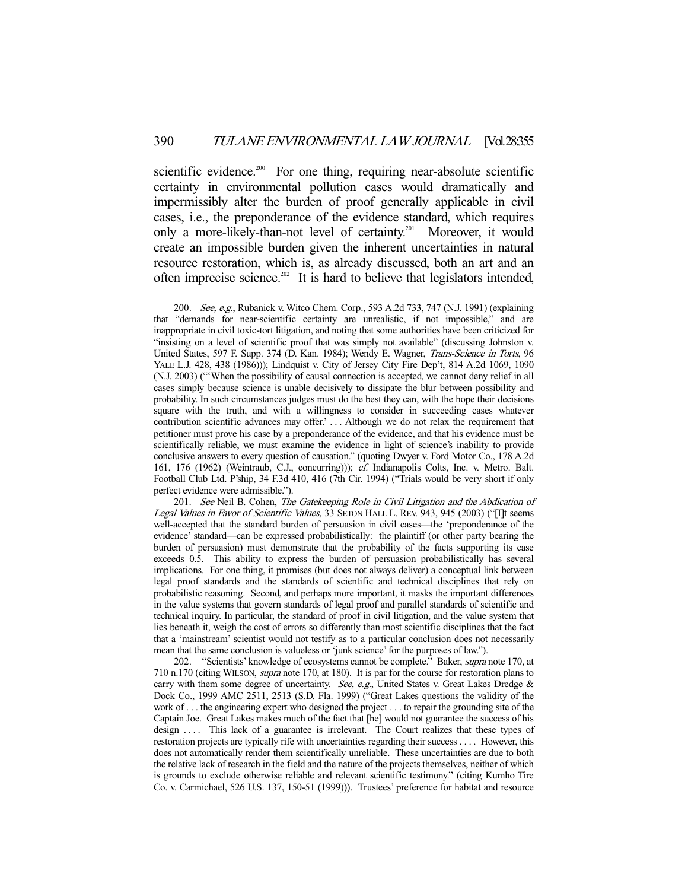scientific evidence.[200] For one thing, requiring near-absolute scientific certainty in environmental pollution cases would dramatically and impermissibly alter the burden of proof generally applicable in civil cases, i.e., the preponderance of the evidence standard, which requires only a more-likely-than-not level of certainty.[201] Moreover, it would create an impossible burden given the inherent uncertainties in natural resource restoration, which is, as already discussed, both an art and an often imprecise science.[202] It is hard to believe that legislators intended,

---

200. *See, e.g.*, Rubanick v. Witco Chem. Corp., 593 A.2d 733, 747 (N.J. 1991) (explaining that "demands for near-scientific certainty are unrealistic, if not impossible," and are inappropriate in civil toxic-tort litigation, and noting that some authorities have been criticized for "insisting on a level of scientific proof that was simply not available" (discussing Johnston v. United States, 597 F. Supp. 374 (D. Kan. 1984); Wendy E. Wagner, *Trans-Science in Torts*, 96 YALE L.J. 428, 438 (1986))); Lindquist v. City of Jersey City Fire Dep't, 814 A.2d 1069, 1090 (N.J. 2003) ("'When the possibility of causal connection is accepted, we cannot deny relief in all cases simply because science is unable decisively to dissipate the blur between possibility and probability. In such circumstances judges must do the best they can, with the hope their decisions square with the truth, and with a willingness to consider in succeeding cases whatever contribution scientific advances may offer.' . . . Although we do not relax the requirement that petitioner must prove his case by a preponderance of the evidence, and that his evidence must be scientifically reliable, we must examine the evidence in light of science's inability to provide conclusive answers to every question of causation." (quoting Dwyer v. Ford Motor Co., 178 A.2d 161, 176 (1962) (Weintraub, C.J., concurring))); *cf.* Indianapolis Colts, Inc. v. Metro. Balt. Football Club Ltd. P'ship, 34 F.3d 410, 416 (7th Cir. 1994) ("Trials would be very short if only perfect evidence were admissible.").

201. *See* Neil B. Cohen, *The Gatekeeping Role in Civil Litigation and the Abdication of Legal Values in Favor of Scientific Values*, 33 SETON HALL L. REV. 943, 945 (2003) ("[I]t seems well-accepted that the standard burden of persuasion in civil cases—the 'preponderance of the evidence' standard—can be expressed probabilistically: the plaintiff (or other party bearing the burden of persuasion) must demonstrate that the probability of the facts supporting its case exceeds 0.5. This ability to express the burden of persuasion probabilistically has several implications. For one thing, it promises (but does not always deliver) a conceptual link between legal proof standards and the standards of scientific and technical disciplines that rely on probabilistic reasoning. Second, and perhaps more important, it masks the important differences in the value systems that govern standards of legal proof and parallel standards of scientific and technical inquiry. In particular, the standard of proof in civil litigation, and the value system that lies beneath it, weigh the cost of errors so differently than most scientific disciplines that the fact that a 'mainstream' scientist would not testify as to a particular conclusion does not necessarily mean that the same conclusion is valueless or 'junk science' for the purposes of law.").

202. "Scientists' knowledge of ecosystems cannot be complete." Baker, *supra* note 170, at 710 n.170 (citing WILSON, *supra* note 170, at 180). It is par for the course for restoration plans to carry with them some degree of uncertainty. *See, e.g.*, United States v. Great Lakes Dredge & Dock Co., 1999 AMC 2511, 2513 (S.D. Fla. 1999) ("Great Lakes questions the validity of the work of . . . the engineering expert who designed the project . . . to repair the grounding site of the Captain Joe. Great Lakes makes much of the fact that [he] would not guarantee the success of his design . . . . This lack of a guarantee is irrelevant. The Court realizes that these types of restoration projects are typically rife with uncertainties regarding their success . . . . However, this does not automatically render them scientifically unreliable. These uncertainties are due to both the relative lack of research in the field and the nature of the projects themselves, neither of which is grounds to exclude otherwise reliable and relevant scientific testimony." (citing Kumho Tire Co. v. Carmichael, 526 U.S. 137, 150-51 (1999))). Trustees' preference for habitat and resource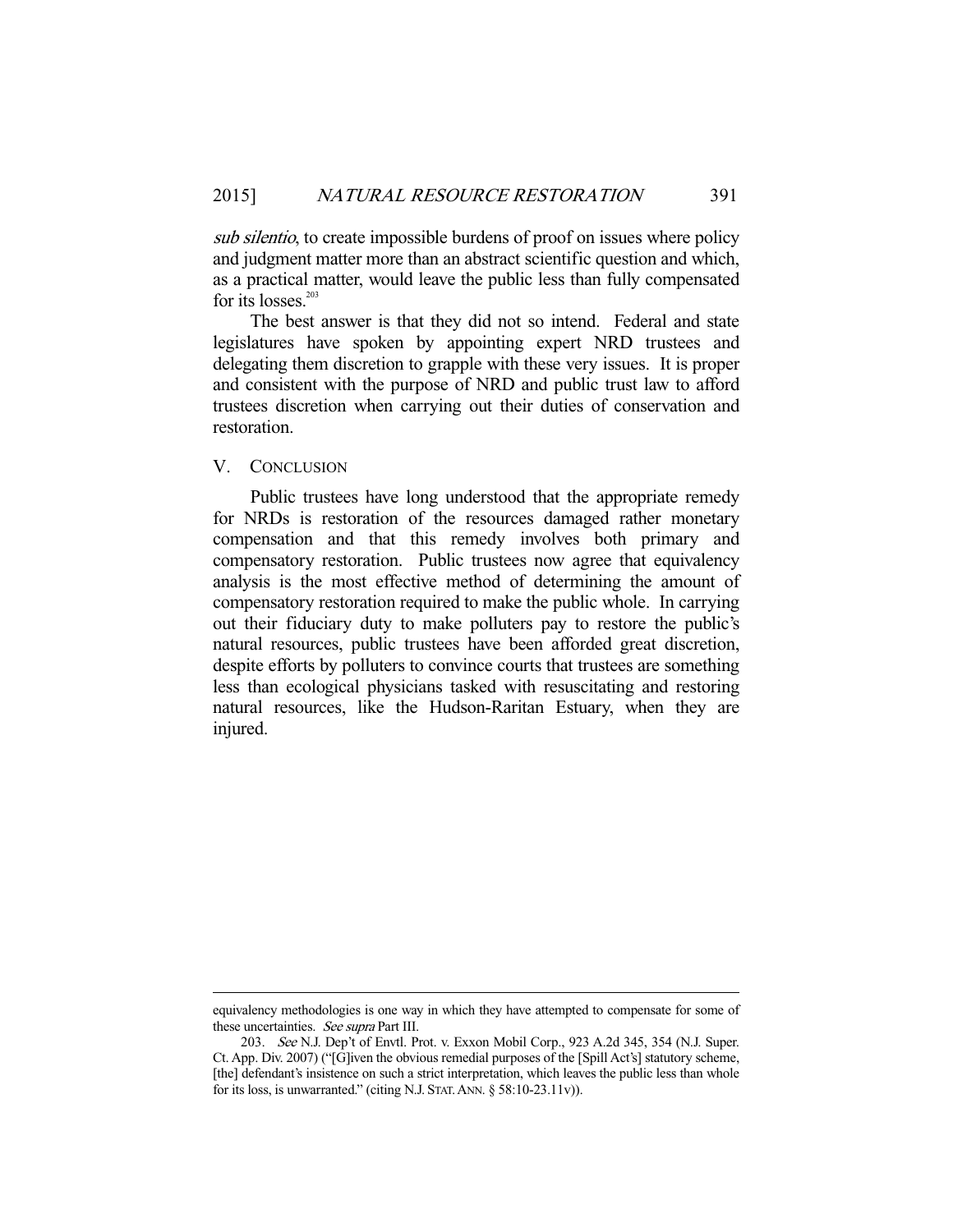*sub silentio*, to create impossible burdens of proof on issues where policy and judgment matter more than an abstract scientific question and which, as a practical matter, would leave the public less than fully compensated for its losses.[203]

The best answer is that they did not so intend. Federal and state legislatures have spoken by appointing expert NRD trustees and delegating them discretion to grapple with these very issues. It is proper and consistent with the purpose of NRD and public trust law to afford trustees discretion when carrying out their duties of conservation and restoration.

## V. CONCLUSION

Public trustees have long understood that the appropriate remedy for NRDs is restoration of the resources damaged rather monetary compensation and that this remedy involves both primary and compensatory restoration. Public trustees now agree that equivalency analysis is the most effective method of determining the amount of compensatory restoration required to make the public whole. In carrying out their fiduciary duty to make polluters pay to restore the public's natural resources, public trustees have been afforded great discretion, despite efforts by polluters to convince courts that trustees are something less than ecological physicians tasked with resuscitating and restoring natural resources, like the Hudson-Raritan Estuary, when they are injured.

---

equivalency methodologies is one way in which they have attempted to compensate for some of these uncertainties. *See supra* Part III.

203. *See* N.J. Dep't of Envtl. Prot. v. Exxon Mobil Corp., 923 A.2d 345, 354 (N.J. Super. Ct. App. Div. 2007) ("[G]iven the obvious remedial purposes of the [Spill Act's] statutory scheme, [the] defendant's insistence on such a strict interpretation, which leaves the public less than whole for its loss, is unwarranted." (citing N.J. STAT. ANN. § 58:10-23.11v)).